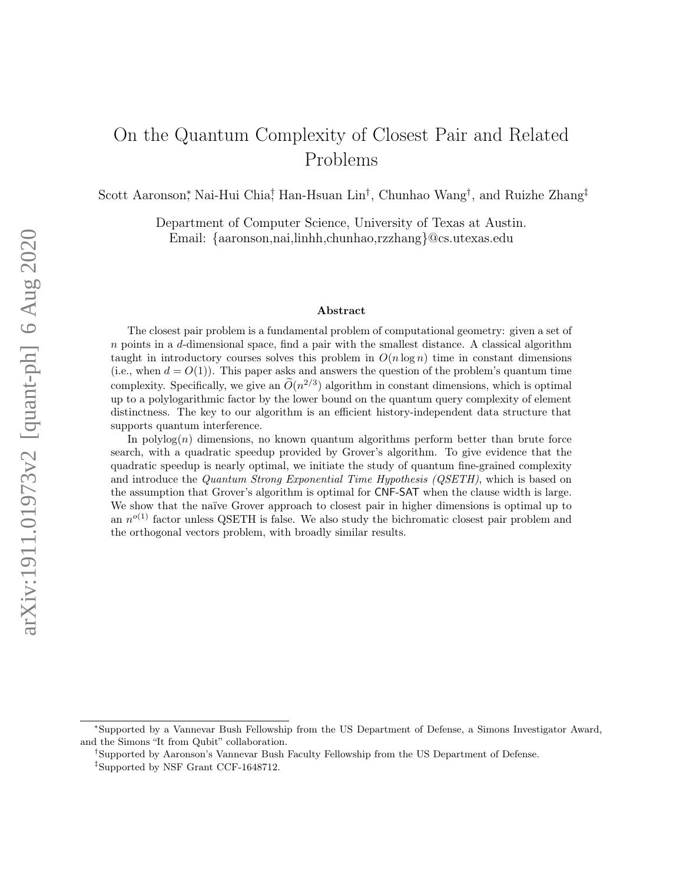# On the Quantum Complexity of Closest Pair and Related Problems

Scott Aaronson[*], Nai-Hui Chia[†], Han-Hsuan Lin[†], Chunhao Wang[†], and Ruizhe Zhang[‡]

Department of Computer Science, University of Texas at Austin.
Email: {aaronson,nai,linhh,chunhao,rzzhang}@cs.utexas.edu

### Abstract

The closest pair problem is a fundamental problem of computational geometry: given a set of $n$ points in a $d$-dimensional space, find a pair with the smallest distance. A classical algorithm taught in introductory courses solves this problem in $O(n \log n)$ time in constant dimensions (i.e., when $d = O(1)$). This paper asks and answers the question of the problem's quantum time complexity. Specifically, we give an $\widetilde{O}(n^{2/3})$ algorithm in constant dimensions, which is optimal up to a polylogarithmic factor by the lower bound on the quantum query complexity of element distinctness. The key to our algorithm is an efficient history-independent data structure that supports quantum interference.

In $\operatorname{polylog}(n)$ dimensions, no known quantum algorithms perform better than brute force search, with a quadratic speedup provided by Grover's algorithm. To give evidence that the quadratic speedup is nearly optimal, we initiate the study of quantum fine-grained complexity and introduce the *Quantum Strong Exponential Time Hypothesis (QSETH)*, which is based on the assumption that Grover's algorithm is optimal for CNF-SAT when the clause width is large. We show that the naïve Grover approach to closest pair in higher dimensions is optimal up to an $n^{o(1)}$ factor unless QSETH is false. We also study the bichromatic closest pair problem and the orthogonal vectors problem, with broadly similar results.

---

[*] Supported by a Vannevar Bush Fellowship from the US Department of Defense, a Simons Investigator Award, and the Simons "It from Qubit" collaboration.

[†] Supported by Aaronson's Vannevar Bush Faculty Fellowship from the US Department of Defense.

[‡] Supported by NSF Grant CCF-1648712.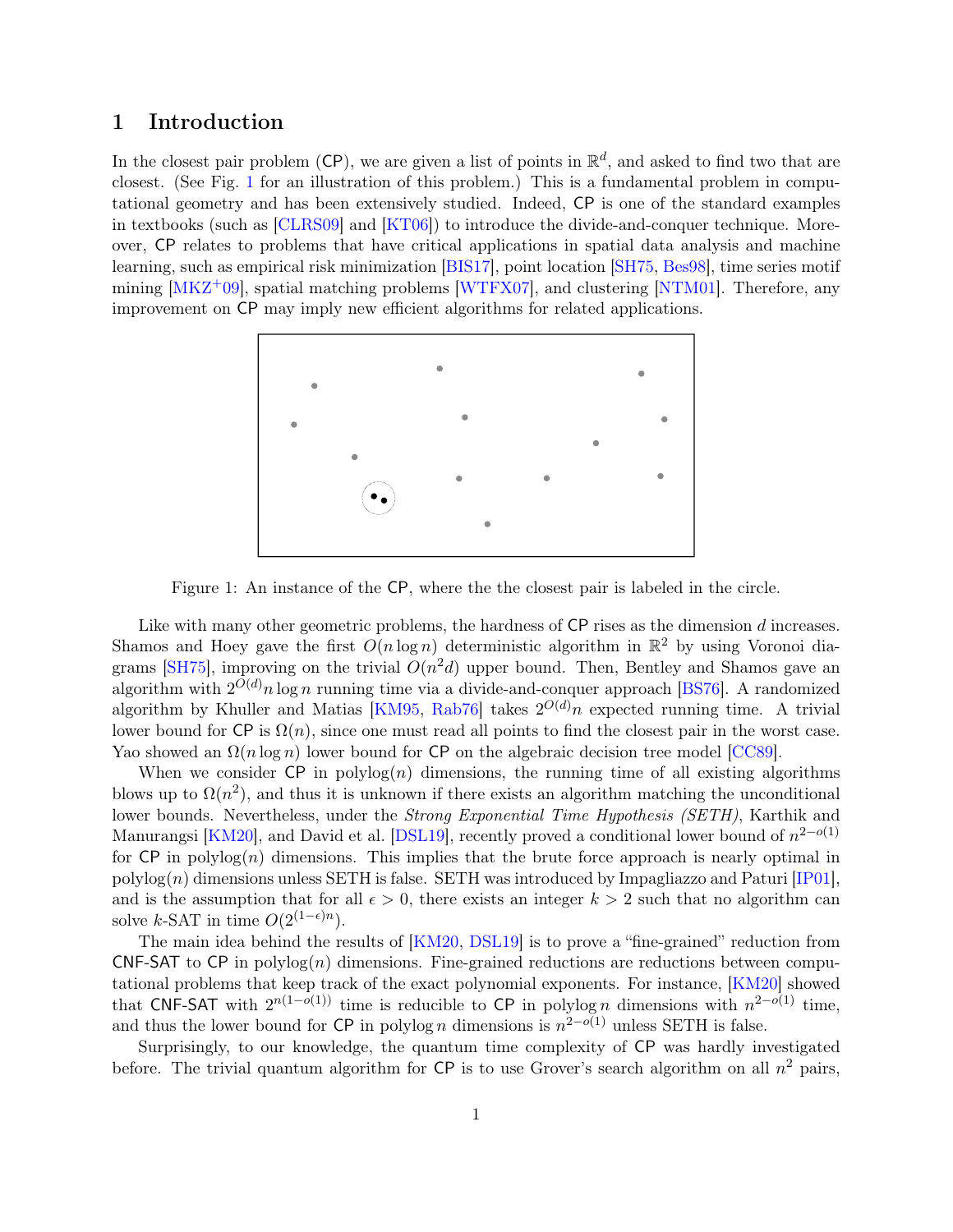## 1 Introduction

In the closest pair problem (CP), we are given a list of points in $\mathbb{R}^d$, and asked to find two that are closest. (See Fig. 1 for an illustration of this problem.) This is a fundamental problem in computational geometry and has been extensively studied. Indeed, CP is one of the standard examples in textbooks (such as [CLRS09] and [KT06]) to introduce the divide-and-conquer technique. Moreover, CP relates to problems that have critical applications in spatial data analysis and machine learning, such as empirical risk minimization [BIS17], point location [SH75, Bes98], time series motif mining [MKZ+09], spatial matching problems [WTFX07], and clustering [NTM01]. Therefore, any improvement on CP may imply new efficient algorithms for related applications.

Figure 1: An instance of the CP, where the the closest pair is labeled in the circle.

Like with many other geometric problems, the hardness of CP rises as the dimension $d$ increases. Shamos and Hoey gave the first $O(n \log n)$ deterministic algorithm in $\mathbb{R}^2$ by using Voronoi diagrams [SH75], improving on the trivial $O(n^2 d)$ upper bound. Then, Bentley and Shamos gave an algorithm with $2^{O(d)} n \log n$ running time via a divide-and-conquer approach [BS76]. A randomized algorithm by Khuller and Matias [KM95, Rab76] takes $2^{O(d)} n$ expected running time. A trivial lower bound for CP is $\Omega(n)$, since one must read all points to find the closest pair in the worst case. Yao showed an $\Omega(n \log n)$ lower bound for CP on the algebraic decision tree model [CC89].

When we consider CP in $\text{polylog}(n)$ dimensions, the running time of all existing algorithms blows up to $\Omega(n^2)$, and thus it is unknown if there exists an algorithm matching the unconditional lower bounds. Nevertheless, under the *Strong Exponential Time Hypothesis (SETH)*, Karthik and Manurangsi [KM20], and David et al. [DSL19], recently proved a conditional lower bound of $n^{2-o(1)}$ for CP in $\text{polylog}(n)$ dimensions. This implies that the brute force approach is nearly optimal in $\text{polylog}(n)$ dimensions unless SETH is false. SETH was introduced by Impagliazzo and Paturi [IP01], and is the assumption that for all $\epsilon > 0$, there exists an integer $k > 2$ such that no algorithm can solve $k$-SAT in time $O(2^{(1-\epsilon)n})$.

The main idea behind the results of [KM20, DSL19] is to prove a "fine-grained" reduction from CNF-SAT to CP in $\text{polylog}(n)$ dimensions. Fine-grained reductions are reductions between computational problems that keep track of the exact polynomial exponents. For instance, [KM20] showed that CNF-SAT with $2^{n(1-o(1))}$ time is reducible to CP in $\text{polylog}\, n$ dimensions with $n^{2-o(1)}$ time, and thus the lower bound for CP in $\text{polylog}\, n$ dimensions is $n^{2-o(1)}$ unless SETH is false.

Surprisingly, to our knowledge, the quantum time complexity of CP was hardly investigated before. The trivial quantum algorithm for CP is to use Grover's search algorithm on all $n^2$ pairs,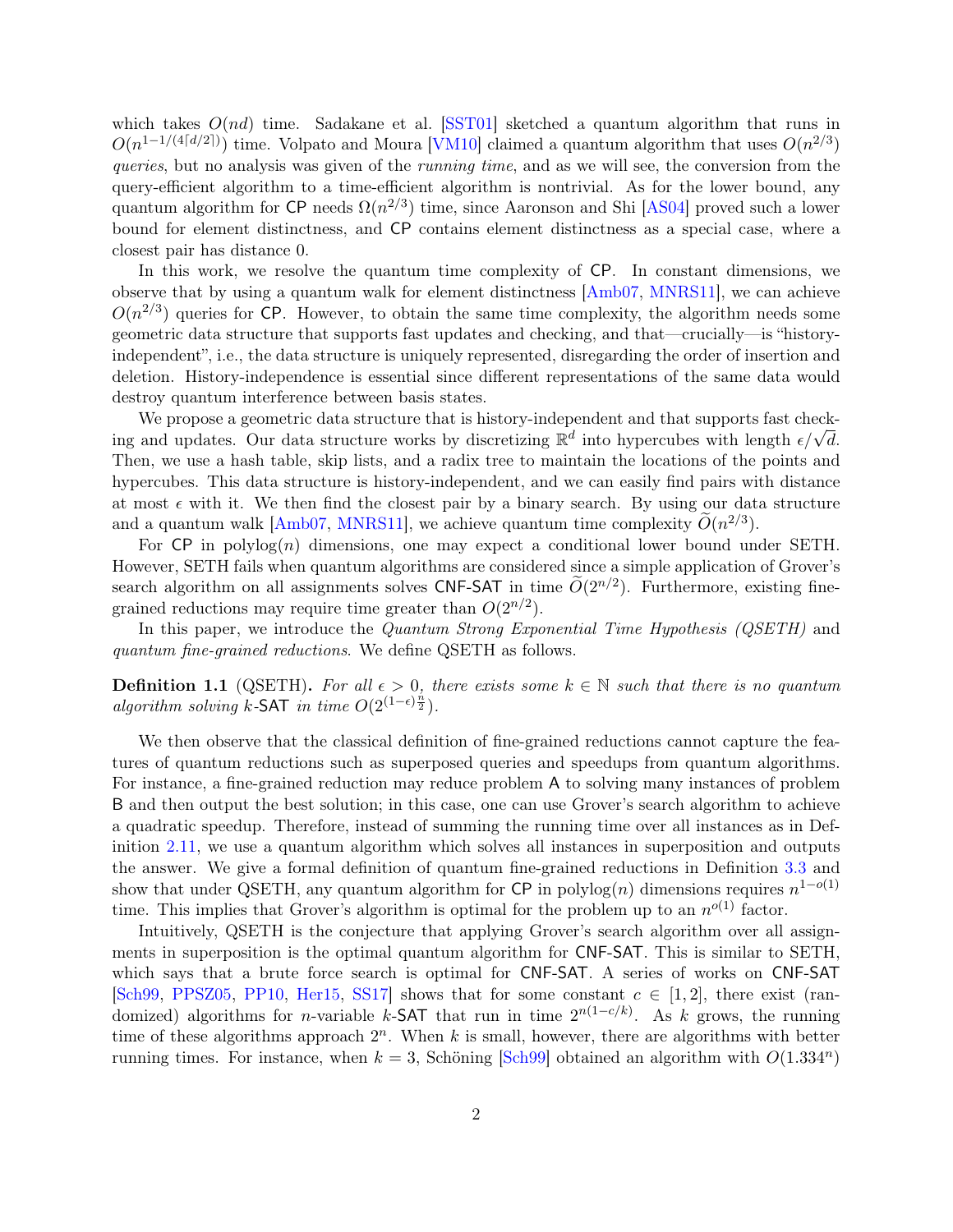which takes $O(nd)$ time. Sadakane et al. [SST01] sketched a quantum algorithm that runs in $O(n^{1-1/(4\lceil d/2 \rceil)})$ time. Volpato and Moura [VM10] claimed a quantum algorithm that uses $O(n^{2/3})$ *queries*, but no analysis was given of the *running time*, and as we will see, the conversion from the query-efficient algorithm to a time-efficient algorithm is nontrivial. As for the lower bound, any quantum algorithm for $\mathsf{CP}$ needs $\Omega(n^{2/3})$ time, since Aaronson and Shi [AS04] proved such a lower bound for element distinctness, and $\mathsf{CP}$ contains element distinctness as a special case, where a closest pair has distance 0.

In this work, we resolve the quantum time complexity of $\mathsf{CP}$. In constant dimensions, we observe that by using a quantum walk for element distinctness [Amb07, MNRS11], we can achieve $O(n^{2/3})$ queries for $\mathsf{CP}$. However, to obtain the same time complexity, the algorithm needs some geometric data structure that supports fast updates and checking, and that—crucially—is "history-independent", i.e., the data structure is uniquely represented, disregarding the order of insertion and deletion. History-independence is essential since different representations of the same data would destroy quantum interference between basis states.

We propose a geometric data structure that is history-independent and that supports fast checking and updates. Our data structure works by discretizing $\mathbb{R}^d$ into hypercubes with length $\epsilon/\sqrt{d}$. Then, we use a hash table, skip lists, and a radix tree to maintain the locations of the points and hypercubes. This data structure is history-independent, and we can easily find pairs with distance at most $\epsilon$ with it. We then find the closest pair by a binary search. By using our data structure and a quantum walk [Amb07, MNRS11], we achieve quantum time complexity $\widetilde{O}(n^{2/3})$.

For $\mathsf{CP}$ in $\mathrm{polylog}(n)$ dimensions, one may expect a conditional lower bound under SETH. However, SETH fails when quantum algorithms are considered since a simple application of Grover's search algorithm on all assignments solves $\mathsf{CNF\text{-}SAT}$ in time $\widetilde{O}(2^{n/2})$. Furthermore, existing fine-grained reductions may require time greater than $O(2^{n/2})$.

In this paper, we introduce the *Quantum Strong Exponential Time Hypothesis (QSETH)* and *quantum fine-grained reductions*. We define QSETH as follows.

**Definition 1.1** (QSETH). *For all $\epsilon > 0$, there exists some $k \in \mathbb{N}$ such that there is no quantum algorithm solving $k$-$\mathsf{SAT}$ in time $O(2^{(1-\epsilon)\frac{n}{2}})$.*

We then observe that the classical definition of fine-grained reductions cannot capture the features of quantum reductions such as superposed queries and speedups from quantum algorithms. For instance, a fine-grained reduction may reduce problem $\mathsf{A}$ to solving many instances of problem $\mathsf{B}$ and then output the best solution; in this case, one can use Grover's search algorithm to achieve a quadratic speedup. Therefore, instead of summing the running time over all instances as in Definition 2.11, we use a quantum algorithm which solves all instances in superposition and outputs the answer. We give a formal definition of quantum fine-grained reductions in Definition 3.3 and show that under QSETH, any quantum algorithm for $\mathsf{CP}$ in $\mathrm{polylog}(n)$ dimensions requires $n^{1-o(1)}$ time. This implies that Grover's algorithm is optimal for the problem up to an $n^{o(1)}$ factor.

Intuitively, QSETH is the conjecture that applying Grover's search algorithm over all assignments in superposition is the optimal quantum algorithm for $\mathsf{CNF\text{-}SAT}$. This is similar to SETH, which says that a brute force search is optimal for $\mathsf{CNF\text{-}SAT}$. A series of works on $\mathsf{CNF\text{-}SAT}$ [Sch99, PPSZ05, PP10, Her15, SS17] shows that for some constant $c \in [1, 2]$, there exist (randomized) algorithms for $n$-variable $k$-$\mathsf{SAT}$ that run in time $2^{n(1-c/k)}$. As $k$ grows, the running time of these algorithms approach $2^n$. When $k$ is small, however, there are algorithms with better running times. For instance, when $k = 3$, Schöning [Sch99] obtained an algorithm with $O(1.334^n)$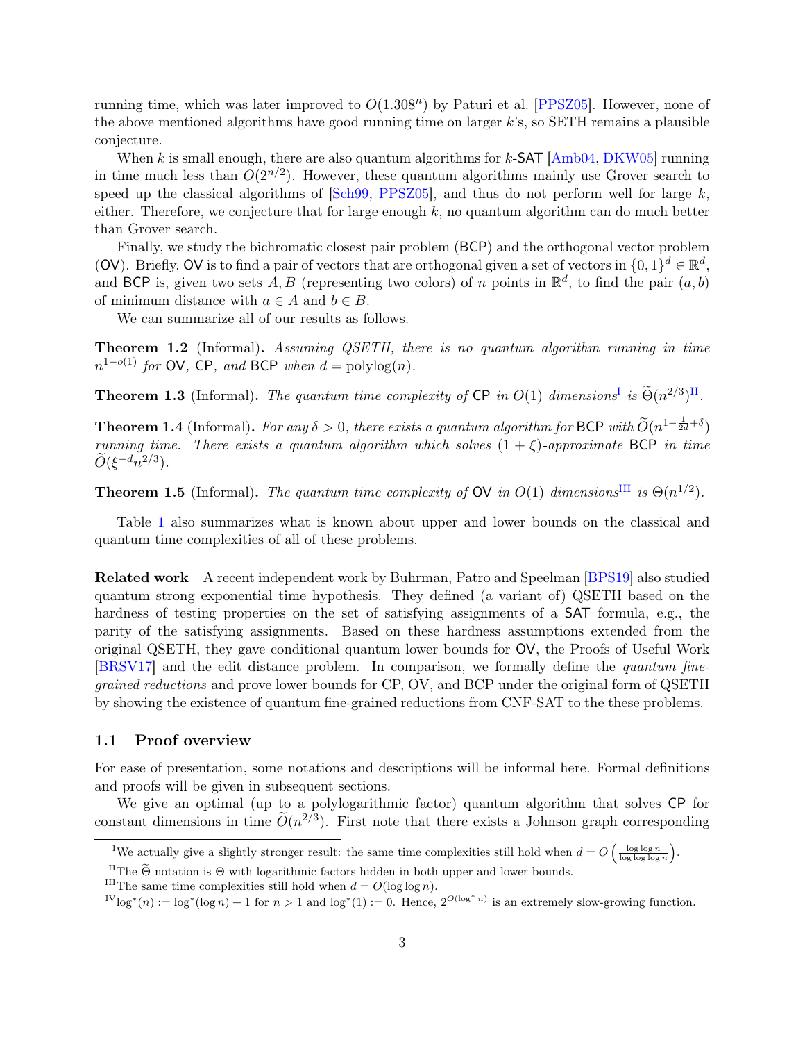running time, which was later improved to $O(1.308^n)$ by Paturi et al. [PPSZ05]. However, none of the above mentioned algorithms have good running time on larger $k$'s, so SETH remains a plausible conjecture.

When $k$ is small enough, there are also quantum algorithms for $k$-SAT [Amb04, DKW05] running in time much less than $O(2^{n/2})$. However, these quantum algorithms mainly use Grover search to speed up the classical algorithms of [Sch99, PPSZ05], and thus do not perform well for large $k$, either. Therefore, we conjecture that for large enough $k$, no quantum algorithm can do much better than Grover search.

Finally, we study the bichromatic closest pair problem (BCP) and the orthogonal vector problem (OV). Briefly, OV is to find a pair of vectors that are orthogonal given a set of vectors in $\{0,1\}^d \in \mathbb{R}^d$, and BCP is, given two sets $A, B$ (representing two colors) of $n$ points in $\mathbb{R}^d$, to find the pair $(a, b)$ of minimum distance with $a \in A$ and $b \in B$.

We can summarize all of our results as follows.

**Theorem 1.2** (Informal)**.** *Assuming QSETH, there is no quantum algorithm running in time $n^{1-o(1)}$ for OV, CP, and BCP when $d = \mathrm{polylog}(n)$.*

**Theorem 1.3** (Informal)**.** *The quantum time complexity of CP in $O(1)$ dimensions*[I] *is $\widetilde{\Theta}(n^{2/3})$*[II]*.*

**Theorem 1.4** (Informal)**.** *For any $\delta > 0$, there exists a quantum algorithm for BCP with $\widetilde{O}(n^{1-\frac{1}{2d}+\delta})$ running time. There exists a quantum algorithm which solves $(1+\xi)$-approximate BCP in time $\widetilde{O}(\xi^{-d} n^{2/3})$.*

**Theorem 1.5** (Informal)**.** *The quantum time complexity of OV in $O(1)$ dimensions*[III] *is $\Theta(n^{1/2})$.*

Table 1 also summarizes what is known about upper and lower bounds on the classical and quantum time complexities of all of these problems.

**Related work** A recent independent work by Buhrman, Patro and Speelman [BPS19] also studied quantum strong exponential time hypothesis. They defined (a variant of) QSETH based on the hardness of testing properties on the set of satisfying assignments of a SAT formula, e.g., the parity of the satisfying assignments. Based on these hardness assumptions extended from the original QSETH, they gave conditional quantum lower bounds for OV, the Proofs of Useful Work [BRSV17] and the edit distance problem. In comparison, we formally define the *quantum fine-grained reductions* and prove lower bounds for CP, OV, and BCP under the original form of QSETH by showing the existence of quantum fine-grained reductions from CNF-SAT to the these problems.

### 1.1 Proof overview

For ease of presentation, some notations and descriptions will be informal here. Formal definitions and proofs will be given in subsequent sections.

We give an optimal (up to a polylogarithmic factor) quantum algorithm that solves CP for constant dimensions in time $\widetilde{O}(n^{2/3})$. First note that there exists a Johnson graph corresponding

[I] We actually give a slightly stronger result: the same time complexities still hold when $d = O\left(\frac{\log\log n}{\log\log\log n}\right)$.

[II] The $\widetilde{\Theta}$ notation is $\Theta$ with logarithmic factors hidden in both upper and lower bounds.

[III] The same time complexities still hold when $d = O(\log\log n)$.

[IV] $\log^*(n) := \log^*(\log n) + 1$ for $n > 1$ and $\log^*(1) := 0$. Hence, $2^{O(\log^* n)}$ is an extremely slow-growing function.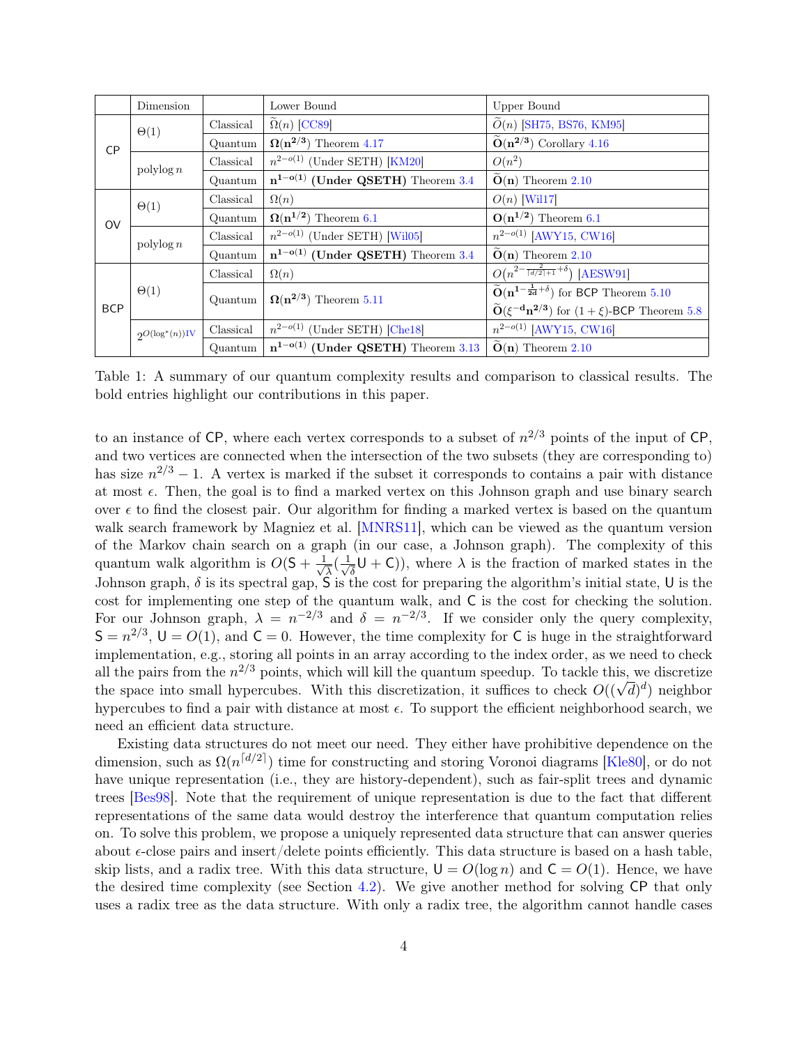|  | Dimension |  | Lower Bound | Upper Bound |
|---|---|---|---|---|
| CP | $\Theta(1)$ | Classical | $\widetilde{\Omega}(n)$ [CC89] | $\widetilde{O}(n)$ [SH75, BS76, KM95] |
|  |  | Quantum | $\mathbf{\Omega(n^{2/3})}$ Theorem 4.17 | $\widetilde{\mathbf{O}}\mathbf{(n^{2/3})}$ Corollary 4.16 |
|  | polylog $n$ | Classical | $n^{2-o(1)}$ (Under SETH) [KM20] | $O(n^2)$ |
|  |  | Quantum | $\mathbf{n^{1-o(1)}}$ **(Under QSETH)** Theorem 3.4 | $\widetilde{\mathbf{O}}\mathbf{(n)}$ Theorem 2.10 |
| OV | $\Theta(1)$ | Classical | $\Omega(n)$ | $O(n)$ [Wil17] |
|  |  | Quantum | $\mathbf{\Omega(n^{1/2})}$ Theorem 6.1 | $\mathbf{O(n^{1/2})}$ Theorem 6.1 |
|  | polylog $n$ | Classical | $n^{2-o(1)}$ (Under SETH) [Wil05] | $n^{2-o(1)}$ [AWY15, CW16] |
|  |  | Quantum | $\mathbf{n^{1-o(1)}}$ **(Under QSETH)** Theorem 3.4 | $\widetilde{\mathbf{O}}\mathbf{(n)}$ Theorem 2.10 |
| BCP | $\Theta(1)$ | Classical | $\Omega(n)$ | $O(n^{2-\frac{2}{\lceil d/2\rceil+1}+\delta})$ [AESW91] |
|  |  | Quantum | $\mathbf{\Omega(n^{2/3})}$ Theorem 5.11 | $\widetilde{\mathbf{O}}\mathbf{(n^{1-\frac{1}{2d}+\delta})}$ for BCP Theorem 5.10; $\widetilde{\mathbf{O}}\mathbf{(\xi^{-d}n^{2/3})}$ for $(1+\xi)$-BCP Theorem 5.8 |
|  | $2^{O(\log^*(n))}$IV | Classical | $n^{2-o(1)}$ (Under SETH) [Che18] | $n^{2-o(1)}$ [AWY15, CW16] |
|  |  | Quantum | $\mathbf{n^{1-o(1)}}$ **(Under QSETH)** Theorem 3.13 | $\widetilde{\mathbf{O}}\mathbf{(n)}$ Theorem 2.10 |

Table 1: A summary of our quantum complexity results and comparison to classical results. The bold entries highlight our contributions in this paper.

to an instance of CP, where each vertex corresponds to a subset of $n^{2/3}$ points of the input of CP, and two vertices are connected when the intersection of the two subsets (they are corresponding to) has size $n^{2/3}-1$. A vertex is marked if the subset it corresponds to contains a pair with distance at most $\epsilon$. Then, the goal is to find a marked vertex on this Johnson graph and use binary search over $\epsilon$ to find the closest pair. Our algorithm for finding a marked vertex is based on the quantum walk search framework by Magniez et al. [MNRS11], which can be viewed as the quantum version of the Markov chain search on a graph (in our case, a Johnson graph). The complexity of this quantum walk algorithm is $O(\mathsf{S}+\frac{1}{\sqrt{\lambda}}(\frac{1}{\sqrt{\delta}}\mathsf{U}+\mathsf{C}))$, where $\lambda$ is the fraction of marked states in the Johnson graph, $\delta$ is its spectral gap, $\mathsf{S}$ is the cost for preparing the algorithm's initial state, $\mathsf{U}$ is the cost for implementing one step of the quantum walk, and $\mathsf{C}$ is the cost for checking the solution. For our Johnson graph, $\lambda = n^{-2/3}$ and $\delta = n^{-2/3}$. If we consider only the query complexity, $\mathsf{S} = n^{2/3}$, $\mathsf{U} = O(1)$, and $\mathsf{C} = 0$. However, the time complexity for $\mathsf{C}$ is huge in the straightforward implementation, e.g., storing all points in an array according to the index order, as we need to check all the pairs from the $n^{2/3}$ points, which will kill the quantum speedup. To tackle this, we discretize the space into small hypercubes. With this discretization, it suffices to check $O((\sqrt{d})^d)$ neighbor hypercubes to find a pair with distance at most $\epsilon$. To support the efficient neighborhood search, we need an efficient data structure.

Existing data structures do not meet our need. They either have prohibitive dependence on the dimension, such as $\Omega(n^{\lceil d/2\rceil})$ time for constructing and storing Voronoi diagrams [Kle80], or do not have unique representation (i.e., they are history-dependent), such as fair-split trees and dynamic trees [Bes98]. Note that the requirement of unique representation is due to the fact that different representations of the same data would destroy the interference that quantum computation relies on. To solve this problem, we propose a uniquely represented data structure that can answer queries about $\epsilon$-close pairs and insert/delete points efficiently. This data structure is based on a hash table, skip lists, and a radix tree. With this data structure, $\mathsf{U} = O(\log n)$ and $\mathsf{C} = O(1)$. Hence, we have the desired time complexity (see Section 4.2). We give another method for solving CP that only uses a radix tree as the data structure. With only a radix tree, the algorithm cannot handle cases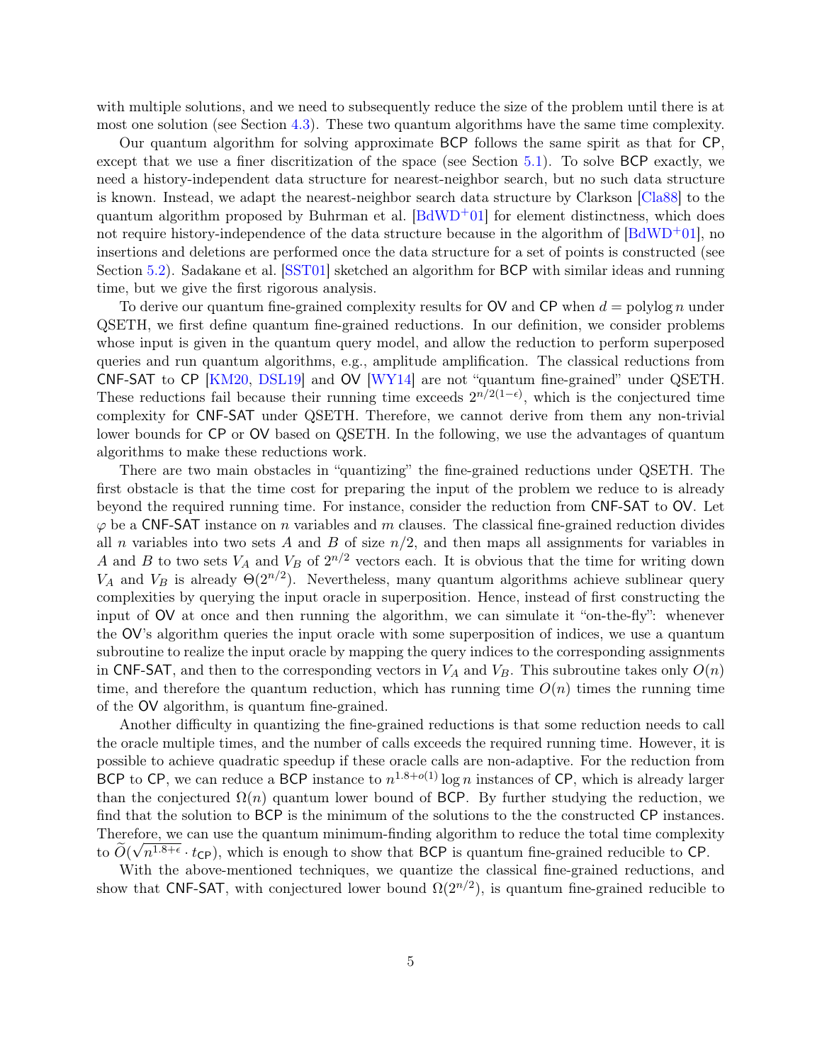with multiple solutions, and we need to subsequently reduce the size of the problem until there is at most one solution (see Section 4.3). These two quantum algorithms have the same time complexity.

Our quantum algorithm for solving approximate BCP follows the same spirit as that for CP, except that we use a finer discritization of the space (see Section 5.1). To solve BCP exactly, we need a history-independent data structure for nearest-neighbor search, but no such data structure is known. Instead, we adapt the nearest-neighbor search data structure by Clarkson [Cla88] to the quantum algorithm proposed by Buhrman et al. [BdWD+01] for element distinctness, which does not require history-independence of the data structure because in the algorithm of [BdWD+01], no insertions and deletions are performed once the data structure for a set of points is constructed (see Section 5.2). Sadakane et al. [SST01] sketched an algorithm for BCP with similar ideas and running time, but we give the first rigorous analysis.

To derive our quantum fine-grained complexity results for OV and CP when $d = \text{polylog}\, n$ under QSETH, we first define quantum fine-grained reductions. In our definition, we consider problems whose input is given in the quantum query model, and allow the reduction to perform superposed queries and run quantum algorithms, e.g., amplitude amplification. The classical reductions from CNF-SAT to CP [KM20, DSL19] and OV [WY14] are not "quantum fine-grained" under QSETH. These reductions fail because their running time exceeds $2^{n/2(1-\epsilon)}$, which is the conjectured time complexity for CNF-SAT under QSETH. Therefore, we cannot derive from them any non-trivial lower bounds for CP or OV based on QSETH. In the following, we use the advantages of quantum algorithms to make these reductions work.

There are two main obstacles in "quantizing" the fine-grained reductions under QSETH. The first obstacle is that the time cost for preparing the input of the problem we reduce to is already beyond the required running time. For instance, consider the reduction from CNF-SAT to OV. Let $\varphi$ be a CNF-SAT instance on $n$ variables and $m$ clauses. The classical fine-grained reduction divides all $n$ variables into two sets $A$ and $B$ of size $n/2$, and then maps all assignments for variables in $A$ and $B$ to two sets $V_A$ and $V_B$ of $2^{n/2}$ vectors each. It is obvious that the time for writing down $V_A$ and $V_B$ is already $\Theta(2^{n/2})$. Nevertheless, many quantum algorithms achieve sublinear query complexities by querying the input oracle in superposition. Hence, instead of first constructing the input of OV at once and then running the algorithm, we can simulate it "on-the-fly": whenever the OV's algorithm queries the input oracle with some superposition of indices, we use a quantum subroutine to realize the input oracle by mapping the query indices to the corresponding assignments in CNF-SAT, and then to the corresponding vectors in $V_A$ and $V_B$. This subroutine takes only $O(n)$ time, and therefore the quantum reduction, which has running time $O(n)$ times the running time of the OV algorithm, is quantum fine-grained.

Another difficulty in quantizing the fine-grained reductions is that some reduction needs to call the oracle multiple times, and the number of calls exceeds the required running time. However, it is possible to achieve quadratic speedup if these oracle calls are non-adaptive. For the reduction from BCP to CP, we can reduce a BCP instance to $n^{1.8+o(1)} \log n$ instances of CP, which is already larger than the conjectured $\Omega(n)$ quantum lower bound of BCP. By further studying the reduction, we find that the solution to BCP is the minimum of the solutions to the the constructed CP instances. Therefore, we can use the quantum minimum-finding algorithm to reduce the total time complexity to $\widetilde{O}(\sqrt{n^{1.8+\epsilon}} \cdot t_{\mathsf{CP}})$, which is enough to show that BCP is quantum fine-grained reducible to CP.

With the above-mentioned techniques, we quantize the classical fine-grained reductions, and show that CNF-SAT, with conjectured lower bound $\Omega(2^{n/2})$, is quantum fine-grained reducible to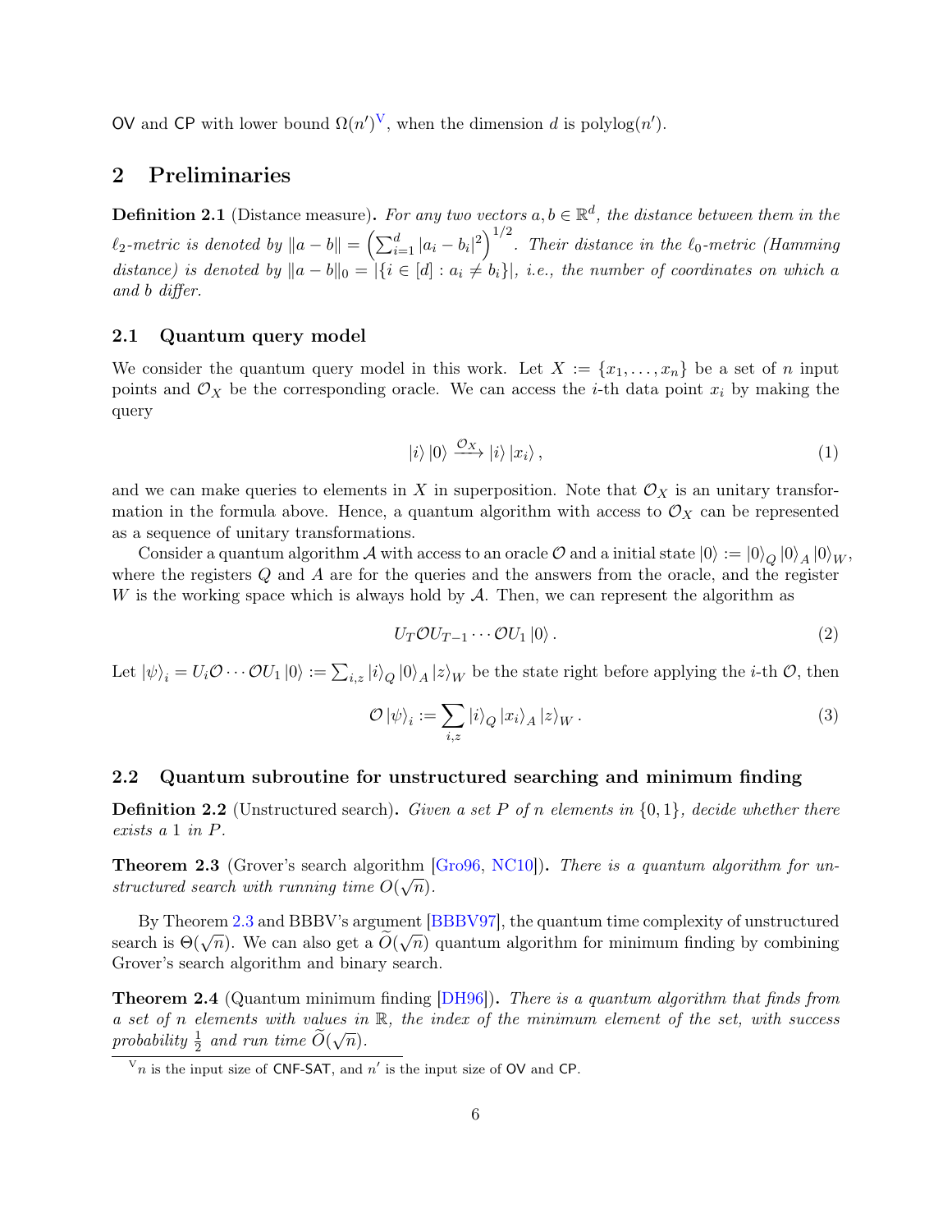OV and CP with lower bound $\Omega(n')$[V], when the dimension $d$ is polylog$(n')$.

## 2 Preliminaries

**Definition 2.1** (Distance measure)**.** *For any two vectors $a, b \in \mathbb{R}^d$, the distance between them in the $\ell_2$-metric is denoted by $\|a - b\| = \left(\sum_{i=1}^{d} |a_i - b_i|^2\right)^{1/2}$. Their distance in the $\ell_0$-metric (Hamming distance) is denoted by $\|a - b\|_0 = |\{i \in [d] : a_i \neq b_i\}|$, i.e., the number of coordinates on which $a$ and $b$ differ.*

### 2.1 Quantum query model

We consider the quantum query model in this work. Let $X := \{x_1, \ldots, x_n\}$ be a set of $n$ input points and $\mathcal{O}_X$ be the corresponding oracle. We can access the $i$-th data point $x_i$ by making the query

$$|i\rangle |0\rangle \xrightarrow{\mathcal{O}_X} |i\rangle |x_i\rangle , \tag{1}$$

and we can make queries to elements in $X$ in superposition. Note that $\mathcal{O}_X$ is an unitary transformation in the formula above. Hence, a quantum algorithm with access to $\mathcal{O}_X$ can be represented as a sequence of unitary transformations.

Consider a quantum algorithm $\mathcal{A}$ with access to an oracle $\mathcal{O}$ and a initial state $|0\rangle := |0\rangle_Q |0\rangle_A |0\rangle_W$, where the registers $Q$ and $A$ are for the queries and the answers from the oracle, and the register $W$ is the working space which is always hold by $\mathcal{A}$. Then, we can represent the algorithm as

$$U_T \mathcal{O} U_{T-1} \cdots \mathcal{O} U_1 |0\rangle . \tag{2}$$

Let $|\psi\rangle_i = U_i \mathcal{O} \cdots \mathcal{O} U_1 |0\rangle := \sum_{i,z} |i\rangle_Q |0\rangle_A |z\rangle_W$ be the state right before applying the $i$-th $\mathcal{O}$, then

$$\mathcal{O} |\psi\rangle_i := \sum_{i,z} |i\rangle_Q |x_i\rangle_A |z\rangle_W . \tag{3}$$

### 2.2 Quantum subroutine for unstructured searching and minimum finding

**Definition 2.2** (Unstructured search)**.** *Given a set $P$ of $n$ elements in $\{0, 1\}$, decide whether there exists a 1 in $P$.*

**Theorem 2.3** (Grover's search algorithm [Gro96, NC10])**.** *There is a quantum algorithm for unstructured search with running time $O(\sqrt{n})$.*

By Theorem 2.3 and BBBV's argument [BBBV97], the quantum time complexity of unstructured search is $\Theta(\sqrt{n})$. We can also get a $\widetilde{O}(\sqrt{n})$ quantum algorithm for minimum finding by combining Grover's search algorithm and binary search.

**Theorem 2.4** (Quantum minimum finding [DH96])**.** *There is a quantum algorithm that finds from a set of $n$ elements with values in $\mathbb{R}$, the index of the minimum element of the set, with success probability $\frac{1}{2}$ and run time $\widetilde{O}(\sqrt{n})$.*

[V] $n$ is the input size of CNF-SAT, and $n'$ is the input size of OV and CP.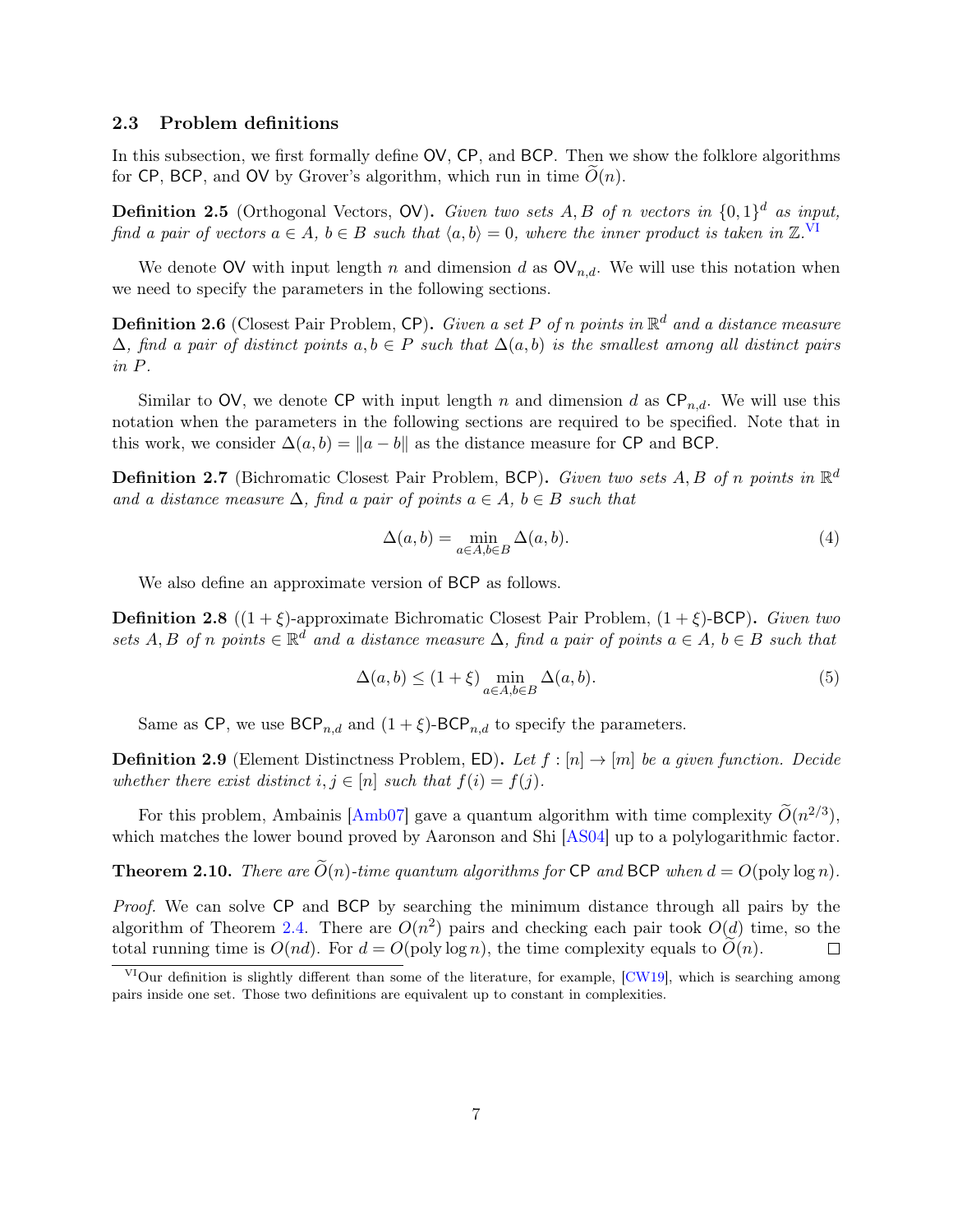### 2.3 Problem definitions

In this subsection, we first formally define OV, CP, and BCP. Then we show the folklore algorithms for CP, BCP, and OV by Grover's algorithm, which run in time $\widetilde{O}(n)$.

**Definition 2.5** (Orthogonal Vectors, OV). *Given two sets $A, B$ of $n$ vectors in $\{0,1\}^d$ as input, find a pair of vectors $a \in A$, $b \in B$ such that $\langle a, b \rangle = 0$, where the inner product is taken in $\mathbb{Z}$.*[VI]

We denote OV with input length $n$ and dimension $d$ as $\mathsf{OV}_{n,d}$. We will use this notation when we need to specify the parameters in the following sections.

**Definition 2.6** (Closest Pair Problem, CP). *Given a set $P$ of $n$ points in $\mathbb{R}^d$ and a distance measure $\Delta$, find a pair of distinct points $a, b \in P$ such that $\Delta(a, b)$ is the smallest among all distinct pairs in $P$.*

Similar to OV, we denote CP with input length $n$ and dimension $d$ as $\mathsf{CP}_{n,d}$. We will use this notation when the parameters in the following sections are required to be specified. Note that in this work, we consider $\Delta(a, b) = \|a - b\|$ as the distance measure for CP and BCP.

**Definition 2.7** (Bichromatic Closest Pair Problem, BCP). *Given two sets $A, B$ of $n$ points in $\mathbb{R}^d$ and a distance measure $\Delta$, find a pair of points $a \in A$, $b \in B$ such that*

$$\Delta(a, b) = \min_{a \in A, b \in B} \Delta(a, b). \tag{4}$$

We also define an approximate version of BCP as follows.

**Definition 2.8** ($(1+\xi)$-approximate Bichromatic Closest Pair Problem, $(1+\xi)$-BCP). *Given two sets $A, B$ of $n$ points $\in \mathbb{R}^d$ and a distance measure $\Delta$, find a pair of points $a \in A$, $b \in B$ such that*

$$\Delta(a, b) \leq (1 + \xi) \min_{a \in A, b \in B} \Delta(a, b). \tag{5}$$

Same as CP, we use $\mathsf{BCP}_{n,d}$ and $(1+\xi)$-$\mathsf{BCP}_{n,d}$ to specify the parameters.

**Definition 2.9** (Element Distinctness Problem, ED). *Let $f : [n] \to [m]$ be a given function. Decide whether there exist distinct $i, j \in [n]$ such that $f(i) = f(j)$.*

For this problem, Ambainis [Amb07] gave a quantum algorithm with time complexity $\widetilde{O}(n^{2/3})$, which matches the lower bound proved by Aaronson and Shi [AS04] up to a polylogarithmic factor.

**Theorem 2.10.** *There are $\widetilde{O}(n)$-time quantum algorithms for CP and BCP when $d = O(\operatorname{poly}\log n)$.*

*Proof.* We can solve CP and BCP by searching the minimum distance through all pairs by the algorithm of Theorem 2.4. There are $O(n^2)$ pairs and checking each pair took $O(d)$ time, so the total running time is $O(nd)$. For $d = O(\operatorname{poly}\log n)$, the time complexity equals to $\widetilde{O}(n)$. ∎

[VI] Our definition is slightly different than some of the literature, for example, [CW19], which is searching among pairs inside one set. Those two definitions are equivalent up to constant in complexities.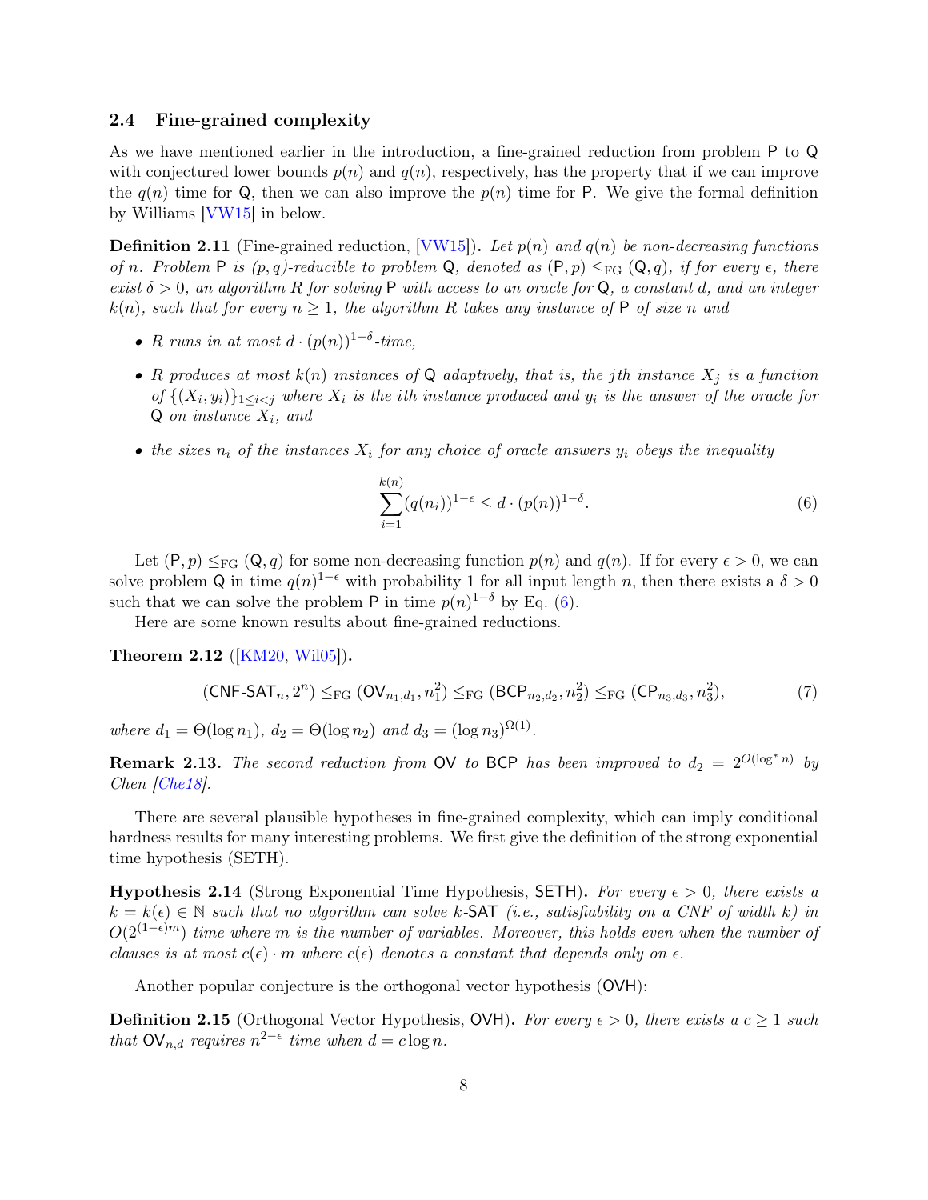### 2.4 Fine-grained complexity

As we have mentioned earlier in the introduction, a fine-grained reduction from problem $\mathsf{P}$ to $\mathsf{Q}$ with conjectured lower bounds $p(n)$ and $q(n)$, respectively, has the property that if we can improve the $q(n)$ time for $\mathsf{Q}$, then we can also improve the $p(n)$ time for $\mathsf{P}$. We give the formal definition by Williams [VW15] in below.

**Definition 2.11** (Fine-grained reduction, [VW15]). *Let $p(n)$ and $q(n)$ be non-decreasing functions of $n$. Problem $\mathsf{P}$ is $(p,q)$-reducible to problem $\mathsf{Q}$, denoted as $(\mathsf{P},p) \leq_{\mathrm{FG}} (\mathsf{Q},q)$, if for every $\epsilon$, there exist $\delta > 0$, an algorithm $R$ for solving $\mathsf{P}$ with access to an oracle for $\mathsf{Q}$, a constant $d$, and an integer $k(n)$, such that for every $n \geq 1$, the algorithm $R$ takes any instance of $\mathsf{P}$ of size $n$ and*

- *$R$ runs in at most $d \cdot (p(n))^{1-\delta}$-time,*
- *$R$ produces at most $k(n)$ instances of $\mathsf{Q}$ adaptively, that is, the $j$th instance $X_j$ is a function of $\{(X_i, y_i)\}_{1 \leq i < j}$ where $X_i$ is the $i$th instance produced and $y_i$ is the answer of the oracle for $\mathsf{Q}$ on instance $X_i$, and*
- *the sizes $n_i$ of the instances $X_i$ for any choice of oracle answers $y_i$ obeys the inequality*

$$\sum_{i=1}^{k(n)} (q(n_i))^{1-\epsilon} \leq d \cdot (p(n))^{1-\delta}. \tag{6}$$

Let $(\mathsf{P}, p) \leq_{\mathrm{FG}} (\mathsf{Q}, q)$ for some non-decreasing function $p(n)$ and $q(n)$. If for every $\epsilon > 0$, we can solve problem $\mathsf{Q}$ in time $q(n)^{1-\epsilon}$ with probability 1 for all input length $n$, then there exists a $\delta > 0$ such that we can solve the problem $\mathsf{P}$ in time $p(n)^{1-\delta}$ by Eq. (6).

Here are some known results about fine-grained reductions.

**Theorem 2.12** ([KM20, Wil05]).

$$(\mathsf{CNF\text{-}SAT}_n, 2^n) \leq_{\mathrm{FG}} (\mathsf{OV}_{n_1,d_1}, n_1^2) \leq_{\mathrm{FG}} (\mathsf{BCP}_{n_2,d_2}, n_2^2) \leq_{\mathrm{FG}} (\mathsf{CP}_{n_3,d_3}, n_3^2), \tag{7}$$

*where $d_1 = \Theta(\log n_1)$, $d_2 = \Theta(\log n_2)$ and $d_3 = (\log n_3)^{\Omega(1)}$.*

**Remark 2.13.** *The second reduction from $\mathsf{OV}$ to $\mathsf{BCP}$ has been improved to $d_2 = 2^{O(\log^* n)}$ by Chen [Che18].*

There are several plausible hypotheses in fine-grained complexity, which can imply conditional hardness results for many interesting problems. We first give the definition of the strong exponential time hypothesis (SETH).

**Hypothesis 2.14** (Strong Exponential Time Hypothesis, $\mathsf{SETH}$). *For every $\epsilon > 0$, there exists a $k = k(\epsilon) \in \mathbb{N}$ such that no algorithm can solve $k$-$\mathsf{SAT}$ (i.e., satisfiability on a CNF of width $k$) in $O(2^{(1-\epsilon)m})$ time where $m$ is the number of variables. Moreover, this holds even when the number of clauses is at most $c(\epsilon) \cdot m$ where $c(\epsilon)$ denotes a constant that depends only on $\epsilon$.*

Another popular conjecture is the orthogonal vector hypothesis ($\mathsf{OVH}$):

**Definition 2.15** (Orthogonal Vector Hypothesis, $\mathsf{OVH}$). *For every $\epsilon > 0$, there exists a $c \geq 1$ such that $\mathsf{OV}_{n,d}$ requires $n^{2-\epsilon}$ time when $d = c \log n$.*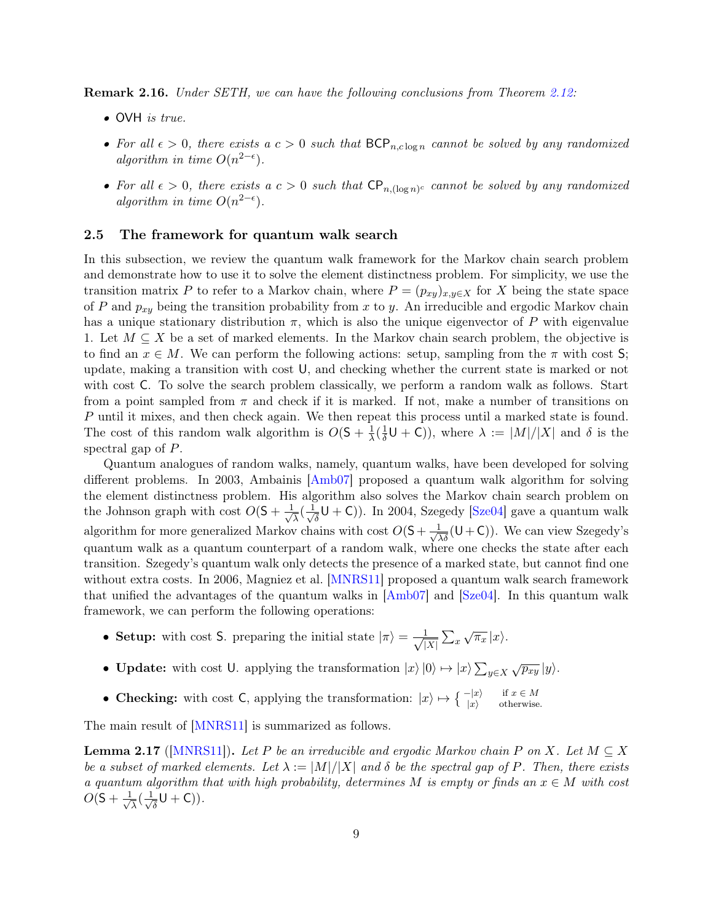**Remark 2.16.** *Under SETH, we can have the following conclusions from Theorem 2.12:*

- $\mathsf{OVH}$ *is true.*
- *For all $\epsilon > 0$, there exists a $c > 0$ such that $\mathsf{BCP}_{n,c\log n}$ cannot be solved by any randomized algorithm in time $O(n^{2-\epsilon})$.*
- *For all $\epsilon > 0$, there exists a $c > 0$ such that $\mathsf{CP}_{n,(\log n)^c}$ cannot be solved by any randomized algorithm in time $O(n^{2-\epsilon})$.*

### 2.5 The framework for quantum walk search

In this subsection, we review the quantum walk framework for the Markov chain search problem and demonstrate how to use it to solve the element distinctness problem. For simplicity, we use the transition matrix $P$ to refer to a Markov chain, where $P = (p_{xy})_{x,y\in X}$ for $X$ being the state space of $P$ and $p_{xy}$ being the transition probability from $x$ to $y$. An irreducible and ergodic Markov chain has a unique stationary distribution $\pi$, which is also the unique eigenvector of $P$ with eigenvalue 1. Let $M \subseteq X$ be a set of marked elements. In the Markov chain search problem, the objective is to find an $x \in M$. We can perform the following actions: setup, sampling from the $\pi$ with cost $\mathsf{S}$; update, making a transition with cost $\mathsf{U}$, and checking whether the current state is marked or not with cost $\mathsf{C}$. To solve the search problem classically, we perform a random walk as follows. Start from a point sampled from $\pi$ and check if it is marked. If not, make a number of transitions on $P$ until it mixes, and then check again. We then repeat this process until a marked state is found. The cost of this random walk algorithm is $O(\mathsf{S} + \frac{1}{\lambda}(\frac{1}{\delta}\mathsf{U} + \mathsf{C}))$, where $\lambda := |M|/|X|$ and $\delta$ is the spectral gap of $P$.

Quantum analogues of random walks, namely, quantum walks, have been developed for solving different problems. In 2003, Ambainis [Amb07] proposed a quantum walk algorithm for solving the element distinctness problem. His algorithm also solves the Markov chain search problem on the Johnson graph with cost $O(\mathsf{S} + \frac{1}{\sqrt{\lambda}}(\frac{1}{\sqrt{\delta}}\mathsf{U} + \mathsf{C}))$. In 2004, Szegedy [Sze04] gave a quantum walk algorithm for more generalized Markov chains with cost $O(\mathsf{S} + \frac{1}{\sqrt{\lambda\delta}}(\mathsf{U} + \mathsf{C}))$. We can view Szegedy's quantum walk as a quantum counterpart of a random walk, where one checks the state after each transition. Szegedy's quantum walk only detects the presence of a marked state, but cannot find one without extra costs. In 2006, Magniez et al. [MNRS11] proposed a quantum walk search framework that unified the advantages of the quantum walks in [Amb07] and [Sze04]. In this quantum walk framework, we can perform the following operations:

- **Setup:** with cost $\mathsf{S}$. preparing the initial state $|\pi\rangle = \frac{1}{\sqrt{|X|}}\sum_x \sqrt{\pi_x}\,|x\rangle$.
- **Update:** with cost $\mathsf{U}$. applying the transformation $|x\rangle|0\rangle \mapsto |x\rangle \sum_{y\in X}\sqrt{p_{xy}}\,|y\rangle$.
- **Checking:** with cost $\mathsf{C}$, applying the transformation: $|x\rangle \mapsto \begin{cases} -|x\rangle & \text{if } x \in M \\ |x\rangle & \text{otherwise.}\end{cases}$

The main result of [MNRS11] is summarized as follows.

**Lemma 2.17** ([MNRS11])**.** *Let $P$ be an irreducible and ergodic Markov chain $P$ on $X$. Let $M \subseteq X$ be a subset of marked elements. Let $\lambda := |M|/|X|$ and $\delta$ be the spectral gap of $P$. Then, there exists a quantum algorithm that with high probability, determines $M$ is empty or finds an $x \in M$ with cost $O(\mathsf{S} + \frac{1}{\sqrt{\lambda}}(\frac{1}{\sqrt{\delta}}\mathsf{U} + \mathsf{C}))$.*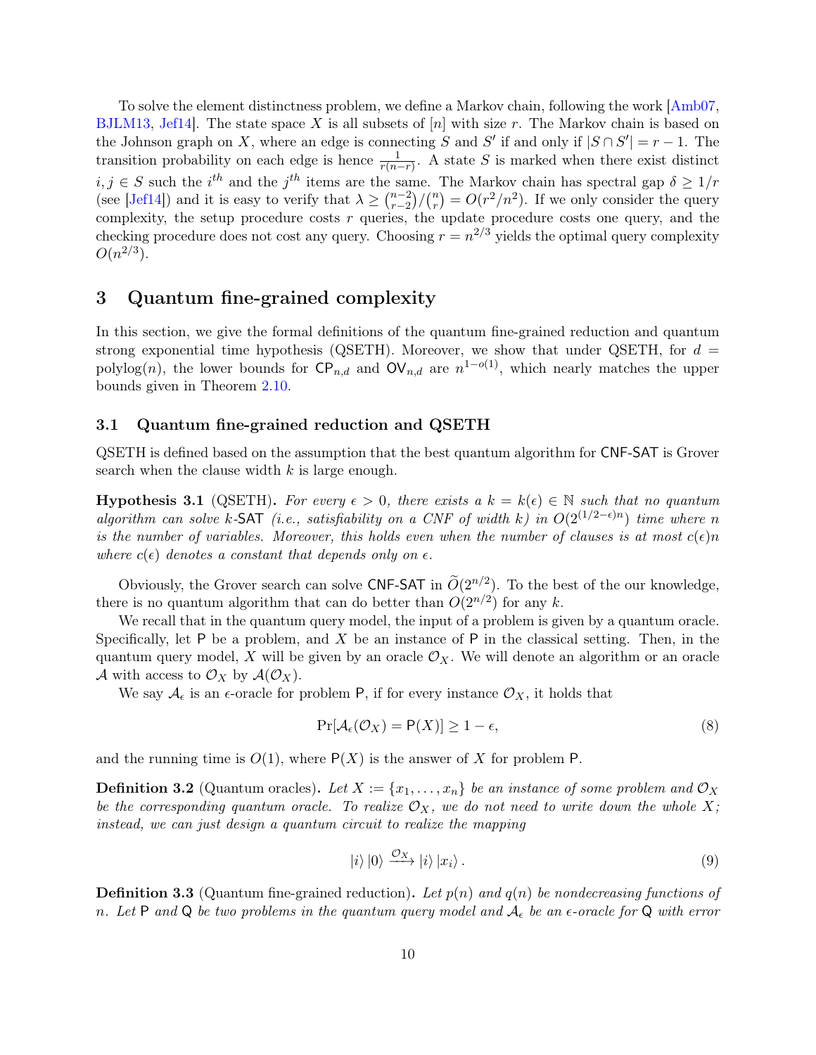To solve the element distinctness problem, we define a Markov chain, following the work [Amb07, BJLM13, Jef14]. The state space $X$ is all subsets of $[n]$ with size $r$. The Markov chain is based on the Johnson graph on $X$, where an edge is connecting $S$ and $S'$ if and only if $|S \cap S'| = r-1$. The transition probability on each edge is hence $\frac{1}{r(n-r)}$. A state $S$ is marked when there exist distinct $i, j \in S$ such the $i^{th}$ and the $j^{th}$ items are the same. The Markov chain has spectral gap $\delta \geq 1/r$ (see [Jef14]) and it is easy to verify that $\lambda \geq \binom{n-2}{r-2}/\binom{n}{r} = O(r^2/n^2)$. If we only consider the query complexity, the setup procedure costs $r$ queries, the update procedure costs one query, and the checking procedure does not cost any query. Choosing $r = n^{2/3}$ yields the optimal query complexity $O(n^{2/3})$.

# 3 Quantum fine-grained complexity

In this section, we give the formal definitions of the quantum fine-grained reduction and quantum strong exponential time hypothesis (QSETH). Moreover, we show that under QSETH, for $d = \text{polylog}(n)$, the lower bounds for $\mathsf{CP}_{n,d}$ and $\mathsf{OV}_{n,d}$ are $n^{1-o(1)}$, which nearly matches the upper bounds given in Theorem 2.10.

## 3.1 Quantum fine-grained reduction and QSETH

QSETH is defined based on the assumption that the best quantum algorithm for $\mathsf{CNF\text{-}SAT}$ is Grover search when the clause width $k$ is large enough.

**Hypothesis 3.1** (QSETH). *For every $\epsilon > 0$, there exists a $k = k(\epsilon) \in \mathbb{N}$ such that no quantum algorithm can solve $k$-$\mathsf{SAT}$ (i.e., satisfiability on a CNF of width $k$) in $O(2^{(1/2-\epsilon)n})$ time where $n$ is the number of variables. Moreover, this holds even when the number of clauses is at most $c(\epsilon)n$ where $c(\epsilon)$ denotes a constant that depends only on $\epsilon$.*

Obviously, the Grover search can solve $\mathsf{CNF\text{-}SAT}$ in $\widetilde{O}(2^{n/2})$. To the best of the our knowledge, there is no quantum algorithm that can do better than $O(2^{n/2})$ for any $k$.

We recall that in the quantum query model, the input of a problem is given by a quantum oracle. Specifically, let $\mathsf{P}$ be a problem, and $X$ be an instance of $\mathsf{P}$ in the classical setting. Then, in the quantum query model, $X$ will be given by an oracle $\mathcal{O}_X$. We will denote an algorithm or an oracle $\mathcal{A}$ with access to $\mathcal{O}_X$ by $\mathcal{A}(\mathcal{O}_X)$.

We say $\mathcal{A}_\epsilon$ is an $\epsilon$-oracle for problem $\mathsf{P}$, if for every instance $\mathcal{O}_X$, it holds that

$$\Pr[\mathcal{A}_\epsilon(\mathcal{O}_X) = \mathsf{P}(X)] \geq 1 - \epsilon, \tag{8}$$

and the running time is $O(1)$, where $\mathsf{P}(X)$ is the answer of $X$ for problem $\mathsf{P}$.

**Definition 3.2** (Quantum oracles)**.** *Let $X := \{x_1, \ldots, x_n\}$ be an instance of some problem and $\mathcal{O}_X$ be the corresponding quantum oracle. To realize $\mathcal{O}_X$, we do not need to write down the whole $X$; instead, we can just design a quantum circuit to realize the mapping*

$$|i\rangle\,|0\rangle \xrightarrow{\mathcal{O}_X} |i\rangle\,|x_i\rangle\,. \tag{9}$$

**Definition 3.3** (Quantum fine-grained reduction)**.** *Let $p(n)$ and $q(n)$ be nondecreasing functions of $n$. Let $\mathsf{P}$ and $\mathsf{Q}$ be two problems in the quantum query model and $\mathcal{A}_\epsilon$ be an $\epsilon$-oracle for $\mathsf{Q}$ with error*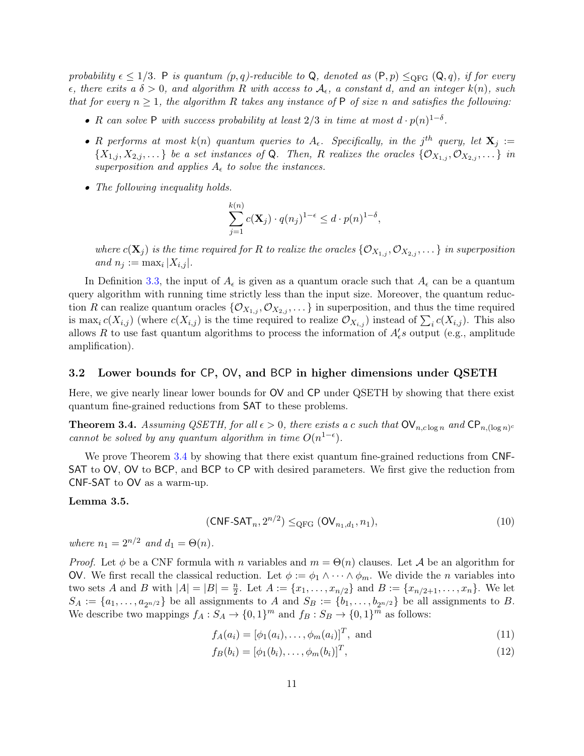*probability $\epsilon \le 1/3$. $\mathsf{P}$ is quantum $(p,q)$-reducible to $\mathsf{Q}$, denoted as $(\mathsf{P}, p) \le_{\mathrm{QFG}} (\mathsf{Q}, q)$, if for every $\epsilon$, there exits a $\delta > 0$, and algorithm $R$ with access to $\mathcal{A}_\epsilon$, a constant $d$, and an integer $k(n)$, such that for every $n \ge 1$, the algorithm $R$ takes any instance of $\mathsf{P}$ of size $n$ and satisfies the following:*

- *$R$ can solve $\mathsf{P}$ with success probability at least $2/3$ in time at most $d \cdot p(n)^{1-\delta}$.*
- *$R$ performs at most $k(n)$ quantum queries to $A_\epsilon$. Specifically, in the $j^{th}$ query, let $\mathbf{X}_j := \{X_{1,j}, X_{2,j}, \dots\}$ be a set instances of $\mathsf{Q}$. Then, $R$ realizes the oracles $\{\mathcal{O}_{X_{1,j}}, \mathcal{O}_{X_{2,j}}, \dots\}$ in superposition and applies $A_\epsilon$ to solve the instances.*
- *The following inequality holds.*

$$\sum_{j=1}^{k(n)} c(\mathbf{X}_j) \cdot q(n_j)^{1-\epsilon} \le d \cdot p(n)^{1-\delta},$$

*where $c(\mathbf{X}_j)$ is the time required for $R$ to realize the oracles $\{\mathcal{O}_{X_{1,j}}, \mathcal{O}_{X_{2,j}}, \dots\}$ in superposition and $n_j := \max_i |X_{i,j}|$.*

In Definition 3.3, the input of $A_\epsilon$ is given as a quantum oracle such that $A_\epsilon$ can be a quantum query algorithm with running time strictly less than the input size. Moreover, the quantum reduction $R$ can realize quantum oracles $\{\mathcal{O}_{X_{1,j}}, \mathcal{O}_{X_{2,j}}, \dots\}$ in superposition, and thus the time required is $\max_i c(X_{i,j})$ (where $c(X_{i,j})$ is the time required to realize $\mathcal{O}_{X_{i,j}}$) instead of $\sum_i c(X_{i,j})$. This also allows $R$ to use fast quantum algorithms to process the information of $A_\epsilon'$s output (e.g., amplitude amplification).

## 3.2 Lower bounds for CP, OV, and BCP in higher dimensions under QSETH

Here, we give nearly linear lower bounds for OV and CP under QSETH by showing that there exist quantum fine-grained reductions from SAT to these problems.

**Theorem 3.4.** *Assuming QSETH, for all $\epsilon > 0$, there exists a $c$ such that $\mathsf{OV}_{n,c\log n}$ and $\mathsf{CP}_{n,(\log n)^c}$ cannot be solved by any quantum algorithm in time $O(n^{1-\epsilon})$.*

We prove Theorem 3.4 by showing that there exist quantum fine-grained reductions from CNF-SAT to OV, OV to BCP, and BCP to CP with desired parameters. We first give the reduction from CNF-SAT to OV as a warm-up.

**Lemma 3.5.**

$$(\mathsf{CNF\text{-}SAT}_n, 2^{n/2}) \le_{\mathrm{QFG}} (\mathsf{OV}_{n_1,d_1}, n_1), \tag{10}$$

*where $n_1 = 2^{n/2}$ and $d_1 = \Theta(n)$.*

*Proof.* Let $\phi$ be a CNF formula with $n$ variables and $m = \Theta(n)$ clauses. Let $\mathcal{A}$ be an algorithm for OV. We first recall the classical reduction. Let $\phi := \phi_1 \wedge \dots \wedge \phi_m$. We divide the $n$ variables into two sets $A$ and $B$ with $|A| = |B| = \frac{n}{2}$. Let $A := \{x_1, \dots, x_{n/2}\}$ and $B := \{x_{n/2+1}, \dots, x_n\}$. We let $S_A := \{a_1, \dots, a_{2^{n/2}}\}$ be all assignments to $A$ and $S_B := \{b_1, \dots, b_{2^{n/2}}\}$ be all assignments to $B$. We describe two mappings $f_A : S_A \to \{0,1\}^m$ and $f_B : S_B \to \{0,1\}^m$ as follows:

$$f_A(a_i) = [\phi_1(a_i), \dots, \phi_m(a_i)]^T, \text{ and} \tag{11}$$

$$f_B(b_i) = [\phi_1(b_i), \dots, \phi_m(b_i)]^T, \tag{12}$$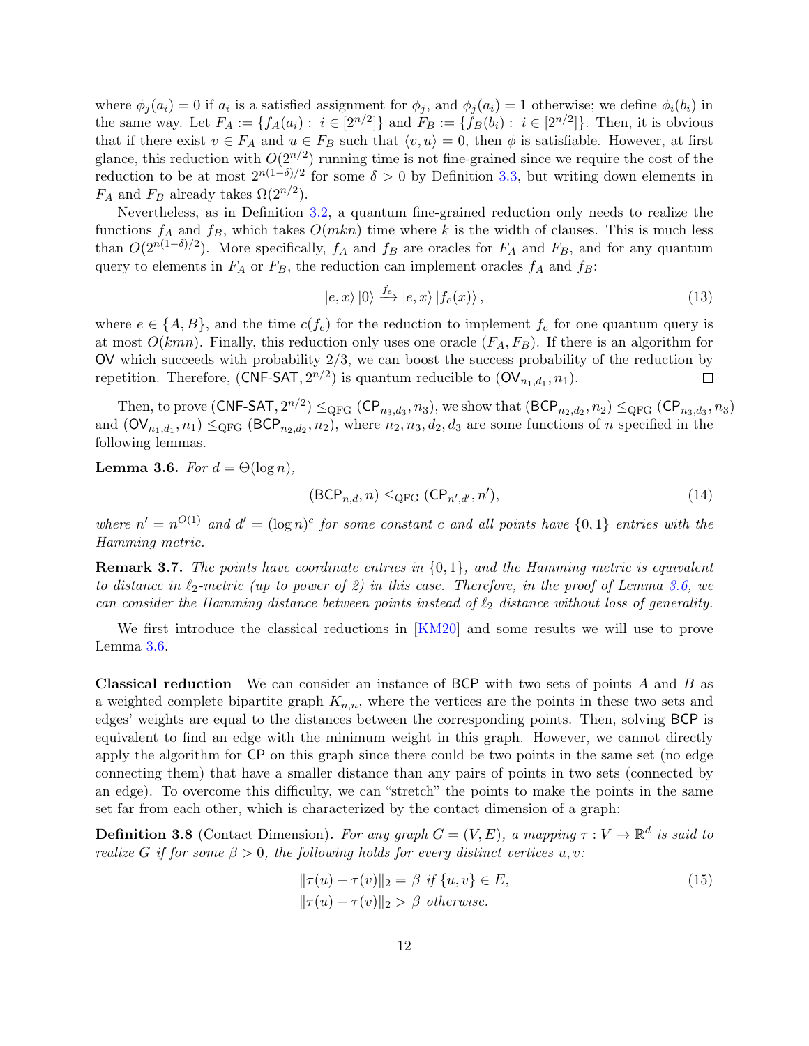where $\phi_j(a_i) = 0$ if $a_i$ is a satisfied assignment for $\phi_j$, and $\phi_j(a_i) = 1$ otherwise; we define $\phi_i(b_i)$ in the same way. Let $F_A := \{f_A(a_i) : i \in [2^{n/2}]\}$ and $F_B := \{f_B(b_i) : i \in [2^{n/2}]\}$. Then, it is obvious that if there exist $v \in F_A$ and $u \in F_B$ such that $\langle v, u \rangle = 0$, then $\phi$ is satisfiable. However, at first glance, this reduction with $O(2^{n/2})$ running time is not fine-grained since we require the cost of the reduction to be at most $2^{n(1-\delta)/2}$ for some $\delta > 0$ by Definition 3.3, but writing down elements in $F_A$ and $F_B$ already takes $\Omega(2^{n/2})$.

Nevertheless, as in Definition 3.2, a quantum fine-grained reduction only needs to realize the functions $f_A$ and $f_B$, which takes $O(mkn)$ time where $k$ is the width of clauses. This is much less than $O(2^{n(1-\delta)/2})$. More specifically, $f_A$ and $f_B$ are oracles for $F_A$ and $F_B$, and for any quantum query to elements in $F_A$ or $F_B$, the reduction can implement oracles $f_A$ and $f_B$:

$$|e, x\rangle |0\rangle \xrightarrow{f_e} |e, x\rangle |f_e(x)\rangle, \tag{13}$$

where $e \in \{A, B\}$, and the time $c(f_e)$ for the reduction to implement $f_e$ for one quantum query is at most $O(kmn)$. Finally, this reduction only uses one oracle $(F_A, F_B)$. If there is an algorithm for $\mathsf{OV}$ which succeeds with probability $2/3$, we can boost the success probability of the reduction by repetition. Therefore, $(\mathsf{CNF\text{-}SAT}, 2^{n/2})$ is quantum reducible to $(\mathsf{OV}_{n_1,d_1}, n_1)$. $\square$

Then, to prove $(\mathsf{CNF\text{-}SAT}, 2^{n/2}) \leq_{\text{QFG}} (\mathsf{CP}_{n_3,d_3}, n_3)$, we show that $(\mathsf{BCP}_{n_2,d_2}, n_2) \leq_{\text{QFG}} (\mathsf{CP}_{n_3,d_3}, n_3)$ and $(\mathsf{OV}_{n_1,d_1}, n_1) \leq_{\text{QFG}} (\mathsf{BCP}_{n_2,d_2}, n_2)$, where $n_2, n_3, d_2, d_3$ are some functions of $n$ specified in the following lemmas.

**Lemma 3.6.** *For $d = \Theta(\log n)$,*

$$(\mathsf{BCP}_{n,d}, n) \leq_{\text{QFG}} (\mathsf{CP}_{n',d'}, n'), \tag{14}$$

*where $n' = n^{O(1)}$ and $d' = (\log n)^c$ for some constant $c$ and all points have $\{0, 1\}$ entries with the Hamming metric.*

**Remark 3.7.** *The points have coordinate entries in $\{0, 1\}$, and the Hamming metric is equivalent to distance in $\ell_2$-metric (up to power of 2) in this case. Therefore, in the proof of Lemma 3.6, we can consider the Hamming distance between points instead of $\ell_2$ distance without loss of generality.*

We first introduce the classical reductions in [KM20] and some results we will use to prove Lemma 3.6.

**Classical reduction** We can consider an instance of $\mathsf{BCP}$ with two sets of points $A$ and $B$ as a weighted complete bipartite graph $K_{n,n}$, where the vertices are the points in these two sets and edges' weights are equal to the distances between the corresponding points. Then, solving $\mathsf{BCP}$ is equivalent to find an edge with the minimum weight in this graph. However, we cannot directly apply the algorithm for $\mathsf{CP}$ on this graph since there could be two points in the same set (no edge connecting them) that have a smaller distance than any pairs of points in two sets (connected by an edge). To overcome this difficulty, we can "stretch" the points to make the points in the same set far from each other, which is characterized by the contact dimension of a graph:

**Definition 3.8** (Contact Dimension)**.** *For any graph $G = (V, E)$, a mapping $\tau : V \to \mathbb{R}^d$ is said to realize $G$ if for some $\beta > 0$, the following holds for every distinct vertices $u, v$:*

$$\begin{aligned}
&\|\tau(u) - \tau(v)\|_2 = \beta \text{ if } \{u, v\} \in E, \\
&\|\tau(u) - \tau(v)\|_2 > \beta \text{ otherwise.}
\end{aligned} \tag{15}$$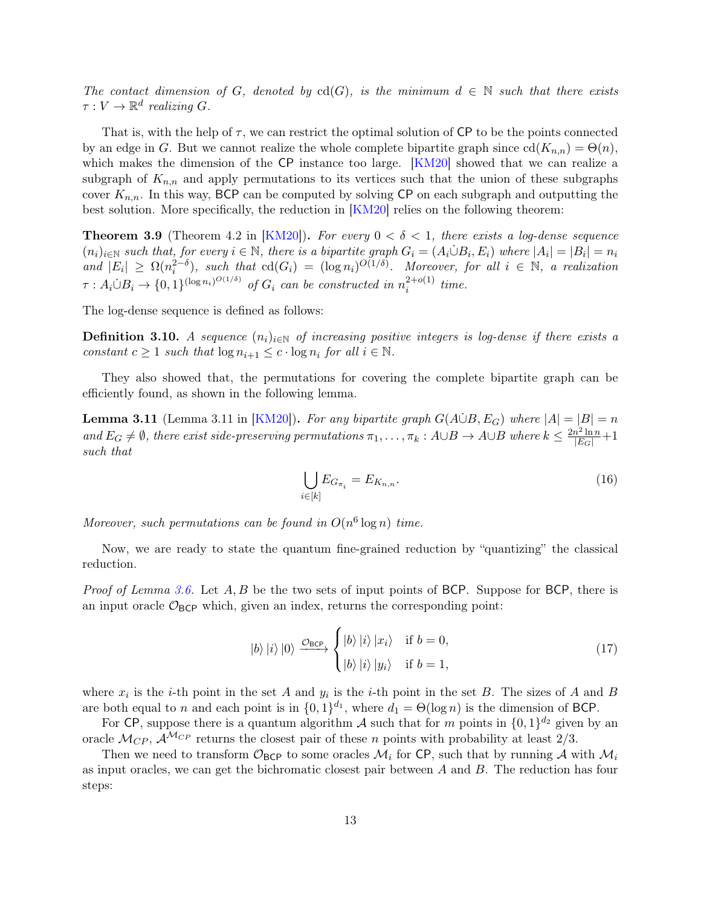*The contact dimension of $G$, denoted by $\mathrm{cd}(G)$, is the minimum $d \in \mathbb{N}$ such that there exists $\tau : V \to \mathbb{R}^d$ realizing $G$.*

That is, with the help of $\tau$, we can restrict the optimal solution of CP to be the points connected by an edge in $G$. But we cannot realize the whole complete bipartite graph since $\mathrm{cd}(K_{n,n}) = \Theta(n)$, which makes the dimension of the CP instance too large. [KM20] showed that we can realize a subgraph of $K_{n,n}$ and apply permutations to its vertices such that the union of these subgraphs cover $K_{n,n}$. In this way, BCP can be computed by solving CP on each subgraph and outputting the best solution. More specifically, the reduction in [KM20] relies on the following theorem:

**Theorem 3.9** (Theorem 4.2 in [KM20])**.** *For every $0 < \delta < 1$, there exists a log-dense sequence $(n_i)_{i\in\mathbb{N}}$ such that, for every $i \in \mathbb{N}$, there is a bipartite graph $G_i = (A_i \dot\cup B_i, E_i)$ where $|A_i| = |B_i| = n_i$ and $|E_i| \geq \Omega(n_i^{2-\delta})$, such that $\mathrm{cd}(G_i) = (\log n_i)^{O(1/\delta)}$. Moreover, for all $i \in \mathbb{N}$, a realization $\tau : A_i \dot\cup B_i \to \{0,1\}^{(\log n_i)^{O(1/\delta)}}$ of $G_i$ can be constructed in $n_i^{2+o(1)}$ time.*

The log-dense sequence is defined as follows:

**Definition 3.10.** *A sequence $(n_i)_{i\in\mathbb{N}}$ of increasing positive integers is log-dense if there exists a constant $c \geq 1$ such that $\log n_{i+1} \leq c \cdot \log n_i$ for all $i \in \mathbb{N}$.*

They also showed that, the permutations for covering the complete bipartite graph can be efficiently found, as shown in the following lemma.

**Lemma 3.11** (Lemma 3.11 in [KM20])**.** *For any bipartite graph $G(A \dot\cup B, E_G)$ where $|A| = |B| = n$ and $E_G \neq \emptyset$, there exist side-preserving permutations $\pi_1, \ldots, \pi_k : A \cup B \to A \cup B$ where $k \leq \frac{2n^2 \ln n}{|E_G|} + 1$ such that*

$$\bigcup_{i\in[k]} E_{G_{\pi_i}} = E_{K_{n,n}}. \tag{16}$$

*Moreover, such permutations can be found in $O(n^6 \log n)$ time.*

Now, we are ready to state the quantum fine-grained reduction by "quantizing" the classical reduction.

*Proof of Lemma 3.6.* Let $A, B$ be the two sets of input points of BCP. Suppose for BCP, there is an input oracle $\mathcal{O}_{\mathsf{BCP}}$ which, given an index, returns the corresponding point:

$$|b\rangle\,|i\rangle\,|0\rangle \xrightarrow{\mathcal{O}_{\mathsf{BCP}}} \begin{cases} |b\rangle\,|i\rangle\,|x_i\rangle & \text{if } b = 0, \\ |b\rangle\,|i\rangle\,|y_i\rangle & \text{if } b = 1, \end{cases} \tag{17}$$

where $x_i$ is the $i$-th point in the set $A$ and $y_i$ is the $i$-th point in the set $B$. The sizes of $A$ and $B$ are both equal to $n$ and each point is in $\{0,1\}^{d_1}$, where $d_1 = \Theta(\log n)$ is the dimension of BCP.

For CP, suppose there is a quantum algorithm $\mathcal{A}$ such that for $m$ points in $\{0,1\}^{d_2}$ given by an oracle $\mathcal{M}_{CP}$, $\mathcal{A}^{\mathcal{M}_{CP}}$ returns the closest pair of these $n$ points with probability at least $2/3$.

Then we need to transform $\mathcal{O}_{\mathsf{BCP}}$ to some oracles $\mathcal{M}_i$ for CP, such that by running $\mathcal{A}$ with $\mathcal{M}_i$ as input oracles, we can get the bichromatic closest pair between $A$ and $B$. The reduction has four steps: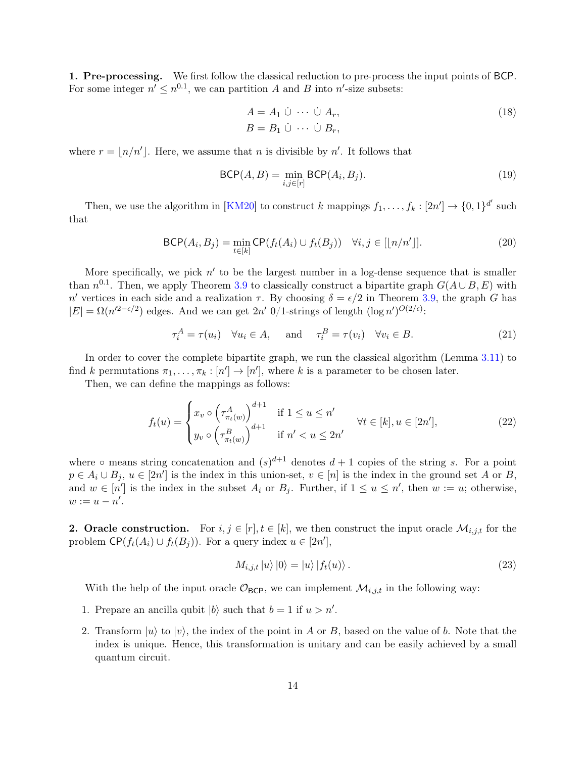**1. Pre-processing.** We first follow the classical reduction to pre-process the input points of $\mathsf{BCP}$. For some integer $n' \le n^{0.1}$, we can partition $A$ and $B$ into $n'$-size subsets:

$$
\begin{aligned}
A &= A_1 \,\dot\cup\, \cdots \,\dot\cup\, A_r, \\
B &= B_1 \,\dot\cup\, \cdots \,\dot\cup\, B_r,
\end{aligned}
\tag{18}
$$

where $r = \lfloor n/n' \rfloor$. Here, we assume that $n$ is divisible by $n'$. It follows that

$$
\mathsf{BCP}(A, B) = \min_{i,j\in[r]} \mathsf{BCP}(A_i, B_j). \tag{19}
$$

Then, we use the algorithm in [KM20] to construct $k$ mappings $f_1, \dots, f_k : [2n'] \to \{0,1\}^{d'}$ such that

$$
\mathsf{BCP}(A_i, B_j) = \min_{t\in[k]} \mathsf{CP}(f_t(A_i) \cup f_t(B_j)) \quad \forall i, j \in [\lfloor n/n' \rfloor]. \tag{20}
$$

More specifically, we pick $n'$ to be the largest number in a log-dense sequence that is smaller than $n^{0.1}$. Then, we apply Theorem 3.9 to classically construct a bipartite graph $G(A \cup B, E)$ with $n'$ vertices in each side and a realization $\tau$. By choosing $\delta = \epsilon/2$ in Theorem 3.9, the graph $G$ has $|E| = \Omega(n'^{2-\epsilon/2})$ edges. And we can get $2n'$ 0/1-strings of length $(\log n')^{O(2/\epsilon)}$:

$$
\tau_i^A = \tau(u_i) \quad \forall u_i \in A, \qquad \text{and} \qquad \tau_i^B = \tau(v_i) \quad \forall v_i \in B. \tag{21}
$$

In order to cover the complete bipartite graph, we run the classical algorithm (Lemma 3.11) to find $k$ permutations $\pi_1, \dots, \pi_k : [n'] \to [n']$, where $k$ is a parameter to be chosen later.

Then, we can define the mappings as follows:

$$
f_t(u) = \begin{cases} x_v \circ \left(\tau^A_{\pi_t(w)}\right)^{d+1} & \text{if } 1 \le u \le n' \\ y_v \circ \left(\tau^B_{\pi_t(w)}\right)^{d+1} & \text{if } n' < u \le 2n' \end{cases} \quad \forall t \in [k], u \in [2n'], \tag{22}
$$

where $\circ$ means string concatenation and $(s)^{d+1}$ denotes $d+1$ copies of the string $s$. For a point $p \in A_i \cup B_j$, $u \in [2n']$ is the index in this union-set, $v \in [n]$ is the index in the ground set $A$ or $B$, and $w \in [n']$ is the index in the subset $A_i$ or $B_j$. Further, if $1 \le u \le n'$, then $w := u$; otherwise, $w := u - n'$.

**2. Oracle construction.** For $i, j \in [r], t \in [k]$, we then construct the input oracle $\mathcal{M}_{i,j,t}$ for the problem $\mathsf{CP}(f_t(A_i) \cup f_t(B_j))$. For a query index $u \in [2n']$,

$$
M_{i,j,t} \left|u\right\rangle \left|0\right\rangle = \left|u\right\rangle \left|f_t(u)\right\rangle. \tag{23}
$$

With the help of the input oracle $\mathcal{O}_{\mathsf{BCP}}$, we can implement $\mathcal{M}_{i,j,t}$ in the following way:

1. Prepare an ancilla qubit $|b\rangle$ such that $b = 1$ if $u > n'$.
2. Transform $|u\rangle$ to $|v\rangle$, the index of the point in $A$ or $B$, based on the value of $b$. Note that the index is unique. Hence, this transformation is unitary and can be easily achieved by a small quantum circuit.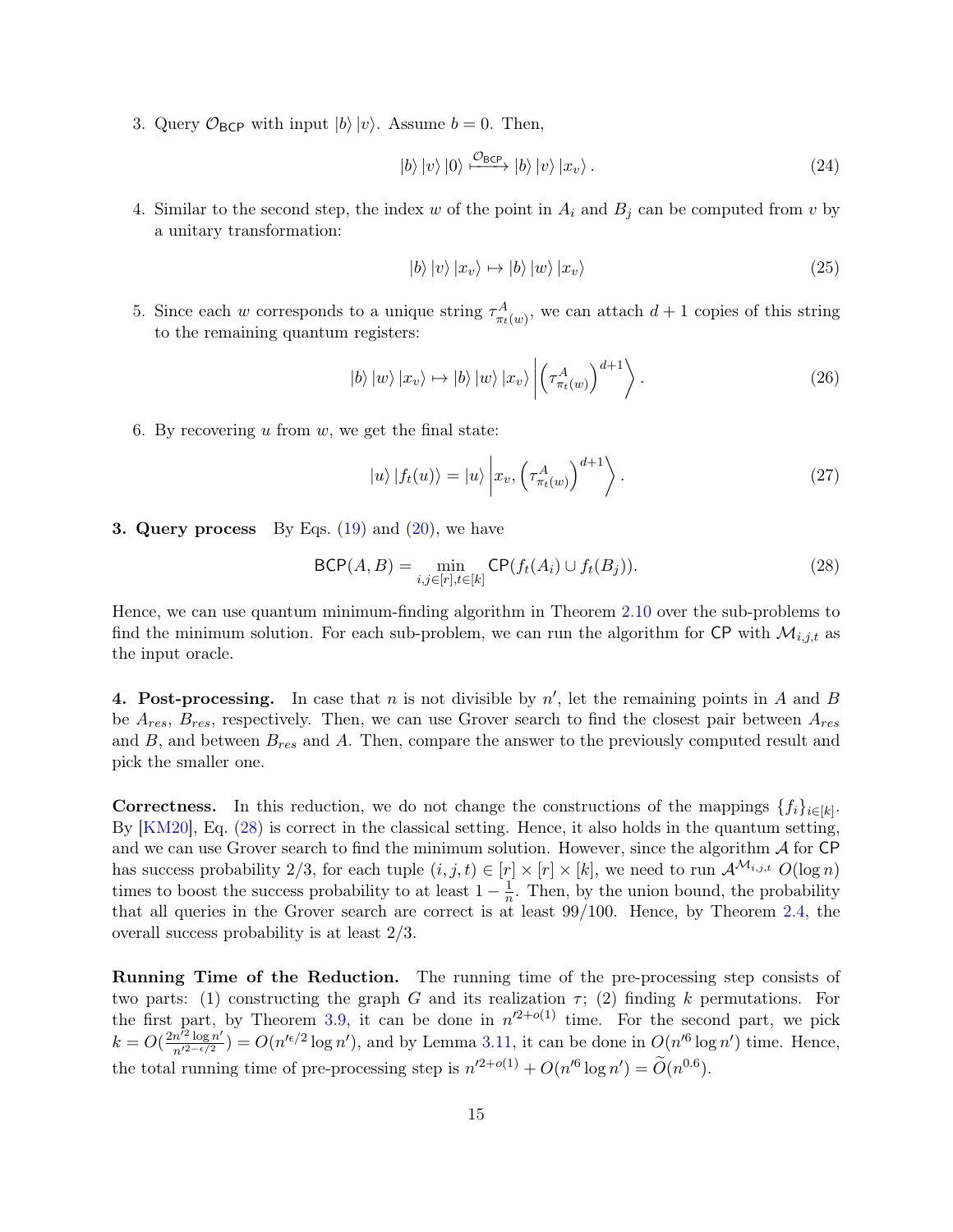3. Query $\mathcal{O}_{\mathsf{BCP}}$ with input $|b\rangle |v\rangle$. Assume $b = 0$. Then,

$$|b\rangle |v\rangle |0\rangle \xmapsto{\mathcal{O}_{\mathsf{BCP}}} |b\rangle |v\rangle |x_v\rangle . \tag{24}$$

4. Similar to the second step, the index $w$ of the point in $A_i$ and $B_j$ can be computed from $v$ by a unitary transformation:

$$|b\rangle |v\rangle |x_v\rangle \mapsto |b\rangle |w\rangle |x_v\rangle \tag{25}$$

5. Since each $w$ corresponds to a unique string $\tau^A_{\pi_t(w)}$, we can attach $d+1$ copies of this string to the remaining quantum registers:

$$|b\rangle |w\rangle |x_v\rangle \mapsto |b\rangle |w\rangle |x_v\rangle \left| \left(\tau^A_{\pi_t(w)}\right)^{d+1} \right\rangle . \tag{26}$$

6. By recovering $u$ from $w$, we get the final state:

$$|u\rangle |f_t(u)\rangle = |u\rangle \left| x_v, \left(\tau^A_{\pi_t(w)}\right)^{d+1} \right\rangle . \tag{27}$$

**3. Query process** By Eqs. (19) and (20), we have

$$\mathsf{BCP}(A, B) = \min_{i,j\in[r],t\in[k]} \mathsf{CP}(f_t(A_i) \cup f_t(B_j)). \tag{28}$$

Hence, we can use quantum minimum-finding algorithm in Theorem 2.10 over the sub-problems to find the minimum solution. For each sub-problem, we can run the algorithm for $\mathsf{CP}$ with $\mathcal{M}_{i,j,t}$ as the input oracle.

**4. Post-processing.** In case that $n$ is not divisible by $n'$, let the remaining points in $A$ and $B$ be $A_{res}$, $B_{res}$, respectively. Then, we can use Grover search to find the closest pair between $A_{res}$ and $B$, and between $B_{res}$ and $A$. Then, compare the answer to the previously computed result and pick the smaller one.

**Correctness.** In this reduction, we do not change the constructions of the mappings $\{f_i\}_{i\in[k]}$. By [KM20], Eq. (28) is correct in the classical setting. Hence, it also holds in the quantum setting, and we can use Grover search to find the minimum solution. However, since the algorithm $\mathcal{A}$ for $\mathsf{CP}$ has success probability $2/3$, for each tuple $(i, j, t) \in [r] \times [r] \times [k]$, we need to run $\mathcal{A}^{\mathcal{M}_{i,j,t}}$ $O(\log n)$ times to boost the success probability to at least $1 - \frac{1}{n}$. Then, by the union bound, the probability that all queries in the Grover search are correct is at least $99/100$. Hence, by Theorem 2.4, the overall success probability is at least $2/3$.

**Running Time of the Reduction.** The running time of the pre-processing step consists of two parts: (1) constructing the graph $G$ and its realization $\tau$; (2) finding $k$ permutations. For the first part, by Theorem 3.9, it can be done in $n'^{2+o(1)}$ time. For the second part, we pick $k = O(\frac{2n'^2 \log n'}{n'^{2-\epsilon/2}}) = O(n'^{\epsilon/2} \log n')$, and by Lemma 3.11, it can be done in $O(n'^6 \log n')$ time. Hence, the total running time of pre-processing step is $n'^{2+o(1)} + O(n'^6 \log n') = \widetilde{O}(n^{0.6})$.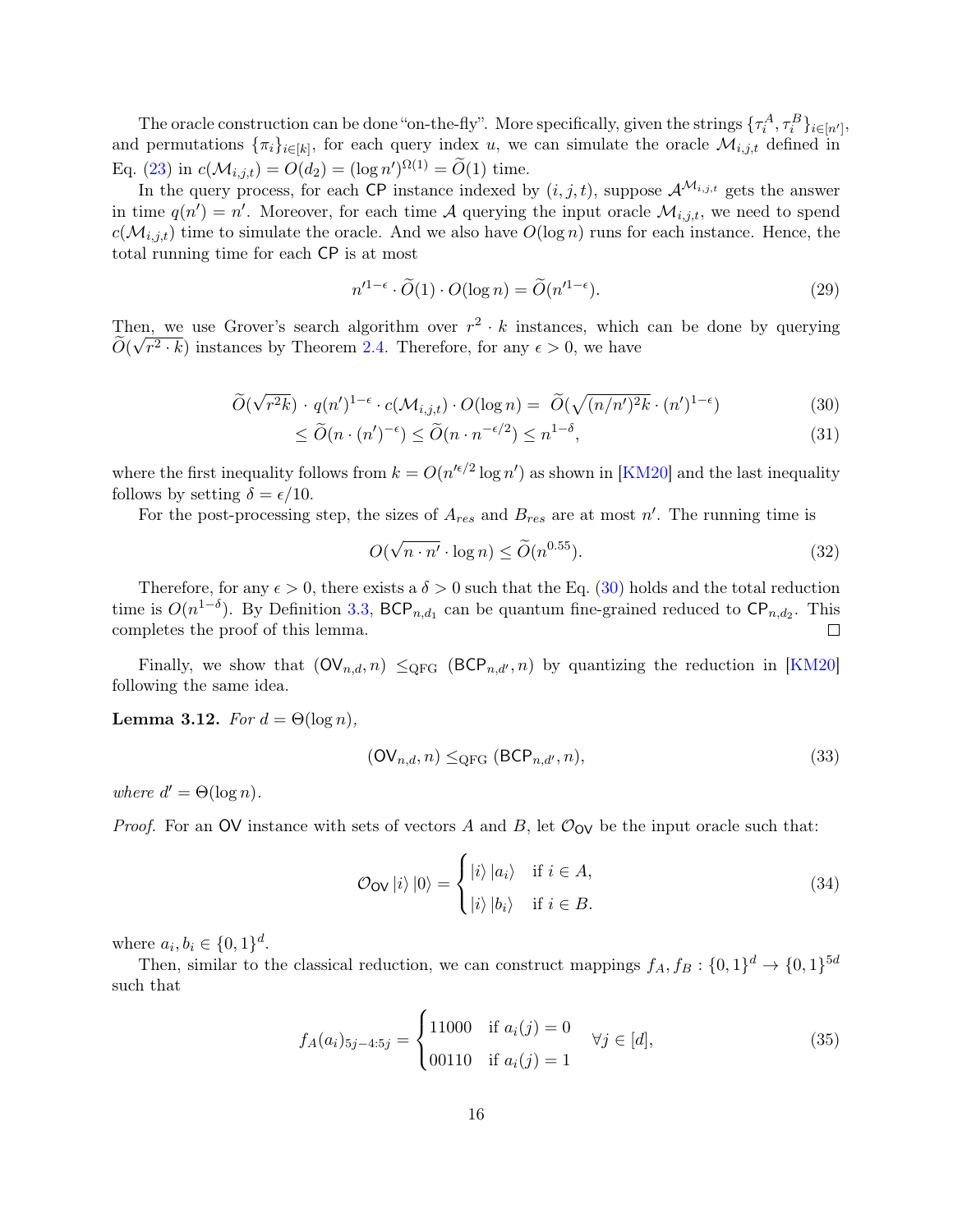The oracle construction can be done "on-the-fly". More specifically, given the strings $\{\tau_i^A, \tau_i^B\}_{i\in[n']}$, and permutations $\{\pi_i\}_{i\in[k]}$, for each query index $u$, we can simulate the oracle $\mathcal{M}_{i,j,t}$ defined in Eq. (23) in $c(\mathcal{M}_{i,j,t}) = O(d_2) = (\log n')^{\Omega(1)} = \widetilde{O}(1)$ time.

In the query process, for each $\mathsf{CP}$ instance indexed by $(i,j,t)$, suppose $\mathcal{A}^{\mathcal{M}_{i,j,t}}$ gets the answer in time $q(n') = n'$. Moreover, for each time $\mathcal{A}$ querying the input oracle $\mathcal{M}_{i,j,t}$, we need to spend $c(\mathcal{M}_{i,j,t})$ time to simulate the oracle. And we also have $O(\log n)$ runs for each instance. Hence, the total running time for each $\mathsf{CP}$ is at most

$$n'^{1-\epsilon} \cdot \widetilde{O}(1) \cdot O(\log n) = \widetilde{O}(n'^{1-\epsilon}). \tag{29}$$

Then, we use Grover's search algorithm over $r^2 \cdot k$ instances, which can be done by querying $\widetilde{O}(\sqrt{r^2 \cdot k})$ instances by Theorem 2.4. Therefore, for any $\epsilon > 0$, we have

$$\widetilde{O}(\sqrt{r^2 k}) \cdot q(n')^{1-\epsilon} \cdot c(\mathcal{M}_{i,j,t}) \cdot O(\log n) = \widetilde{O}(\sqrt{(n/n')^2 k} \cdot (n')^{1-\epsilon}) \tag{30}$$

$$\leq \widetilde{O}(n \cdot (n')^{-\epsilon}) \leq \widetilde{O}(n \cdot n^{-\epsilon/2}) \leq n^{1-\delta}, \tag{31}$$

where the first inequality follows from $k = O(n'^{\epsilon/2} \log n')$ as shown in [KM20] and the last inequality follows by setting $\delta = \epsilon/10$.

For the post-processing step, the sizes of $A_{res}$ and $B_{res}$ are at most $n'$. The running time is

$$O(\sqrt{n \cdot n'} \cdot \log n) \leq \widetilde{O}(n^{0.55}). \tag{32}$$

Therefore, for any $\epsilon > 0$, there exists a $\delta > 0$ such that the Eq. (30) holds and the total reduction time is $O(n^{1-\delta})$. By Definition 3.3, $\mathsf{BCP}_{n,d_1}$ can be quantum fine-grained reduced to $\mathsf{CP}_{n,d_2}$. This completes the proof of this lemma. $\square$

Finally, we show that $(\mathsf{OV}_{n,d}, n) \leq_{\mathrm{QFG}} (\mathsf{BCP}_{n,d'}, n)$ by quantizing the reduction in [KM20] following the same idea.

**Lemma 3.12.** *For $d = \Theta(\log n)$,*

$$(\mathsf{OV}_{n,d}, n) \leq_{\mathrm{QFG}} (\mathsf{BCP}_{n,d'}, n), \tag{33}$$

*where $d' = \Theta(\log n)$.*

*Proof.* For an $\mathsf{OV}$ instance with sets of vectors $A$ and $B$, let $\mathcal{O}_{\mathsf{OV}}$ be the input oracle such that:

$$\mathcal{O}_{\mathsf{OV}} |i\rangle |0\rangle = \begin{cases} |i\rangle |a_i\rangle & \text{if } i \in A, \\ |i\rangle |b_i\rangle & \text{if } i \in B. \end{cases} \tag{34}$$

where $a_i, b_i \in \{0,1\}^d$.

Then, similar to the classical reduction, we can construct mappings $f_A, f_B : \{0,1\}^d \to \{0,1\}^{5d}$ such that

$$f_A(a_i)_{5j-4:5j} = \begin{cases} 11000 & \text{if } a_i(j) = 0 \\ 00110 & \text{if } a_i(j) = 1 \end{cases} \quad \forall j \in [d], \tag{35}$$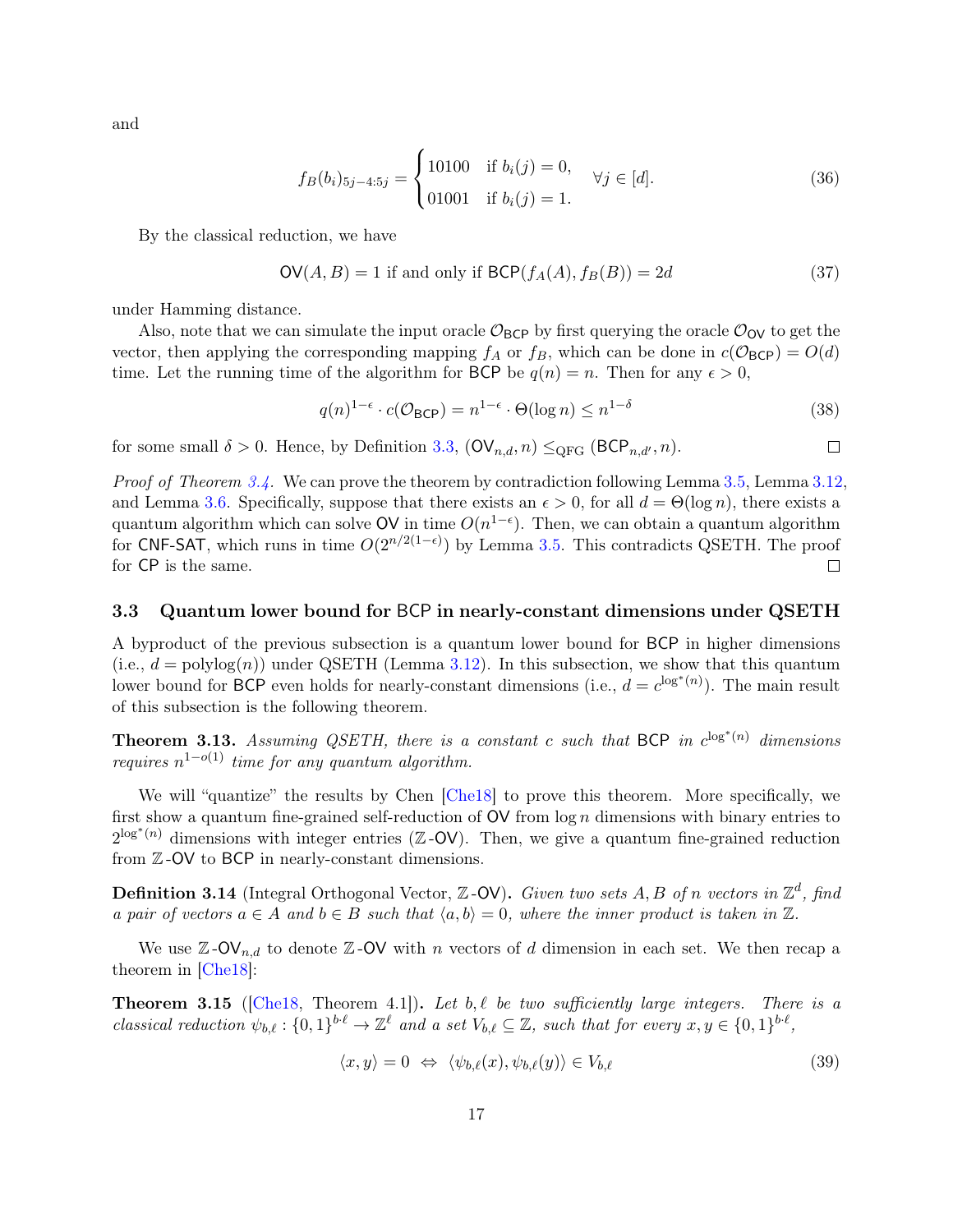and

$$f_B(b_i)_{5j-4:5j} = \begin{cases} 10100 & \text{if } b_i(j) = 0, \\ 01001 & \text{if } b_i(j) = 1. \end{cases} \quad \forall j \in [d]. \tag{36}$$

By the classical reduction, we have

$$\mathsf{OV}(A, B) = 1 \text{ if and only if } \mathsf{BCP}(f_A(A), f_B(B)) = 2d \tag{37}$$

under Hamming distance.

Also, note that we can simulate the input oracle $\mathcal{O}_{\mathsf{BCP}}$ by first querying the oracle $\mathcal{O}_{\mathsf{OV}}$ to get the vector, then applying the corresponding mapping $f_A$ or $f_B$, which can be done in $c(\mathcal{O}_{\mathsf{BCP}}) = O(d)$ time. Let the running time of the algorithm for $\mathsf{BCP}$ be $q(n) = n$. Then for any $\epsilon > 0$,

$$q(n)^{1-\epsilon} \cdot c(\mathcal{O}_{\mathsf{BCP}}) = n^{1-\epsilon} \cdot \Theta(\log n) \leq n^{1-\delta} \tag{38}$$

for some small $\delta > 0$. Hence, by Definition 3.3, $(\mathsf{OV}_{n,d}, n) \leq_{\mathrm{QFG}} (\mathsf{BCP}_{n,d'}, n)$. $\square$

*Proof of Theorem 3.4.* We can prove the theorem by contradiction following Lemma 3.5, Lemma 3.12, and Lemma 3.6. Specifically, suppose that there exists an $\epsilon > 0$, for all $d = \Theta(\log n)$, there exists a quantum algorithm which can solve $\mathsf{OV}$ in time $O(n^{1-\epsilon})$. Then, we can obtain a quantum algorithm for $\mathsf{CNF\text{-}SAT}$, which runs in time $O(2^{n/2(1-\epsilon)})$ by Lemma 3.5. This contradicts QSETH. The proof for $\mathsf{CP}$ is the same. $\square$

### 3.3 Quantum lower bound for BCP in nearly-constant dimensions under QSETH

A byproduct of the previous subsection is a quantum lower bound for $\mathsf{BCP}$ in higher dimensions (i.e., $d = \mathrm{polylog}(n)$) under QSETH (Lemma 3.12). In this subsection, we show that this quantum lower bound for $\mathsf{BCP}$ even holds for nearly-constant dimensions (i.e., $d = c^{\log^*(n)}$). The main result of this subsection is the following theorem.

**Theorem 3.13.** *Assuming QSETH, there is a constant $c$ such that $\mathsf{BCP}$ in $c^{\log^*(n)}$ dimensions requires $n^{1-o(1)}$ time for any quantum algorithm.*

We will "quantize" the results by Chen [Che18] to prove this theorem. More specifically, we first show a quantum fine-grained self-reduction of $\mathsf{OV}$ from $\log n$ dimensions with binary entries to $2^{\log^*(n)}$ dimensions with integer entries ($\mathbb{Z}$-$\mathsf{OV}$). Then, we give a quantum fine-grained reduction from $\mathbb{Z}$-$\mathsf{OV}$ to $\mathsf{BCP}$ in nearly-constant dimensions.

**Definition 3.14** (Integral Orthogonal Vector, $\mathbb{Z}$-$\mathsf{OV}$)**.** *Given two sets $A, B$ of $n$ vectors in $\mathbb{Z}^d$, find a pair of vectors $a \in A$ and $b \in B$ such that $\langle a, b\rangle = 0$, where the inner product is taken in $\mathbb{Z}$.*

We use $\mathbb{Z}$-$\mathsf{OV}_{n,d}$ to denote $\mathbb{Z}$-$\mathsf{OV}$ with $n$ vectors of $d$ dimension in each set. We then recap a theorem in [Che18]:

**Theorem 3.15** ([Che18, Theorem 4.1])**.** *Let $b, \ell$ be two sufficiently large integers. There is a classical reduction $\psi_{b,\ell} : \{0,1\}^{b\cdot\ell} \to \mathbb{Z}^{\ell}$ and a set $V_{b,\ell} \subseteq \mathbb{Z}$, such that for every $x, y \in \{0,1\}^{b\cdot\ell}$,*

$$\langle x, y\rangle = 0 \;\Leftrightarrow\; \langle \psi_{b,\ell}(x), \psi_{b,\ell}(y)\rangle \in V_{b,\ell} \tag{39}$$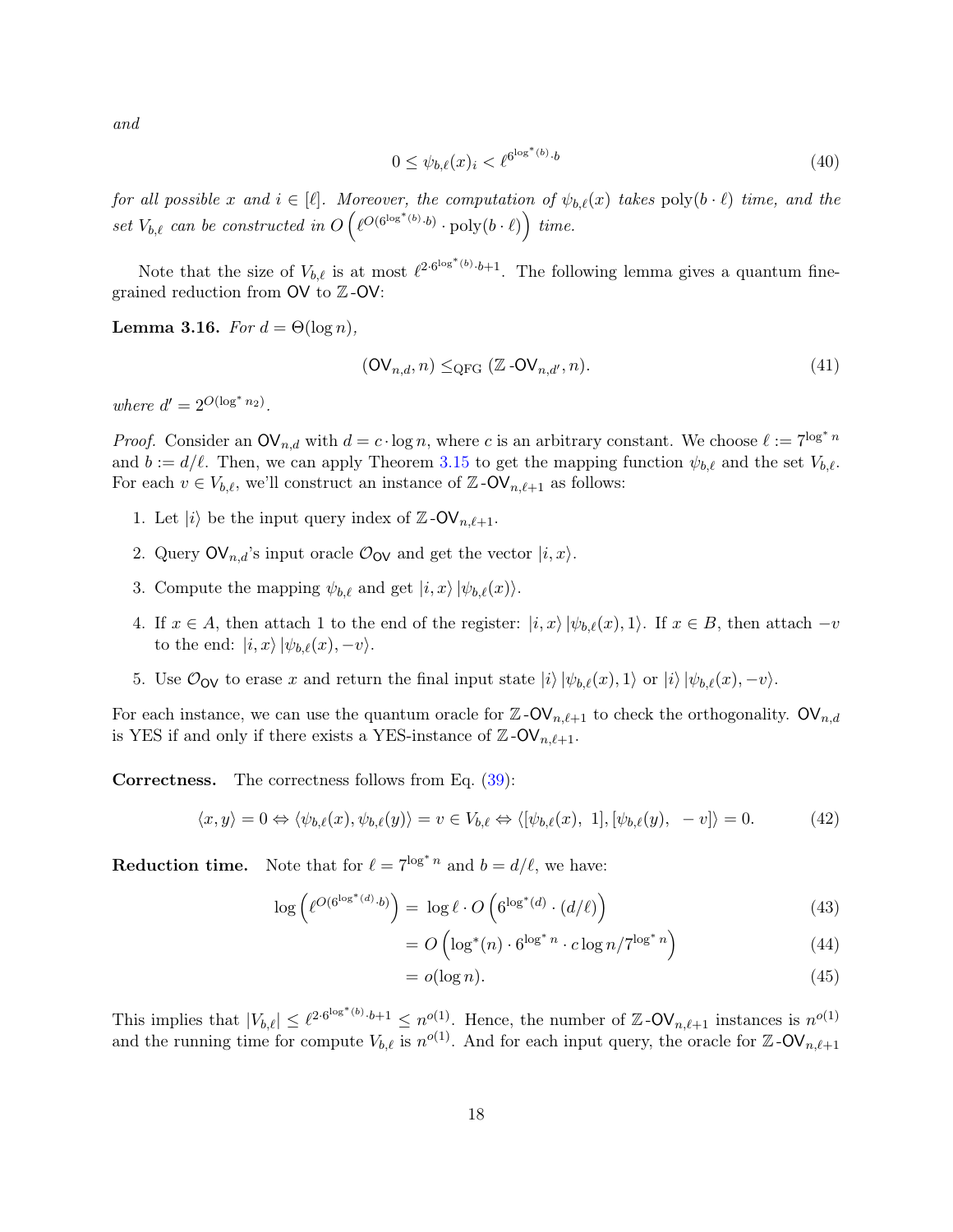*and*

$$0 \le \psi_{b,\ell}(x)_i < \ell^{6^{\log^*(b)} \cdot b} \tag{40}$$

*for all possible $x$ and $i \in [\ell]$. Moreover, the computation of $\psi_{b,\ell}(x)$ takes $\mathrm{poly}(b \cdot \ell)$ time, and the set $V_{b,\ell}$ can be constructed in $O\left(\ell^{O(6^{\log^*(b)} \cdot b)} \cdot \mathrm{poly}(b \cdot \ell)\right)$ time.*

Note that the size of $V_{b,\ell}$ is at most $\ell^{2 \cdot 6^{\log^*(b)} \cdot b+1}$. The following lemma gives a quantum fine-grained reduction from $\mathsf{OV}$ to $\mathbb{Z}$-$\mathsf{OV}$:

**Lemma 3.16.** *For $d = \Theta(\log n)$,*

$$(\mathsf{OV}_{n,d}, n) \le_{\mathrm{QFG}} (\mathbb{Z}\text{-}\mathsf{OV}_{n,d'}, n). \tag{41}$$

*where $d' = 2^{O(\log^* n_2)}$.*

*Proof.* Consider an $\mathsf{OV}_{n,d}$ with $d = c \cdot \log n$, where $c$ is an arbitrary constant. We choose $\ell := 7^{\log^* n}$ and $b := d/\ell$. Then, we can apply Theorem 3.15 to get the mapping function $\psi_{b,\ell}$ and the set $V_{b,\ell}$. For each $v \in V_{b,\ell}$, we'll construct an instance of $\mathbb{Z}$-$\mathsf{OV}_{n,\ell+1}$ as follows:

1. Let $|i\rangle$ be the input query index of $\mathbb{Z}$-$\mathsf{OV}_{n,\ell+1}$.
2. Query $\mathsf{OV}_{n,d}$'s input oracle $\mathcal{O}_{\mathsf{OV}}$ and get the vector $|i, x\rangle$.
3. Compute the mapping $\psi_{b,\ell}$ and get $|i, x\rangle |\psi_{b,\ell}(x)\rangle$.
4. If $x \in A$, then attach 1 to the end of the register: $|i, x\rangle |\psi_{b,\ell}(x), 1\rangle$. If $x \in B$, then attach $-v$ to the end: $|i, x\rangle |\psi_{b,\ell}(x), -v\rangle$.
5. Use $\mathcal{O}_{\mathsf{OV}}$ to erase $x$ and return the final input state $|i\rangle |\psi_{b,\ell}(x), 1\rangle$ or $|i\rangle |\psi_{b,\ell}(x), -v\rangle$.

For each instance, we can use the quantum oracle for $\mathbb{Z}$-$\mathsf{OV}_{n,\ell+1}$ to check the orthogonality. $\mathsf{OV}_{n,d}$ is YES if and only if there exists a YES-instance of $\mathbb{Z}$-$\mathsf{OV}_{n,\ell+1}$.

**Correctness.** The correctness follows from Eq. (39):

$$\langle x, y\rangle = 0 \Leftrightarrow \langle \psi_{b,\ell}(x), \psi_{b,\ell}(y)\rangle = v \in V_{b,\ell} \Leftrightarrow \langle [\psi_{b,\ell}(x),\ 1], [\psi_{b,\ell}(y),\ -v]\rangle = 0. \tag{42}$$

**Reduction time.** Note that for $\ell = 7^{\log^* n}$ and $b = d/\ell$, we have:

$$\log\left(\ell^{O(6^{\log^*(d)} \cdot b)}\right) = \log \ell \cdot O\left(6^{\log^*(d)} \cdot (d/\ell)\right) \tag{43}$$

$$= O\left(\log^*(n) \cdot 6^{\log^* n} \cdot c \log n / 7^{\log^* n}\right) \tag{44}$$

$$= o(\log n). \tag{45}$$

This implies that $|V_{b,\ell}| \le \ell^{2 \cdot 6^{\log^*(b)} \cdot b+1} \le n^{o(1)}$. Hence, the number of $\mathbb{Z}$-$\mathsf{OV}_{n,\ell+1}$ instances is $n^{o(1)}$ and the running time for compute $V_{b,\ell}$ is $n^{o(1)}$. And for each input query, the oracle for $\mathbb{Z}$-$\mathsf{OV}_{n,\ell+1}$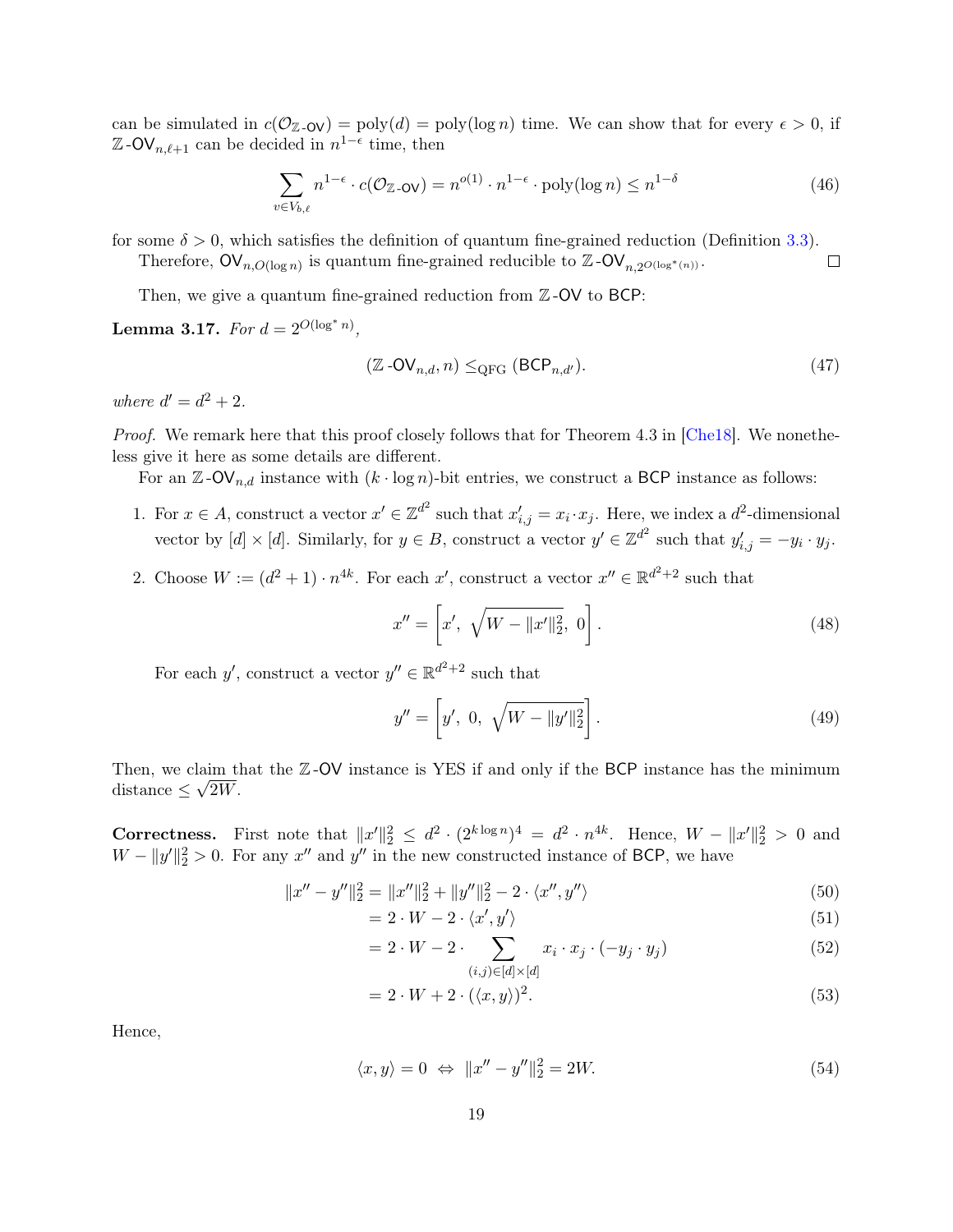can be simulated in $c(\mathcal{O}_{\mathbb{Z}\text{-}\mathsf{OV}}) = \mathrm{poly}(d) = \mathrm{poly}(\log n)$ time. We can show that for every $\epsilon > 0$, if $\mathbb{Z}\text{-}\mathsf{OV}_{n,\ell+1}$ can be decided in $n^{1-\epsilon}$ time, then

$$\sum_{v \in V_{b,\ell}} n^{1-\epsilon} \cdot c(\mathcal{O}_{\mathbb{Z}\text{-}\mathsf{OV}}) = n^{o(1)} \cdot n^{1-\epsilon} \cdot \mathrm{poly}(\log n) \leq n^{1-\delta} \tag{46}$$

for some $\delta > 0$, which satisfies the definition of quantum fine-grained reduction (Definition 3.3).

Therefore, $\mathsf{OV}_{n,O(\log n)}$ is quantum fine-grained reducible to $\mathbb{Z}\text{-}\mathsf{OV}_{n,2^{O(\log^*(n))}}$. ∎

Then, we give a quantum fine-grained reduction from $\mathbb{Z}\text{-}\mathsf{OV}$ to $\mathsf{BCP}$:

**Lemma 3.17.** *For $d = 2^{O(\log^* n)}$,*

$$(\mathbb{Z}\text{-}\mathsf{OV}_{n,d}, n) \leq_{\mathrm{QFG}} (\mathsf{BCP}_{n,d'}). \tag{47}$$

*where $d' = d^2 + 2$.*

*Proof.* We remark here that this proof closely follows that for Theorem 4.3 in [Che18]. We nonetheless give it here as some details are different.

For an $\mathbb{Z}\text{-}\mathsf{OV}_{n,d}$ instance with $(k \cdot \log n)$-bit entries, we construct a $\mathsf{BCP}$ instance as follows:

1. For $x \in A$, construct a vector $x' \in \mathbb{Z}^{d^2}$ such that $x'_{i,j} = x_i \cdot x_j$. Here, we index a $d^2$-dimensional vector by $[d] \times [d]$. Similarly, for $y \in B$, construct a vector $y' \in \mathbb{Z}^{d^2}$ such that $y'_{i,j} = -y_i \cdot y_j$.
2. Choose $W := (d^2 + 1) \cdot n^{4k}$. For each $x'$, construct a vector $x'' \in \mathbb{R}^{d^2+2}$ such that

$$x'' = \left[x',\ \sqrt{W - \|x'\|_2^2},\ 0\right]. \tag{48}$$

For each $y'$, construct a vector $y'' \in \mathbb{R}^{d^2+2}$ such that

$$y'' = \left[y',\ 0,\ \sqrt{W - \|y'\|_2^2}\right]. \tag{49}$$

Then, we claim that the $\mathbb{Z}\text{-}\mathsf{OV}$ instance is YES if and only if the $\mathsf{BCP}$ instance has the minimum distance $\leq \sqrt{2W}$.

**Correctness.** First note that $\|x'\|_2^2 \leq d^2 \cdot (2^{k \log n})^4 = d^2 \cdot n^{4k}$. Hence, $W - \|x'\|_2^2 > 0$ and $W - \|y'\|_2^2 > 0$. For any $x''$ and $y''$ in the new constructed instance of $\mathsf{BCP}$, we have

$$\|x'' - y''\|_2^2 = \|x''\|_2^2 + \|y''\|_2^2 - 2 \cdot \langle x'', y'' \rangle \tag{50}$$

$$= 2 \cdot W - 2 \cdot \langle x', y' \rangle \tag{51}$$

$$= 2 \cdot W - 2 \cdot \sum_{(i,j) \in [d] \times [d]} x_i \cdot x_j \cdot (-y_j \cdot y_j) \tag{52}$$

$$= 2 \cdot W + 2 \cdot (\langle x, y \rangle)^2. \tag{53}$$

Hence,

$$\langle x, y \rangle = 0 \ \Leftrightarrow\ \|x'' - y''\|_2^2 = 2W. \tag{54}$$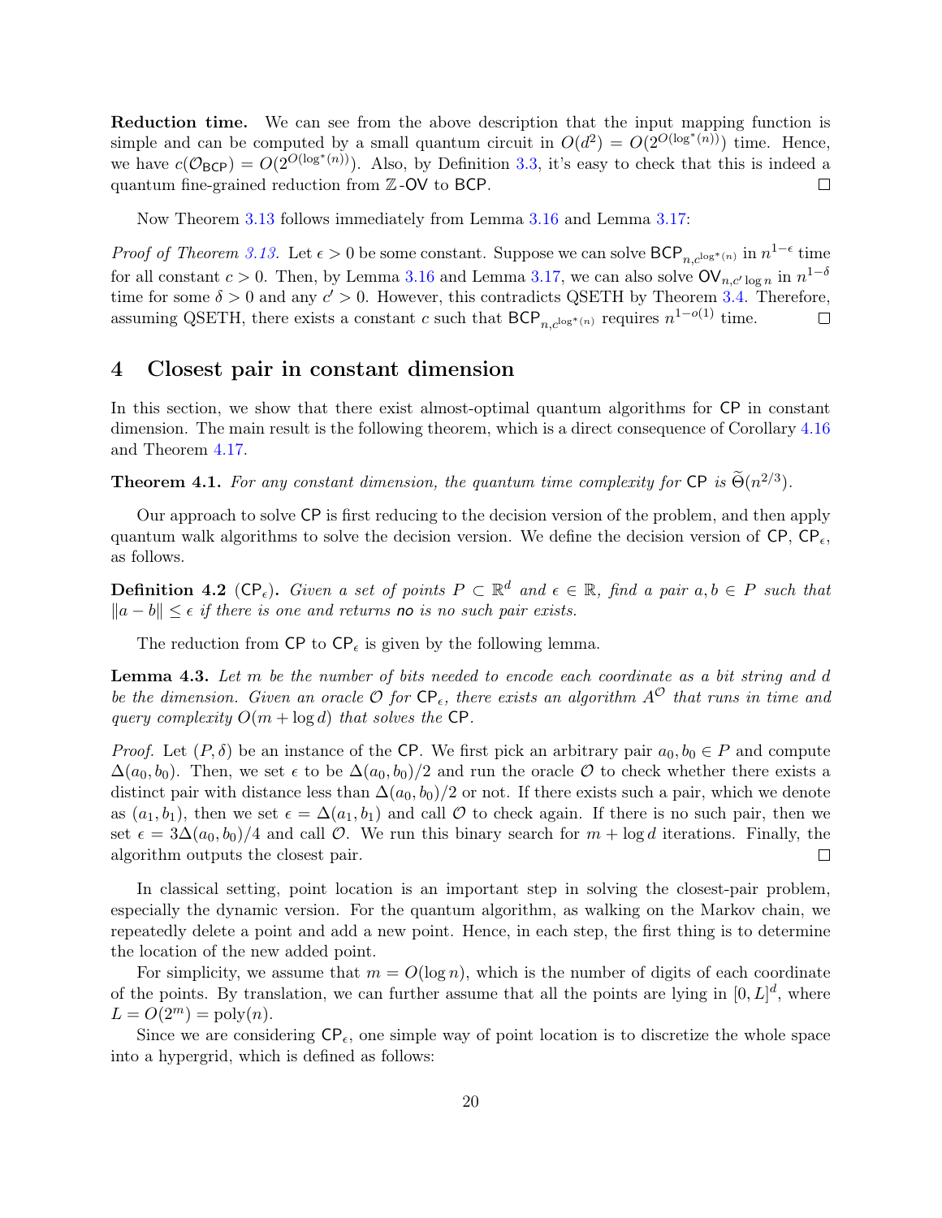**Reduction time.** We can see from the above description that the input mapping function is simple and can be computed by a small quantum circuit in $O(d^2) = O(2^{O(\log^*(n))})$ time. Hence, we have $c(\mathcal{O}_{\mathsf{BCP}}) = O(2^{O(\log^*(n))})$. Also, by Definition 3.3, it's easy to check that this is indeed a quantum fine-grained reduction from $\mathbb{Z}$-$\mathsf{OV}$ to $\mathsf{BCP}$. ◻

Now Theorem 3.13 follows immediately from Lemma 3.16 and Lemma 3.17:

*Proof of Theorem 3.13.* Let $\epsilon > 0$ be some constant. Suppose we can solve $\mathsf{BCP}_{n,c^{\log^*(n)}}$ in $n^{1-\epsilon}$ time for all constant $c > 0$. Then, by Lemma 3.16 and Lemma 3.17, we can also solve $\mathsf{OV}_{n,c' \log n}$ in $n^{1-\delta}$ time for some $\delta > 0$ and any $c' > 0$. However, this contradicts QSETH by Theorem 3.4. Therefore, assuming QSETH, there exists a constant $c$ such that $\mathsf{BCP}_{n,c^{\log^*(n)}}$ requires $n^{1-o(1)}$ time. ◻

## 4 Closest pair in constant dimension

In this section, we show that there exist almost-optimal quantum algorithms for $\mathsf{CP}$ in constant dimension. The main result is the following theorem, which is a direct consequence of Corollary 4.16 and Theorem 4.17.

**Theorem 4.1.** *For any constant dimension, the quantum time complexity for* $\mathsf{CP}$ *is* $\widetilde{\Theta}(n^{2/3})$.

Our approach to solve $\mathsf{CP}$ is first reducing to the decision version of the problem, and then apply quantum walk algorithms to solve the decision version. We define the decision version of $\mathsf{CP}$, $\mathsf{CP}_\epsilon$, as follows.

**Definition 4.2** ($\mathsf{CP}_\epsilon$). *Given a set of points $P \subset \mathbb{R}^d$ and $\epsilon \in \mathbb{R}$, find a pair $a, b \in P$ such that $\|a - b\| \leq \epsilon$ if there is one and returns* no *is no such pair exists.*

The reduction from $\mathsf{CP}$ to $\mathsf{CP}_\epsilon$ is given by the following lemma.

**Lemma 4.3.** *Let $m$ be the number of bits needed to encode each coordinate as a bit string and $d$ be the dimension. Given an oracle $\mathcal{O}$ for $\mathsf{CP}_\epsilon$, there exists an algorithm $A^{\mathcal{O}}$ that runs in time and query complexity $O(m + \log d)$ that solves the* $\mathsf{CP}$.

*Proof.* Let $(P, \delta)$ be an instance of the $\mathsf{CP}$. We first pick an arbitrary pair $a_0, b_0 \in P$ and compute $\Delta(a_0, b_0)$. Then, we set $\epsilon$ to be $\Delta(a_0, b_0)/2$ and run the oracle $\mathcal{O}$ to check whether there exists a distinct pair with distance less than $\Delta(a_0, b_0)/2$ or not. If there exists such a pair, which we denote as $(a_1, b_1)$, then we set $\epsilon = \Delta(a_1, b_1)$ and call $\mathcal{O}$ to check again. If there is no such pair, then we set $\epsilon = 3\Delta(a_0, b_0)/4$ and call $\mathcal{O}$. We run this binary search for $m + \log d$ iterations. Finally, the algorithm outputs the closest pair. ◻

In classical setting, point location is an important step in solving the closest-pair problem, especially the dynamic version. For the quantum algorithm, as walking on the Markov chain, we repeatedly delete a point and add a new point. Hence, in each step, the first thing is to determine the location of the new added point.

For simplicity, we assume that $m = O(\log n)$, which is the number of digits of each coordinate of the points. By translation, we can further assume that all the points are lying in $[0, L]^d$, where $L = O(2^m) = \mathrm{poly}(n)$.

Since we are considering $\mathsf{CP}_\epsilon$, one simple way of point location is to discretize the whole space into a hypergrid, which is defined as follows: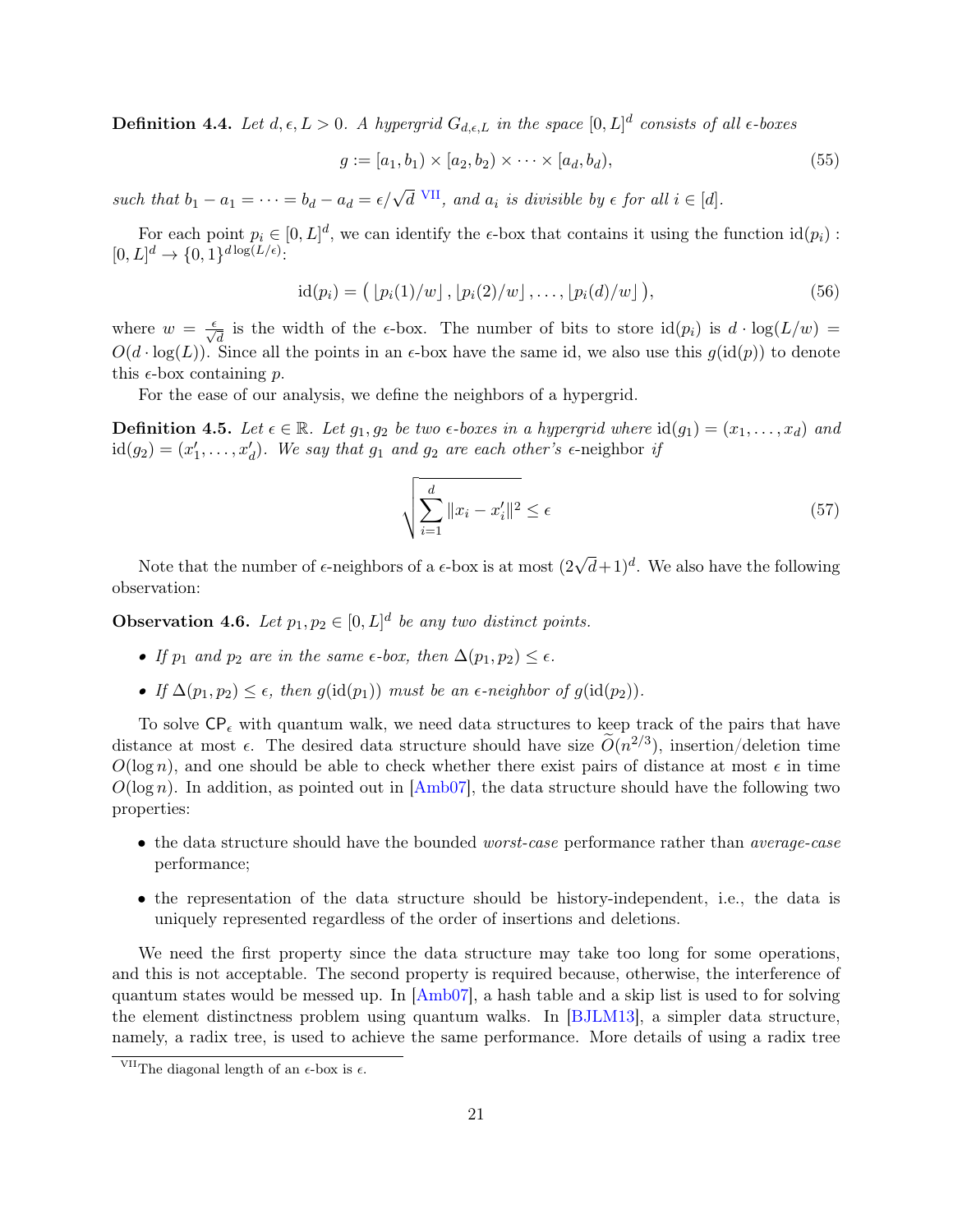**Definition 4.4.** *Let $d, \epsilon, L > 0$. A hypergrid $G_{d,\epsilon,L}$ in the space $[0, L]^d$ consists of all $\epsilon$-boxes*

$$g := [a_1, b_1) \times [a_2, b_2) \times \cdots \times [a_d, b_d), \tag{55}$$

*such that $b_1 - a_1 = \cdots = b_d - a_d = \epsilon/\sqrt{d}$* [VII]*, and $a_i$ is divisible by $\epsilon$ for all $i \in [d]$.*

For each point $p_i \in [0, L]^d$, we can identify the $\epsilon$-box that contains it using the function $\mathrm{id}(p_i) : [0, L]^d \to \{0, 1\}^{d \log(L/\epsilon)}$:

$$\mathrm{id}(p_i) = \big( \lfloor p_i(1)/w \rfloor , \lfloor p_i(2)/w \rfloor , \ldots , \lfloor p_i(d)/w \rfloor \big), \tag{56}$$

where $w = \frac{\epsilon}{\sqrt{d}}$ is the width of the $\epsilon$-box. The number of bits to store $\mathrm{id}(p_i)$ is $d \cdot \log(L/w) = O(d \cdot \log(L))$. Since all the points in an $\epsilon$-box have the same id, we also use this $g(\mathrm{id}(p))$ to denote this $\epsilon$-box containing $p$.

For the ease of our analysis, we define the neighbors of a hypergrid.

**Definition 4.5.** *Let $\epsilon \in \mathbb{R}$. Let $g_1, g_2$ be two $\epsilon$-boxes in a hypergrid where $\mathrm{id}(g_1) = (x_1, \ldots, x_d)$ and $\mathrm{id}(g_2) = (x'_1, \ldots, x'_d)$. We say that $g_1$ and $g_2$ are each other's* $\epsilon$-neighbor *if*

$$\sqrt{\sum_{i=1}^{d} \|x_i - x'_i\|^2} \leq \epsilon \tag{57}$$

Note that the number of $\epsilon$-neighbors of a $\epsilon$-box is at most $(2\sqrt{d}+1)^d$. We also have the following observation:

**Observation 4.6.** *Let $p_1, p_2 \in [0, L]^d$ be any two distinct points.*

- *If $p_1$ and $p_2$ are in the same $\epsilon$-box, then $\Delta(p_1, p_2) \leq \epsilon$.*
- *If $\Delta(p_1, p_2) \leq \epsilon$, then $g(\mathrm{id}(p_1))$ must be an $\epsilon$-neighbor of $g(\mathrm{id}(p_2))$.*

To solve $\mathsf{CP}_\epsilon$ with quantum walk, we need data structures to keep track of the pairs that have distance at most $\epsilon$. The desired data structure should have size $\widetilde{O}(n^{2/3})$, insertion/deletion time $O(\log n)$, and one should be able to check whether there exist pairs of distance at most $\epsilon$ in time $O(\log n)$. In addition, as pointed out in [Amb07], the data structure should have the following two properties:

- the data structure should have the bounded *worst-case* performance rather than *average-case* performance;
- the representation of the data structure should be history-independent, i.e., the data is uniquely represented regardless of the order of insertions and deletions.

We need the first property since the data structure may take too long for some operations, and this is not acceptable. The second property is required because, otherwise, the interference of quantum states would be messed up. In [Amb07], a hash table and a skip list is used to for solving the element distinctness problem using quantum walks. In [BJLM13], a simpler data structure, namely, a radix tree, is used to achieve the same performance. More details of using a radix tree

[VII] The diagonal length of an $\epsilon$-box is $\epsilon$.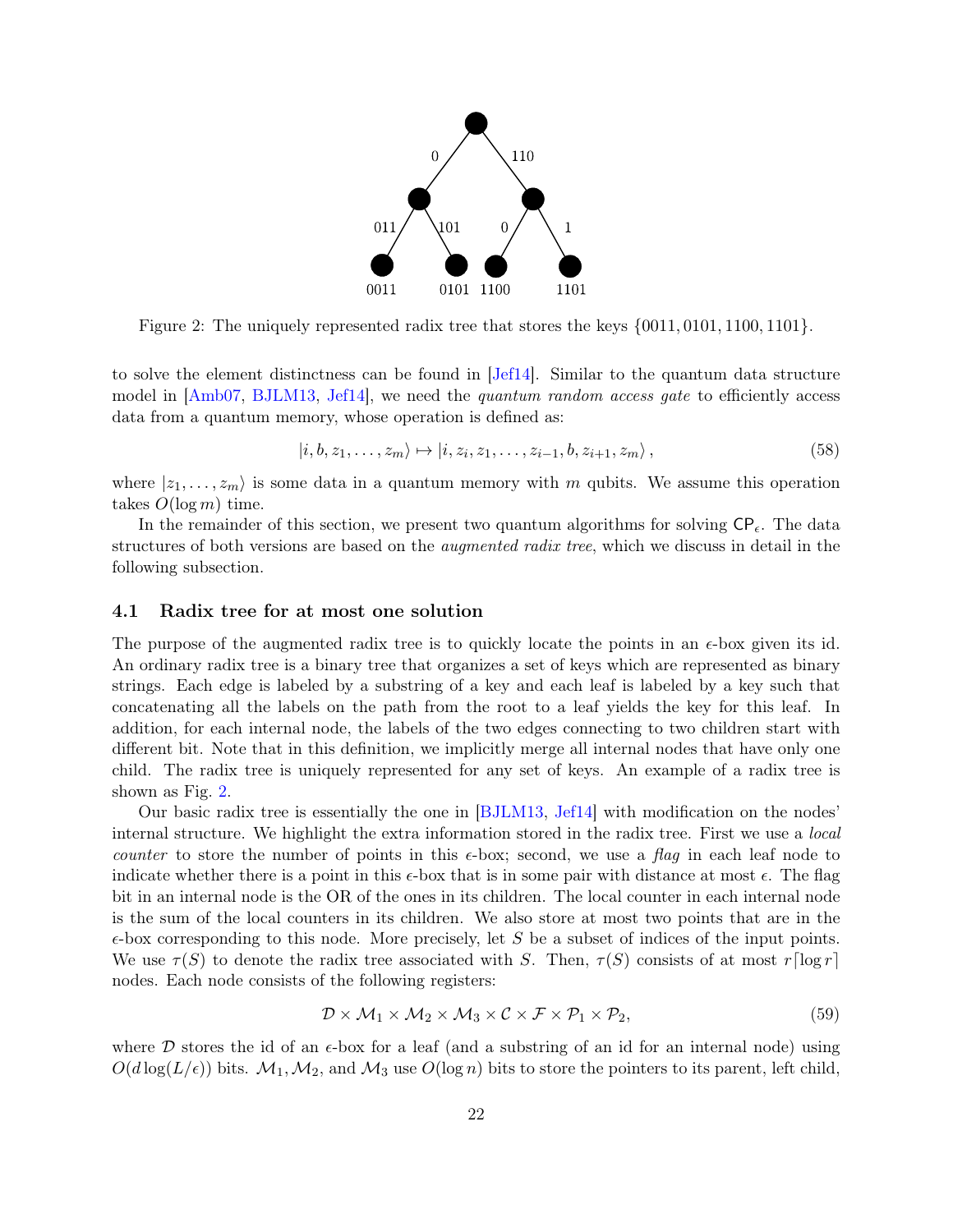Figure 2: The uniquely represented radix tree that stores the keys $\{0011, 0101, 1100, 1101\}$.

to solve the element distinctness can be found in [Jef14]. Similar to the quantum data structure model in [Amb07, BJLM13, Jef14], we need the *quantum random access gate* to efficiently access data from a quantum memory, whose operation is defined as:

$$|i, b, z_1, \ldots, z_m\rangle \mapsto |i, z_i, z_1, \ldots, z_{i-1}, b, z_{i+1}, z_m\rangle\,, \tag{58}$$

where $|z_1, \ldots, z_m\rangle$ is some data in a quantum memory with $m$ qubits. We assume this operation takes $O(\log m)$ time.

In the remainder of this section, we present two quantum algorithms for solving $\mathsf{CP}_\epsilon$. The data structures of both versions are based on the *augmented radix tree*, which we discuss in detail in the following subsection.

### 4.1 Radix tree for at most one solution

The purpose of the augmented radix tree is to quickly locate the points in an $\epsilon$-box given its id. An ordinary radix tree is a binary tree that organizes a set of keys which are represented as binary strings. Each edge is labeled by a substring of a key and each leaf is labeled by a key such that concatenating all the labels on the path from the root to a leaf yields the key for this leaf. In addition, for each internal node, the labels of the two edges connecting to two children start with different bit. Note that in this definition, we implicitly merge all internal nodes that have only one child. The radix tree is uniquely represented for any set of keys. An example of a radix tree is shown as Fig. 2.

Our basic radix tree is essentially the one in [BJLM13, Jef14] with modification on the nodes' internal structure. We highlight the extra information stored in the radix tree. First we use a *local counter* to store the number of points in this $\epsilon$-box; second, we use a *flag* in each leaf node to indicate whether there is a point in this $\epsilon$-box that is in some pair with distance at most $\epsilon$. The flag bit in an internal node is the OR of the ones in its children. The local counter in each internal node is the sum of the local counters in its children. We also store at most two points that are in the $\epsilon$-box corresponding to this node. More precisely, let $S$ be a subset of indices of the input points. We use $\tau(S)$ to denote the radix tree associated with $S$. Then, $\tau(S)$ consists of at most $r\lceil \log r \rceil$ nodes. Each node consists of the following registers:

$$\mathcal{D} \times \mathcal{M}_1 \times \mathcal{M}_2 \times \mathcal{M}_3 \times \mathcal{C} \times \mathcal{F} \times \mathcal{P}_1 \times \mathcal{P}_2, \tag{59}$$

where $\mathcal{D}$ stores the id of an $\epsilon$-box for a leaf (and a substring of an id for an internal node) using $O(d \log(L/\epsilon))$ bits. $\mathcal{M}_1, \mathcal{M}_2$, and $\mathcal{M}_3$ use $O(\log n)$ bits to store the pointers to its parent, left child,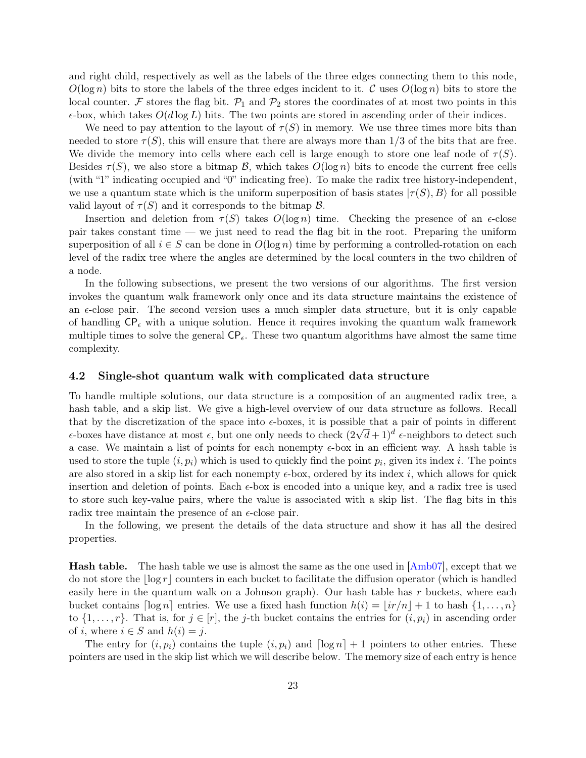and right child, respectively as well as the labels of the three edges connecting them to this node, $O(\log n)$ bits to store the labels of the three edges incident to it. $\mathcal{C}$ uses $O(\log n)$ bits to store the local counter. $\mathcal{F}$ stores the flag bit. $\mathcal{P}_1$ and $\mathcal{P}_2$ stores the coordinates of at most two points in this $\epsilon$-box, which takes $O(d \log L)$ bits. The two points are stored in ascending order of their indices.

We need to pay attention to the layout of $\tau(S)$ in memory. We use three times more bits than needed to store $\tau(S)$, this will ensure that there are always more than 1/3 of the bits that are free. We divide the memory into cells where each cell is large enough to store one leaf node of $\tau(S)$. Besides $\tau(S)$, we also store a bitmap $\mathcal{B}$, which takes $O(\log n)$ bits to encode the current free cells (with "1" indicating occupied and "0" indicating free). To make the radix tree history-independent, we use a quantum state which is the uniform superposition of basis states $|\tau(S), B\rangle$ for all possible valid layout of $\tau(S)$ and it corresponds to the bitmap $\mathcal{B}$.

Insertion and deletion from $\tau(S)$ takes $O(\log n)$ time. Checking the presence of an $\epsilon$-close pair takes constant time — we just need to read the flag bit in the root. Preparing the uniform superposition of all $i \in S$ can be done in $O(\log n)$ time by performing a controlled-rotation on each level of the radix tree where the angles are determined by the local counters in the two children of a node.

In the following subsections, we present the two versions of our algorithms. The first version invokes the quantum walk framework only once and its data structure maintains the existence of an $\epsilon$-close pair. The second version uses a much simpler data structure, but it is only capable of handling $\mathsf{CP}_\epsilon$ with a unique solution. Hence it requires invoking the quantum walk framework multiple times to solve the general $\mathsf{CP}_\epsilon$. These two quantum algorithms have almost the same time complexity.

### 4.2 Single-shot quantum walk with complicated data structure

To handle multiple solutions, our data structure is a composition of an augmented radix tree, a hash table, and a skip list. We give a high-level overview of our data structure as follows. Recall that by the discretization of the space into $\epsilon$-boxes, it is possible that a pair of points in different $\epsilon$-boxes have distance at most $\epsilon$, but one only needs to check $(2\sqrt{d}+1)^d$ $\epsilon$-neighbors to detect such a case. We maintain a list of points for each nonempty $\epsilon$-box in an efficient way. A hash table is used to store the tuple $(i, p_i)$ which is used to quickly find the point $p_i$, given its index $i$. The points are also stored in a skip list for each nonempty $\epsilon$-box, ordered by its index $i$, which allows for quick insertion and deletion of points. Each $\epsilon$-box is encoded into a unique key, and a radix tree is used to store such key-value pairs, where the value is associated with a skip list. The flag bits in this radix tree maintain the presence of an $\epsilon$-close pair.

In the following, we present the details of the data structure and show it has all the desired properties.

**Hash table.** The hash table we use is almost the same as the one used in [Amb07], except that we do not store the $\lfloor \log r \rfloor$ counters in each bucket to facilitate the diffusion operator (which is handled easily here in the quantum walk on a Johnson graph). Our hash table has $r$ buckets, where each bucket contains $\lceil \log n \rceil$ entries. We use a fixed hash function $h(i) = \lfloor ir/n \rfloor + 1$ to hash $\{1, \dots, n\}$ to $\{1, \dots, r\}$. That is, for $j \in [r]$, the $j$-th bucket contains the entries for $(i, p_i)$ in ascending order of $i$, where $i \in S$ and $h(i) = j$.

The entry for $(i, p_i)$ contains the tuple $(i, p_i)$ and $\lceil \log n \rceil + 1$ pointers to other entries. These pointers are used in the skip list which we will describe below. The memory size of each entry is hence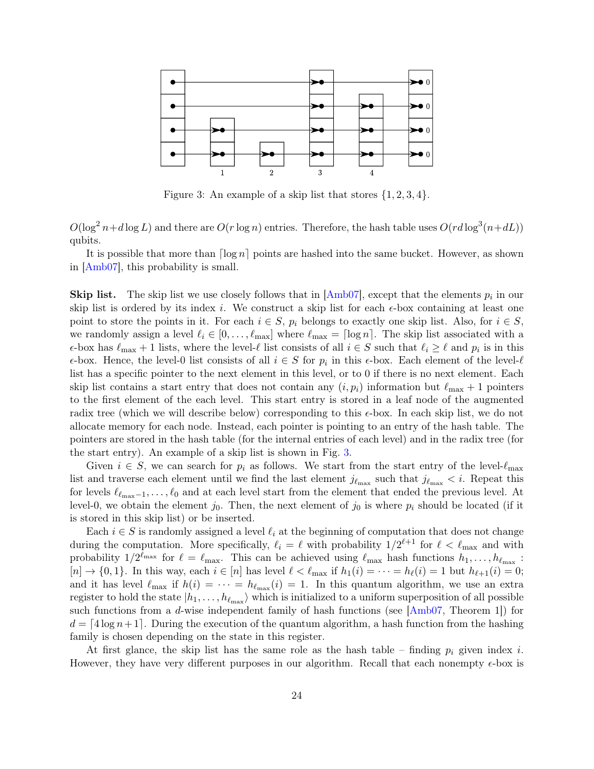Figure 3: An example of a skip list that stores $\{1, 2, 3, 4\}$.

$O(\log^2 n + d \log L)$ and there are $O(r \log n)$ entries. Therefore, the hash table uses $O(rd \log^3(n+dL))$ qubits.

It is possible that more than $\lceil \log n \rceil$ points are hashed into the same bucket. However, as shown in [Amb07], this probability is small.

**Skip list.** The skip list we use closely follows that in [Amb07], except that the elements $p_i$ in our skip list is ordered by its index $i$. We construct a skip list for each $\epsilon$-box containing at least one point to store the points in it. For each $i \in S$, $p_i$ belongs to exactly one skip list. Also, for $i \in S$, we randomly assign a level $\ell_i \in [0, \dots, \ell_{\max}]$ where $\ell_{\max} = \lceil \log n \rceil$. The skip list associated with a $\epsilon$-box has $\ell_{\max} + 1$ lists, where the level-$\ell$ list consists of all $i \in S$ such that $\ell_i \geq \ell$ and $p_i$ is in this $\epsilon$-box. Hence, the level-0 list consists of all $i \in S$ for $p_i$ in this $\epsilon$-box. Each element of the level-$\ell$ list has a specific pointer to the next element in this level, or to 0 if there is no next element. Each skip list contains a start entry that does not contain any $(i, p_i)$ information but $\ell_{\max} + 1$ pointers to the first element of the each level. This start entry is stored in a leaf node of the augmented radix tree (which we will describe below) corresponding to this $\epsilon$-box. In each skip list, we do not allocate memory for each node. Instead, each pointer is pointing to an entry of the hash table. The pointers are stored in the hash table (for the internal entries of each level) and in the radix tree (for the start entry). An example of a skip list is shown in Fig. 3.

Given $i \in S$, we can search for $p_i$ as follows. We start from the start entry of the level-$\ell_{\max}$ list and traverse each element until we find the last element $j_{\ell_{\max}}$ such that $j_{\ell_{\max}} < i$. Repeat this for levels $\ell_{\ell_{\max}-1}, \dots, \ell_0$ and at each level start from the element that ended the previous level. At level-0, we obtain the element $j_0$. Then, the next element of $j_0$ is where $p_i$ should be located (if it is stored in this skip list) or be inserted.

Each $i \in S$ is randomly assigned a level $\ell_i$ at the beginning of computation that does not change during the computation. More specifically, $\ell_i = \ell$ with probability $1/2^{\ell+1}$ for $\ell < \ell_{\max}$ and with probability $1/2^{\ell_{\max}}$ for $\ell = \ell_{\max}$. This can be achieved using $\ell_{\max}$ hash functions $h_1, \dots, h_{\ell_{\max}} : [n] \to \{0, 1\}$. In this way, each $i \in [n]$ has level $\ell < \ell_{\max}$ if $h_1(i) = \cdots = h_\ell(i) = 1$ but $h_{\ell+1}(i) = 0$; and it has level $\ell_{\max}$ if $h(i) = \cdots = h_{\ell_{\max}}(i) = 1$. In this quantum algorithm, we use an extra register to hold the state $|h_1, \dots, h_{\ell_{\max}}\rangle$ which is initialized to a uniform superposition of all possible such functions from a $d$-wise independent family of hash functions (see [Amb07, Theorem 1]) for $d = \lceil 4 \log n + 1 \rceil$. During the execution of the quantum algorithm, a hash function from the hashing family is chosen depending on the state in this register.

At first glance, the skip list has the same role as the hash table – finding $p_i$ given index $i$. However, they have very different purposes in our algorithm. Recall that each nonempty $\epsilon$-box is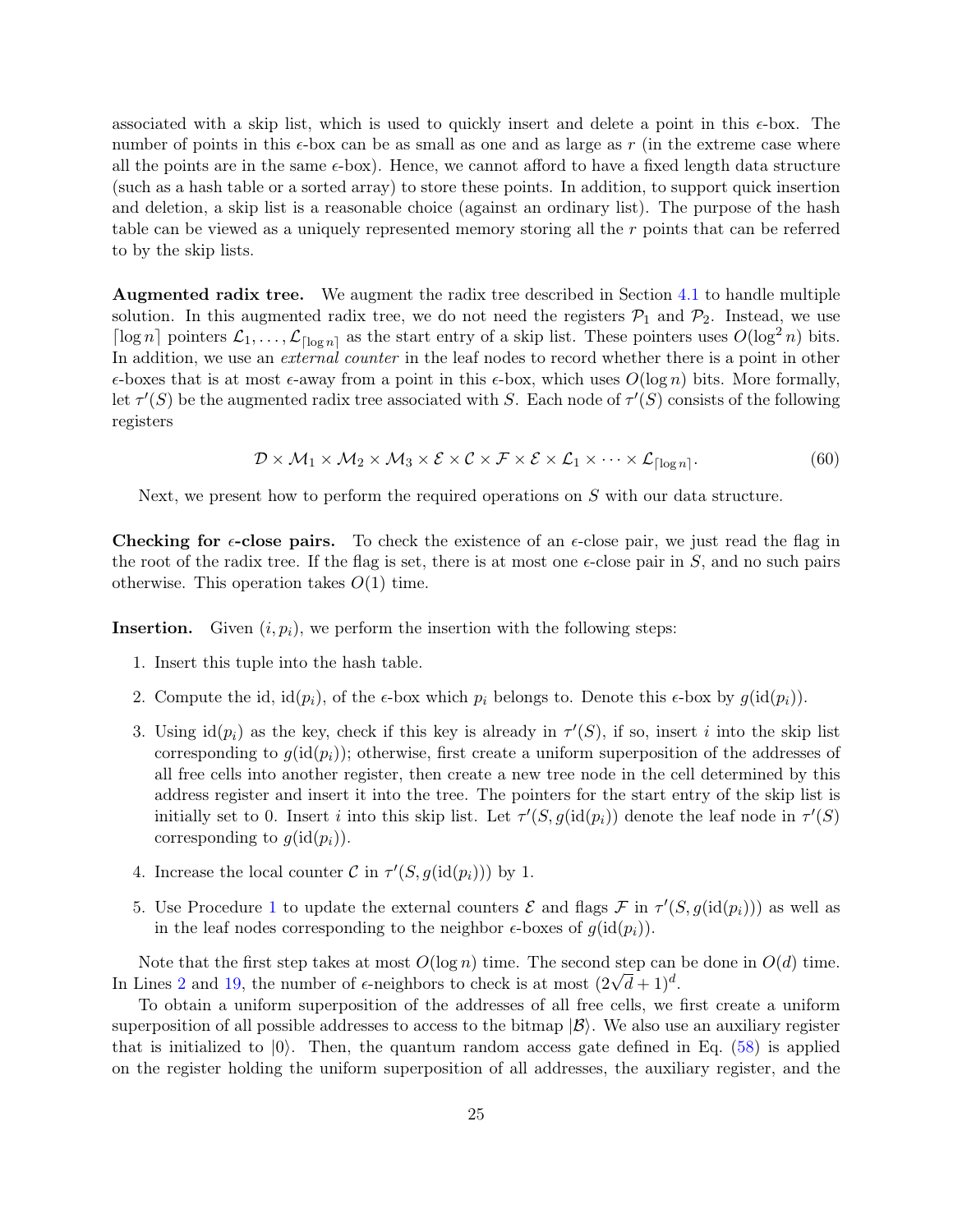associated with a skip list, which is used to quickly insert and delete a point in this $\epsilon$-box. The number of points in this $\epsilon$-box can be as small as one and as large as $r$ (in the extreme case where all the points are in the same $\epsilon$-box). Hence, we cannot afford to have a fixed length data structure (such as a hash table or a sorted array) to store these points. In addition, to support quick insertion and deletion, a skip list is a reasonable choice (against an ordinary list). The purpose of the hash table can be viewed as a uniquely represented memory storing all the $r$ points that can be referred to by the skip lists.

**Augmented radix tree.** We augment the radix tree described in Section 4.1 to handle multiple solution. In this augmented radix tree, we do not need the registers $\mathcal{P}_1$ and $\mathcal{P}_2$. Instead, we use $\lceil \log n \rceil$ pointers $\mathcal{L}_1, \ldots, \mathcal{L}_{\lceil \log n \rceil}$ as the start entry of a skip list. These pointers uses $O(\log^2 n)$ bits. In addition, we use an *external counter* in the leaf nodes to record whether there is a point in other $\epsilon$-boxes that is at most $\epsilon$-away from a point in this $\epsilon$-box, which uses $O(\log n)$ bits. More formally, let $\tau'(S)$ be the augmented radix tree associated with $S$. Each node of $\tau'(S)$ consists of the following registers

$$\mathcal{D} \times \mathcal{M}_1 \times \mathcal{M}_2 \times \mathcal{M}_3 \times \mathcal{E} \times \mathcal{C} \times \mathcal{F} \times \mathcal{E} \times \mathcal{L}_1 \times \cdots \times \mathcal{L}_{\lceil \log n \rceil}. \tag{60}$$

Next, we present how to perform the required operations on $S$ with our data structure.

**Checking for $\epsilon$-close pairs.** To check the existence of an $\epsilon$-close pair, we just read the flag in the root of the radix tree. If the flag is set, there is at most one $\epsilon$-close pair in $S$, and no such pairs otherwise. This operation takes $O(1)$ time.

**Insertion.** Given $(i, p_i)$, we perform the insertion with the following steps:

1. Insert this tuple into the hash table.
2. Compute the id, $\mathrm{id}(p_i)$, of the $\epsilon$-box which $p_i$ belongs to. Denote this $\epsilon$-box by $g(\mathrm{id}(p_i))$.
3. Using $\mathrm{id}(p_i)$ as the key, check if this key is already in $\tau'(S)$, if so, insert $i$ into the skip list corresponding to $g(\mathrm{id}(p_i))$; otherwise, first create a uniform superposition of the addresses of all free cells into another register, then create a new tree node in the cell determined by this address register and insert it into the tree. The pointers for the start entry of the skip list is initially set to 0. Insert $i$ into this skip list. Let $\tau'(S, g(\mathrm{id}(p_i))$ denote the leaf node in $\tau'(S)$ corresponding to $g(\mathrm{id}(p_i))$.
4. Increase the local counter $\mathcal{C}$ in $\tau'(S, g(\mathrm{id}(p_i)))$ by 1.
5. Use Procedure 1 to update the external counters $\mathcal{E}$ and flags $\mathcal{F}$ in $\tau'(S, g(\mathrm{id}(p_i)))$ as well as in the leaf nodes corresponding to the neighbor $\epsilon$-boxes of $g(\mathrm{id}(p_i))$.

Note that the first step takes at most $O(\log n)$ time. The second step can be done in $O(d)$ time. In Lines 2 and 19, the number of $\epsilon$-neighbors to check is at most $(2\sqrt{d}+1)^d$.

To obtain a uniform superposition of the addresses of all free cells, we first create a uniform superposition of all possible addresses to access to the bitmap $|\mathcal{B}\rangle$. We also use an auxiliary register that is initialized to $|0\rangle$. Then, the quantum random access gate defined in Eq. (58) is applied on the register holding the uniform superposition of all addresses, the auxiliary register, and the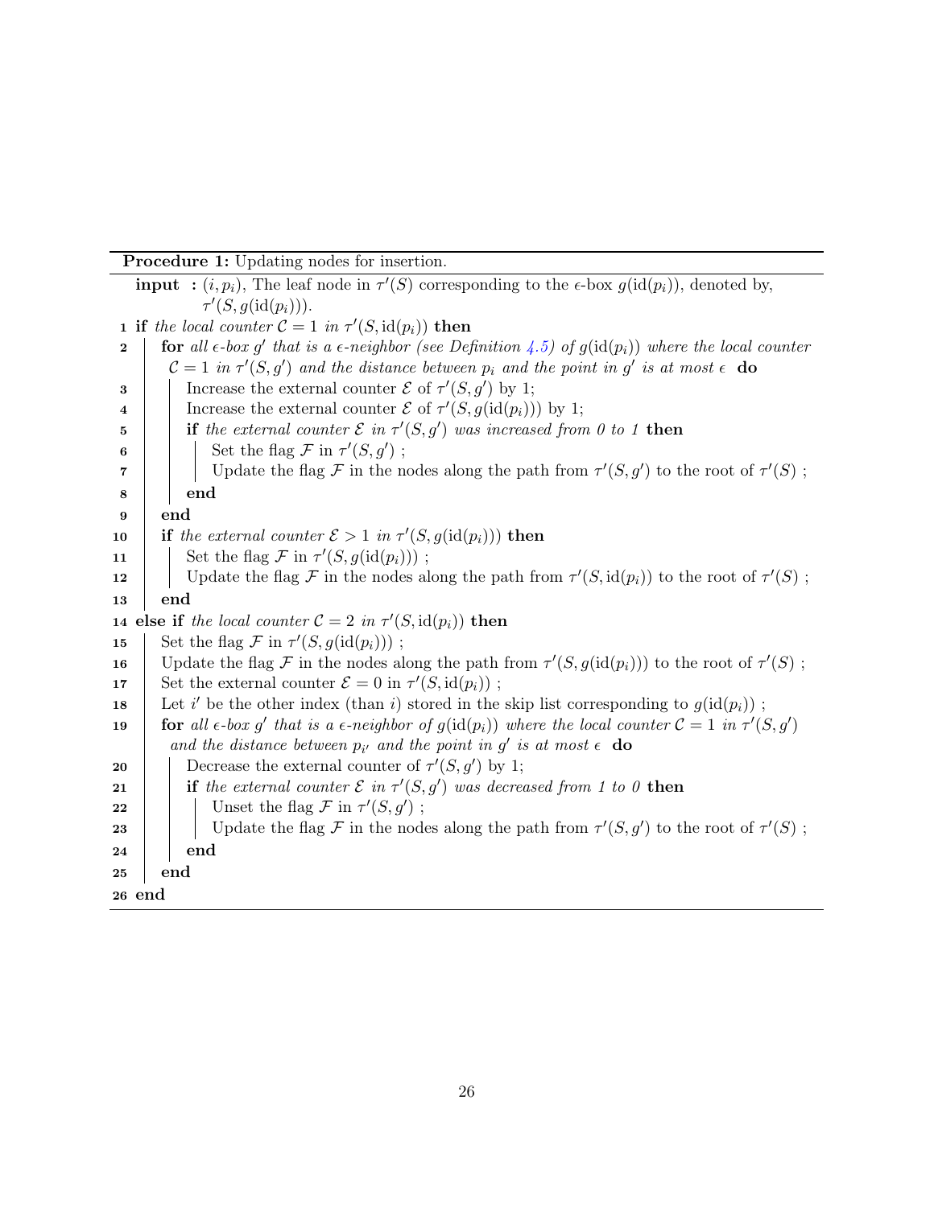**Procedure 1:** Updating nodes for insertion.

**input :** $(i, p_i)$, The leaf node in $\tau'(S)$ corresponding to the $\epsilon$-box $g(\text{id}(p_i))$, denoted by, $\tau'(S, g(\text{id}(p_i)))$.

```
1  if the local counter C = 1 in τ'(S, id(p_i)) then
2  |   for all ε-box g' that is a ε-neighbor (see Definition 4.5) of g(id(p_i)) where the local counter
   |     C = 1 in τ'(S, g') and the distance between p_i and the point in g' is at most ε do
3  |   |   Increase the external counter E of τ'(S, g') by 1;
4  |   |   Increase the external counter E of τ'(S, g(id(p_i))) by 1;
5  |   |   if the external counter E in τ'(S, g') was increased from 0 to 1 then
6  |   |   |   Set the flag F in τ'(S, g') ;
7  |   |   |   Update the flag F in the nodes along the path from τ'(S, g') to the root of τ'(S) ;
8  |   |   end
9  |   end
10 |   if the external counter E > 1 in τ'(S, g(id(p_i))) then
11 |   |   Set the flag F in τ'(S, g(id(p_i))) ;
12 |   |   Update the flag F in the nodes along the path from τ'(S, id(p_i)) to the root of τ'(S) ;
13 |   end
14 else if the local counter C = 2 in τ'(S, id(p_i)) then
15 |   Set the flag F in τ'(S, g(id(p_i))) ;
16 |   Update the flag F in the nodes along the path from τ'(S, g(id(p_i))) to the root of τ'(S) ;
17 |   Set the external counter E = 0 in τ'(S, id(p_i)) ;
18 |   Let i' be the other index (than i) stored in the skip list corresponding to g(id(p_i)) ;
19 |   for all ε-box g' that is a ε-neighbor of g(id(p_i)) where the local counter C = 1 in τ'(S, g')
   |     and the distance between p_i' and the point in g' is at most ε do
20 |   |   Decrease the external counter of τ'(S, g') by 1;
21 |   |   if the external counter E in τ'(S, g') was decreased from 1 to 0 then
22 |   |   |   Unset the flag F in τ'(S, g') ;
23 |   |   |   Update the flag F in the nodes along the path from τ'(S, g') to the root of τ'(S) ;
24 |   |   end
25 |   end
26 end
```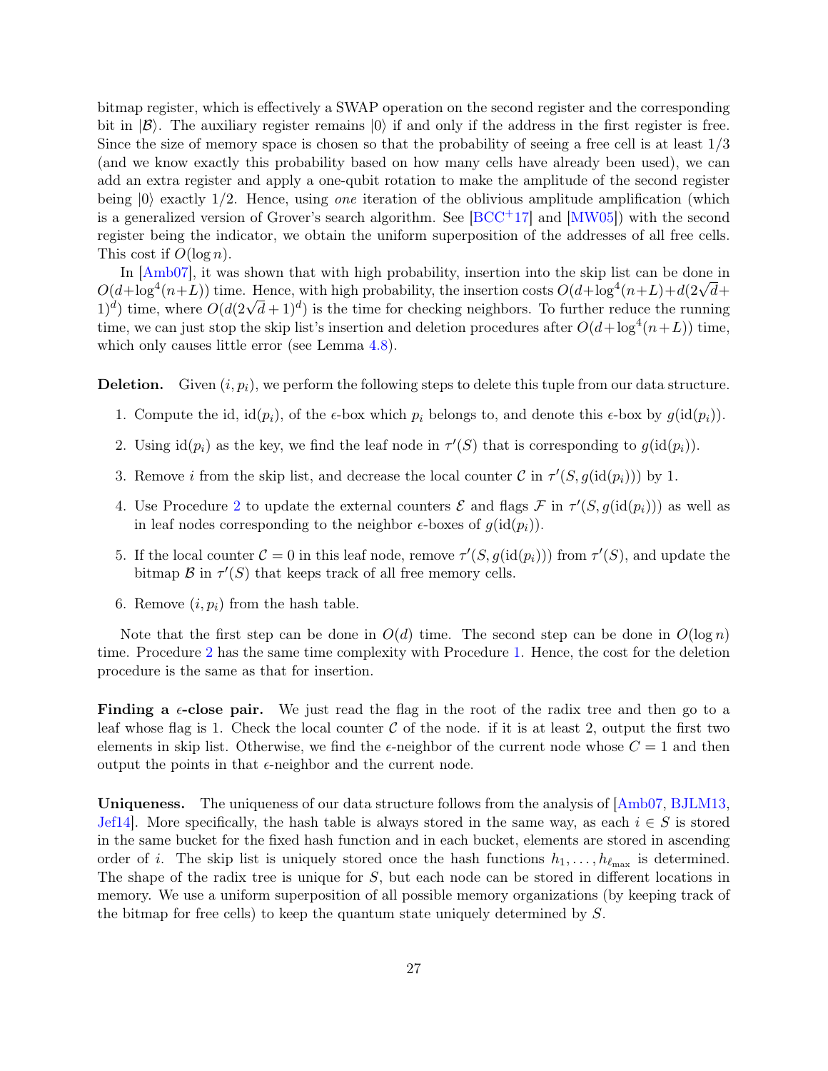bitmap register, which is effectively a SWAP operation on the second register and the corresponding bit in $|\mathcal{B}\rangle$. The auxiliary register remains $|0\rangle$ if and only if the address in the first register is free. Since the size of memory space is chosen so that the probability of seeing a free cell is at least 1/3 (and we know exactly this probability based on how many cells have already been used), we can add an extra register and apply a one-qubit rotation to make the amplitude of the second register being $|0\rangle$ exactly 1/2. Hence, using *one* iteration of the oblivious amplitude amplification (which is a generalized version of Grover's search algorithm. See [BCC+17] and [MW05]) with the second register being the indicator, we obtain the uniform superposition of the addresses of all free cells. This cost if $O(\log n)$.

In [Amb07], it was shown that with high probability, insertion into the skip list can be done in $O(d+\log^4(n+L))$ time. Hence, with high probability, the insertion costs $O(d+\log^4(n+L)+d(2\sqrt{d}+1)^d)$ time, where $O(d(2\sqrt{d}+1)^d)$ is the time for checking neighbors. To further reduce the running time, we can just stop the skip list's insertion and deletion procedures after $O(d+\log^4(n+L))$ time, which only causes little error (see Lemma 4.8).

**Deletion.** Given $(i, p_i)$, we perform the following steps to delete this tuple from our data structure.

1. Compute the id, $\mathrm{id}(p_i)$, of the $\epsilon$-box which $p_i$ belongs to, and denote this $\epsilon$-box by $g(\mathrm{id}(p_i))$.
2. Using $\mathrm{id}(p_i)$ as the key, we find the leaf node in $\tau'(S)$ that is corresponding to $g(\mathrm{id}(p_i))$.
3. Remove $i$ from the skip list, and decrease the local counter $\mathcal{C}$ in $\tau'(S, g(\mathrm{id}(p_i)))$ by 1.
4. Use Procedure 2 to update the external counters $\mathcal{E}$ and flags $\mathcal{F}$ in $\tau'(S, g(\mathrm{id}(p_i)))$ as well as in leaf nodes corresponding to the neighbor $\epsilon$-boxes of $g(\mathrm{id}(p_i))$.
5. If the local counter $\mathcal{C} = 0$ in this leaf node, remove $\tau'(S, g(\mathrm{id}(p_i)))$ from $\tau'(S)$, and update the bitmap $\mathcal{B}$ in $\tau'(S)$ that keeps track of all free memory cells.
6. Remove $(i, p_i)$ from the hash table.

Note that the first step can be done in $O(d)$ time. The second step can be done in $O(\log n)$ time. Procedure 2 has the same time complexity with Procedure 1. Hence, the cost for the deletion procedure is the same as that for insertion.

**Finding a $\epsilon$-close pair.** We just read the flag in the root of the radix tree and then go to a leaf whose flag is 1. Check the local counter $\mathcal{C}$ of the node. if it is at least 2, output the first two elements in skip list. Otherwise, we find the $\epsilon$-neighbor of the current node whose $C = 1$ and then output the points in that $\epsilon$-neighbor and the current node.

**Uniqueness.** The uniqueness of our data structure follows from the analysis of [Amb07, BJLM13, Jef14]. More specifically, the hash table is always stored in the same way, as each $i \in S$ is stored in the same bucket for the fixed hash function and in each bucket, elements are stored in ascending order of $i$. The skip list is uniquely stored once the hash functions $h_1, \ldots, h_{\ell_{\max}}$ is determined. The shape of the radix tree is unique for $S$, but each node can be stored in different locations in memory. We use a uniform superposition of all possible memory organizations (by keeping track of the bitmap for free cells) to keep the quantum state uniquely determined by $S$.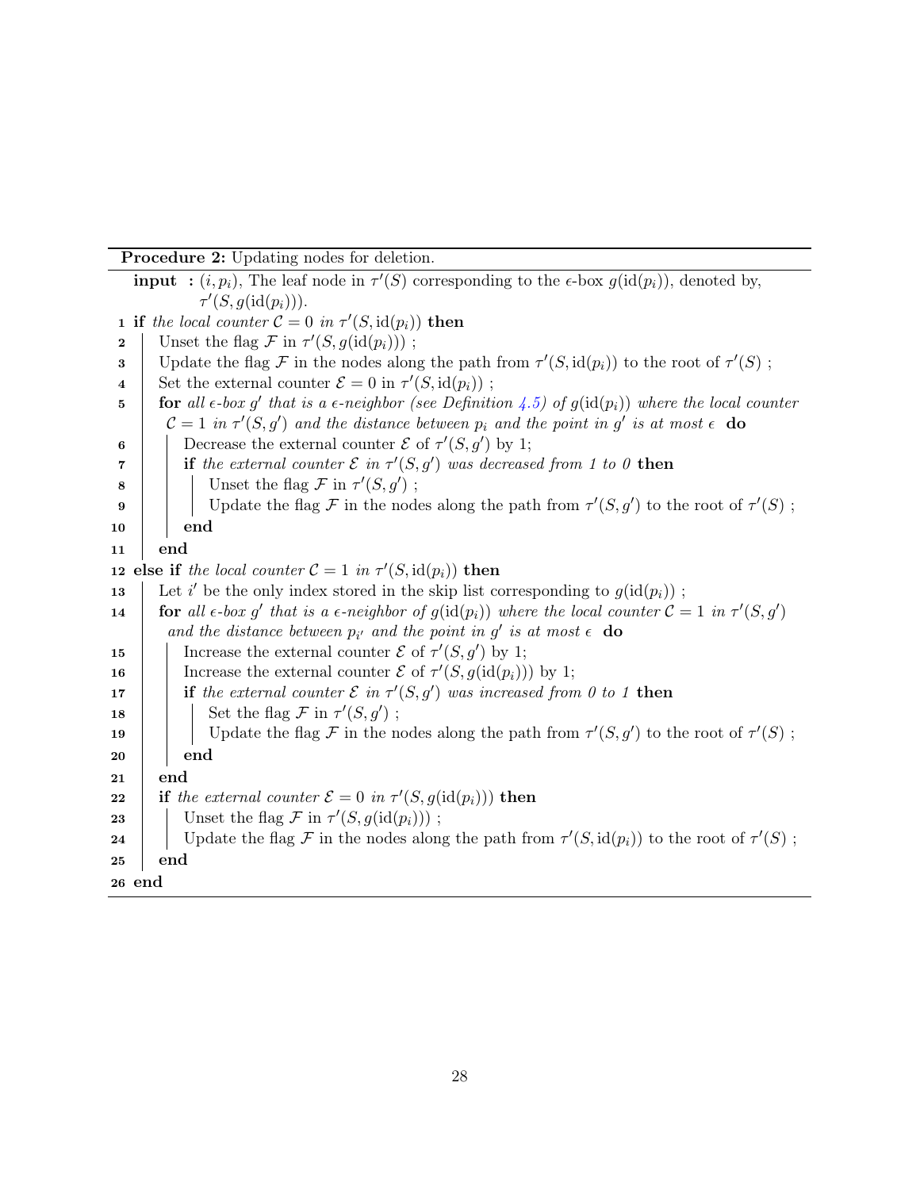**Procedure 2:** Updating nodes for deletion.

**input :** $(i, p_i)$, The leaf node in $\tau'(S)$ corresponding to the $\epsilon$-box $g(\text{id}(p_i))$, denoted by, $\tau'(S, g(\text{id}(p_i)))$.

```
1  if the local counter C = 0 in τ'(S, id(p_i)) then
2  |   Unset the flag F in τ'(S, g(id(p_i))) ;
3  |   Update the flag F in the nodes along the path from τ'(S, id(p_i)) to the root of τ'(S) ;
4  |   Set the external counter E = 0 in τ'(S, id(p_i)) ;
5  |   for all ϵ-box g' that is a ϵ-neighbor (see Definition 4.5) of g(id(p_i)) where the local counter
   |     C = 1 in τ'(S, g') and the distance between p_i and the point in g' is at most ϵ do
6  |   |   Decrease the external counter E of τ'(S, g') by 1;
7  |   |   if the external counter E in τ'(S, g') was decreased from 1 to 0 then
8  |   |   |   Unset the flag F in τ'(S, g') ;
9  |   |   |   Update the flag F in the nodes along the path from τ'(S, g') to the root of τ'(S) ;
10 |   |   end
11 |   end
12 else if the local counter C = 1 in τ'(S, id(p_i)) then
13 |   Let i' be the only index stored in the skip list corresponding to g(id(p_i)) ;
14 |   for all ϵ-box g' that is a ϵ-neighbor of g(id(p_i)) where the local counter C = 1 in τ'(S, g')
   |     and the distance between p_i' and the point in g' is at most ϵ do
15 |   |   Increase the external counter E of τ'(S, g') by 1;
16 |   |   Increase the external counter E of τ'(S, g(id(p_i))) by 1;
17 |   |   if the external counter E in τ'(S, g') was increased from 0 to 1 then
18 |   |   |   Set the flag F in τ'(S, g') ;
19 |   |   |   Update the flag F in the nodes along the path from τ'(S, g') to the root of τ'(S) ;
20 |   |   end
21 |   end
22 |   if the external counter E = 0 in τ'(S, g(id(p_i))) then
23 |   |   Unset the flag F in τ'(S, g(id(p_i))) ;
24 |   |   Update the flag F in the nodes along the path from τ'(S, id(p_i)) to the root of τ'(S) ;
25 |   end
26 end
```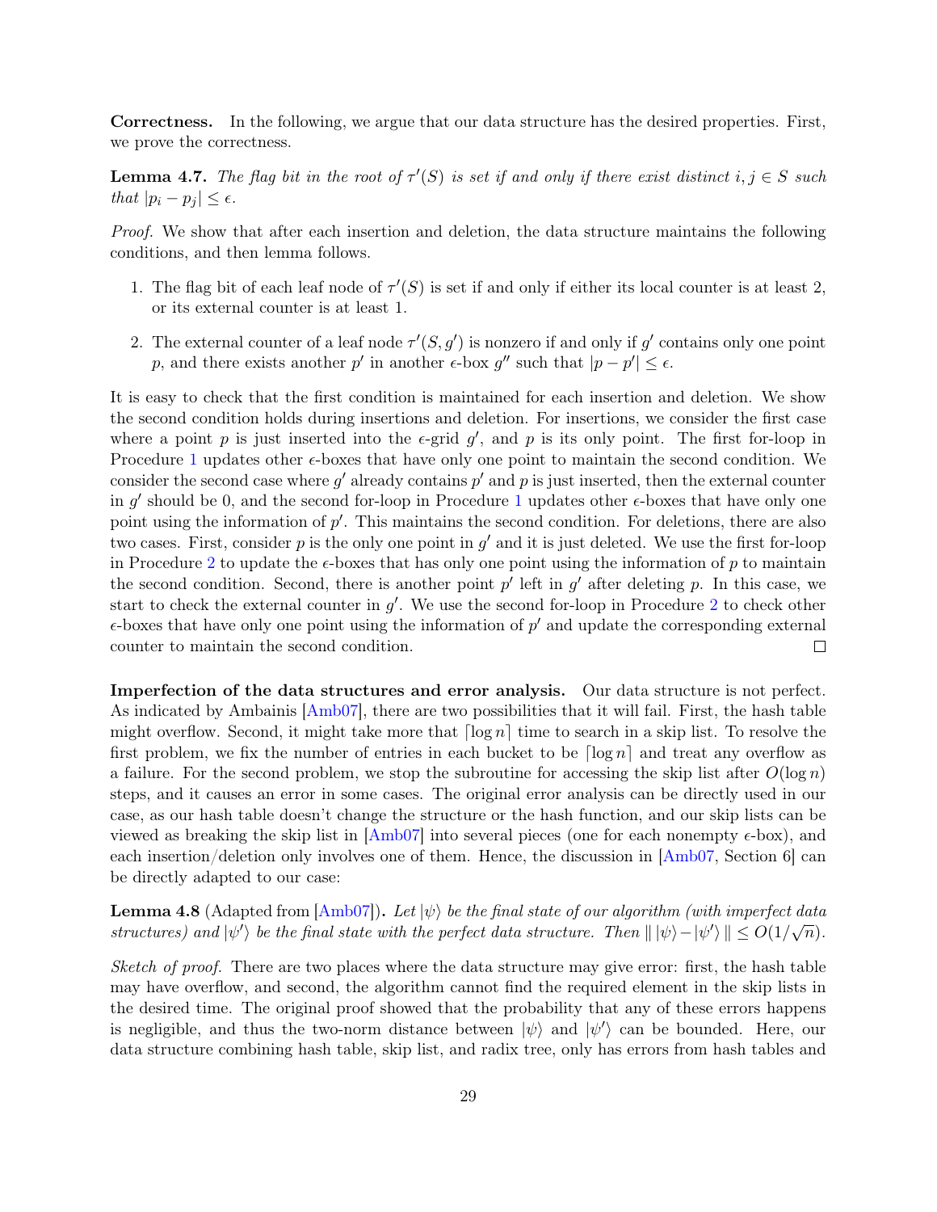**Correctness.** In the following, we argue that our data structure has the desired properties. First, we prove the correctness.

**Lemma 4.7.** *The flag bit in the root of $\tau'(S)$ is set if and only if there exist distinct $i, j \in S$ such that $|p_i - p_j| \leq \epsilon$.*

*Proof.* We show that after each insertion and deletion, the data structure maintains the following conditions, and then lemma follows.

1. The flag bit of each leaf node of $\tau'(S)$ is set if and only if either its local counter is at least 2, or its external counter is at least 1.
2. The external counter of a leaf node $\tau'(S, g')$ is nonzero if and only if $g'$ contains only one point $p$, and there exists another $p'$ in another $\epsilon$-box $g''$ such that $|p - p'| \leq \epsilon$.

It is easy to check that the first condition is maintained for each insertion and deletion. We show the second condition holds during insertions and deletion. For insertions, we consider the first case where a point $p$ is just inserted into the $\epsilon$-grid $g'$, and $p$ is its only point. The first for-loop in Procedure 1 updates other $\epsilon$-boxes that have only one point to maintain the second condition. We consider the second case where $g'$ already contains $p'$ and $p$ is just inserted, then the external counter in $g'$ should be 0, and the second for-loop in Procedure 1 updates other $\epsilon$-boxes that have only one point using the information of $p'$. This maintains the second condition. For deletions, there are also two cases. First, consider $p$ is the only one point in $g'$ and it is just deleted. We use the first for-loop in Procedure 2 to update the $\epsilon$-boxes that has only one point using the information of $p$ to maintain the second condition. Second, there is another point $p'$ left in $g'$ after deleting $p$. In this case, we start to check the external counter in $g'$. We use the second for-loop in Procedure 2 to check other $\epsilon$-boxes that have only one point using the information of $p'$ and update the corresponding external counter to maintain the second condition. $\square$

**Imperfection of the data structures and error analysis.** Our data structure is not perfect. As indicated by Ambainis [Amb07], there are two possibilities that it will fail. First, the hash table might overflow. Second, it might take more that $\lceil \log n \rceil$ time to search in a skip list. To resolve the first problem, we fix the number of entries in each bucket to be $\lceil \log n \rceil$ and treat any overflow as a failure. For the second problem, we stop the subroutine for accessing the skip list after $O(\log n)$ steps, and it causes an error in some cases. The original error analysis can be directly used in our case, as our hash table doesn't change the structure or the hash function, and our skip lists can be viewed as breaking the skip list in [Amb07] into several pieces (one for each nonempty $\epsilon$-box), and each insertion/deletion only involves one of them. Hence, the discussion in [Amb07, Section 6] can be directly adapted to our case:

**Lemma 4.8** (Adapted from [Amb07])**.** *Let $|\psi\rangle$ be the final state of our algorithm (with imperfect data structures) and $|\psi'\rangle$ be the final state with the perfect data structure. Then $\| |\psi\rangle - |\psi'\rangle \| \leq O(1/\sqrt{n})$.*

*Sketch of proof.* There are two places where the data structure may give error: first, the hash table may have overflow, and second, the algorithm cannot find the required element in the skip lists in the desired time. The original proof showed that the probability that any of these errors happens is negligible, and thus the two-norm distance between $|\psi\rangle$ and $|\psi'\rangle$ can be bounded. Here, our data structure combining hash table, skip list, and radix tree, only has errors from hash tables and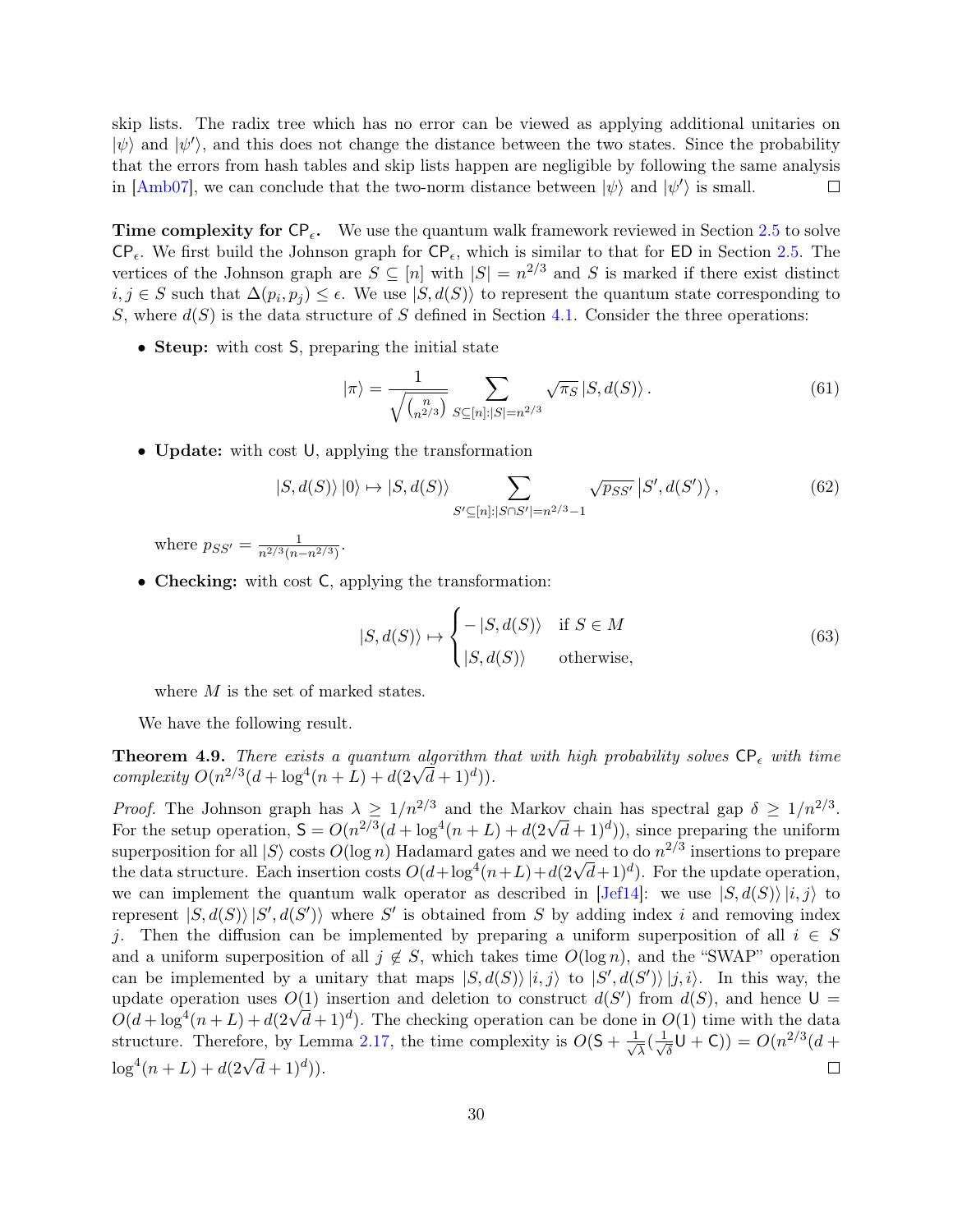skip lists. The radix tree which has no error can be viewed as applying additional unitaries on $|\psi\rangle$ and $|\psi'\rangle$, and this does not change the distance between the two states. Since the probability that the errors from hash tables and skip lists happen are negligible by following the same analysis in [Amb07], we can conclude that the two-norm distance between $|\psi\rangle$ and $|\psi'\rangle$ is small. $\square$

**Time complexity for $\mathsf{CP}_\epsilon$.** We use the quantum walk framework reviewed in Section 2.5 to solve $\mathsf{CP}_\epsilon$. We first build the Johnson graph for $\mathsf{CP}_\epsilon$, which is similar to that for $\mathsf{ED}$ in Section 2.5. The vertices of the Johnson graph are $S \subseteq [n]$ with $|S| = n^{2/3}$ and $S$ is marked if there exist distinct $i, j \in S$ such that $\Delta(p_i, p_j) \leq \epsilon$. We use $|S, d(S)\rangle$ to represent the quantum state corresponding to $S$, where $d(S)$ is the data structure of $S$ defined in Section 4.1. Consider the three operations:

- **Steup:** with cost $\mathsf{S}$, preparing the initial state

$$|\pi\rangle = \frac{1}{\sqrt{\binom{n}{n^{2/3}}}} \sum_{S \subseteq [n]:|S|=n^{2/3}} \sqrt{\pi_S}\, |S, d(S)\rangle\,. \tag{61}$$

- **Update:** with cost $\mathsf{U}$, applying the transformation

$$|S, d(S)\rangle\, |0\rangle \mapsto |S, d(S)\rangle \sum_{S' \subseteq [n]:|S\cap S'|=n^{2/3}-1} \sqrt{p_{SS'}}\, |S', d(S')\rangle\,, \tag{62}$$

  where $p_{SS'} = \frac{1}{n^{2/3}(n-n^{2/3})}$.

- **Checking:** with cost $\mathsf{C}$, applying the transformation:

$$|S, d(S)\rangle \mapsto \begin{cases} -\,|S, d(S)\rangle & \text{if } S \in M \\ |S, d(S)\rangle & \text{otherwise,} \end{cases} \tag{63}$$

  where $M$ is the set of marked states.

We have the following result.

**Theorem 4.9.** *There exists a quantum algorithm that with high probability solves $\mathsf{CP}_\epsilon$ with time complexity $O(n^{2/3}(d + \log^4(n+L) + d(2\sqrt{d}+1)^d))$.*

*Proof.* The Johnson graph has $\lambda \geq 1/n^{2/3}$ and the Markov chain has spectral gap $\delta \geq 1/n^{2/3}$. For the setup operation, $\mathsf{S} = O(n^{2/3}(d + \log^4(n+L) + d(2\sqrt{d}+1)^d))$, since preparing the uniform superposition for all $|S\rangle$ costs $O(\log n)$ Hadamard gates and we need to do $n^{2/3}$ insertions to prepare the data structure. Each insertion costs $O(d+\log^4(n+L)+d(2\sqrt{d}+1)^d)$. For the update operation, we can implement the quantum walk operator as described in [Jef14]: we use $|S, d(S)\rangle\, |i, j\rangle$ to represent $|S, d(S)\rangle\, |S', d(S')\rangle$ where $S'$ is obtained from $S$ by adding index $i$ and removing index $j$. Then the diffusion can be implemented by preparing a uniform superposition of all $i \in S$ and a uniform superposition of all $j \notin S$, which takes time $O(\log n)$, and the "SWAP" operation can be implemented by a unitary that maps $|S, d(S)\rangle\, |i, j\rangle$ to $|S', d(S')\rangle\, |j, i\rangle$. In this way, the update operation uses $O(1)$ insertion and deletion to construct $d(S')$ from $d(S)$, and hence $\mathsf{U} = O(d + \log^4(n+L) + d(2\sqrt{d}+1)^d)$. The checking operation can be done in $O(1)$ time with the data structure. Therefore, by Lemma 2.17, the time complexity is $O(\mathsf{S} + \frac{1}{\sqrt{\lambda}}(\frac{1}{\sqrt{\delta}}\mathsf{U} + \mathsf{C})) = O(n^{2/3}(d + \log^4(n+L) + d(2\sqrt{d}+1)^d))$. $\square$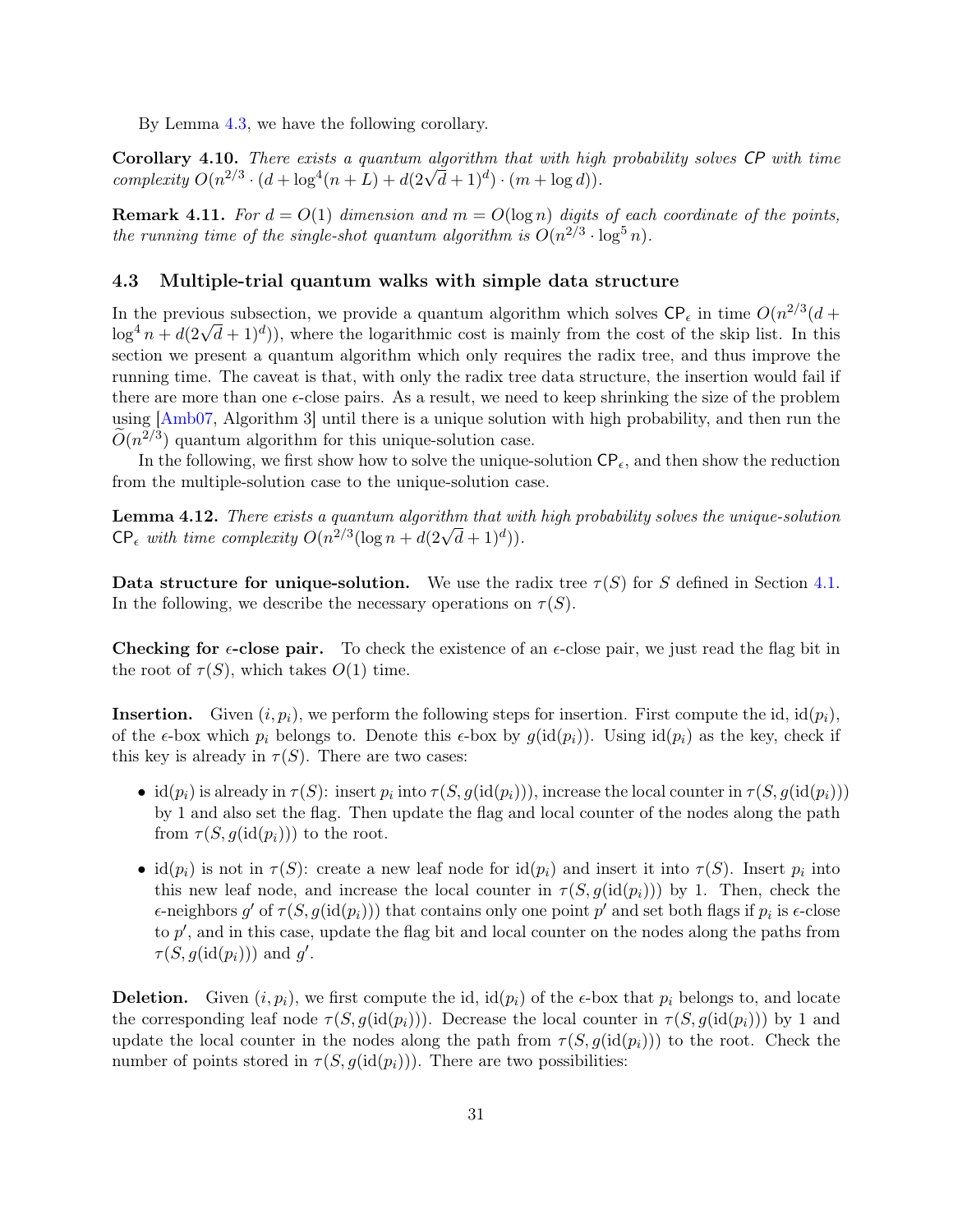By Lemma 4.3, we have the following corollary.

**Corollary 4.10.** *There exists a quantum algorithm that with high probability solves* $\mathsf{CP}$ *with time complexity* $O(n^{2/3} \cdot (d + \log^4(n+L) + d(2\sqrt{d}+1)^d) \cdot (m + \log d))$.

**Remark 4.11.** *For* $d = O(1)$ *dimension and* $m = O(\log n)$ *digits of each coordinate of the points, the running time of the single-shot quantum algorithm is* $O(n^{2/3} \cdot \log^5 n)$.

## 4.3 Multiple-trial quantum walks with simple data structure

In the previous subsection, we provide a quantum algorithm which solves $\mathsf{CP}_\epsilon$ in time $O(n^{2/3}(d + \log^4 n + d(2\sqrt{d}+1)^d))$, where the logarithmic cost is mainly from the cost of the skip list. In this section we present a quantum algorithm which only requires the radix tree, and thus improve the running time. The caveat is that, with only the radix tree data structure, the insertion would fail if there are more than one $\epsilon$-close pairs. As a result, we need to keep shrinking the size of the problem using [Amb07, Algorithm 3] until there is a unique solution with high probability, and then run the $\widetilde{O}(n^{2/3})$ quantum algorithm for this unique-solution case.

In the following, we first show how to solve the unique-solution $\mathsf{CP}_\epsilon$, and then show the reduction from the multiple-solution case to the unique-solution case.

**Lemma 4.12.** *There exists a quantum algorithm that with high probability solves the unique-solution* $\mathsf{CP}_\epsilon$ *with time complexity* $O(n^{2/3}(\log n + d(2\sqrt{d}+1)^d))$.

**Data structure for unique-solution.** We use the radix tree $\tau(S)$ for $S$ defined in Section 4.1. In the following, we describe the necessary operations on $\tau(S)$.

**Checking for $\epsilon$-close pair.** To check the existence of an $\epsilon$-close pair, we just read the flag bit in the root of $\tau(S)$, which takes $O(1)$ time.

**Insertion.** Given $(i, p_i)$, we perform the following steps for insertion. First compute the id, $\mathrm{id}(p_i)$, of the $\epsilon$-box which $p_i$ belongs to. Denote this $\epsilon$-box by $g(\mathrm{id}(p_i))$. Using $\mathrm{id}(p_i)$ as the key, check if this key is already in $\tau(S)$. There are two cases:

- $\mathrm{id}(p_i)$ is already in $\tau(S)$: insert $p_i$ into $\tau(S, g(\mathrm{id}(p_i)))$, increase the local counter in $\tau(S, g(\mathrm{id}(p_i)))$ by 1 and also set the flag. Then update the flag and local counter of the nodes along the path from $\tau(S, g(\mathrm{id}(p_i)))$ to the root.
- $\mathrm{id}(p_i)$ is not in $\tau(S)$: create a new leaf node for $\mathrm{id}(p_i)$ and insert it into $\tau(S)$. Insert $p_i$ into this new leaf node, and increase the local counter in $\tau(S, g(\mathrm{id}(p_i)))$ by 1. Then, check the $\epsilon$-neighbors $g'$ of $\tau(S, g(\mathrm{id}(p_i)))$ that contains only one point $p'$ and set both flags if $p_i$ is $\epsilon$-close to $p'$, and in this case, update the flag bit and local counter on the nodes along the paths from $\tau(S, g(\mathrm{id}(p_i)))$ and $g'$.

**Deletion.** Given $(i, p_i)$, we first compute the id, $\mathrm{id}(p_i)$ of the $\epsilon$-box that $p_i$ belongs to, and locate the corresponding leaf node $\tau(S, g(\mathrm{id}(p_i)))$. Decrease the local counter in $\tau(S, g(\mathrm{id}(p_i)))$ by 1 and update the local counter in the nodes along the path from $\tau(S, g(\mathrm{id}(p_i)))$ to the root. Check the number of points stored in $\tau(S, g(\mathrm{id}(p_i)))$. There are two possibilities: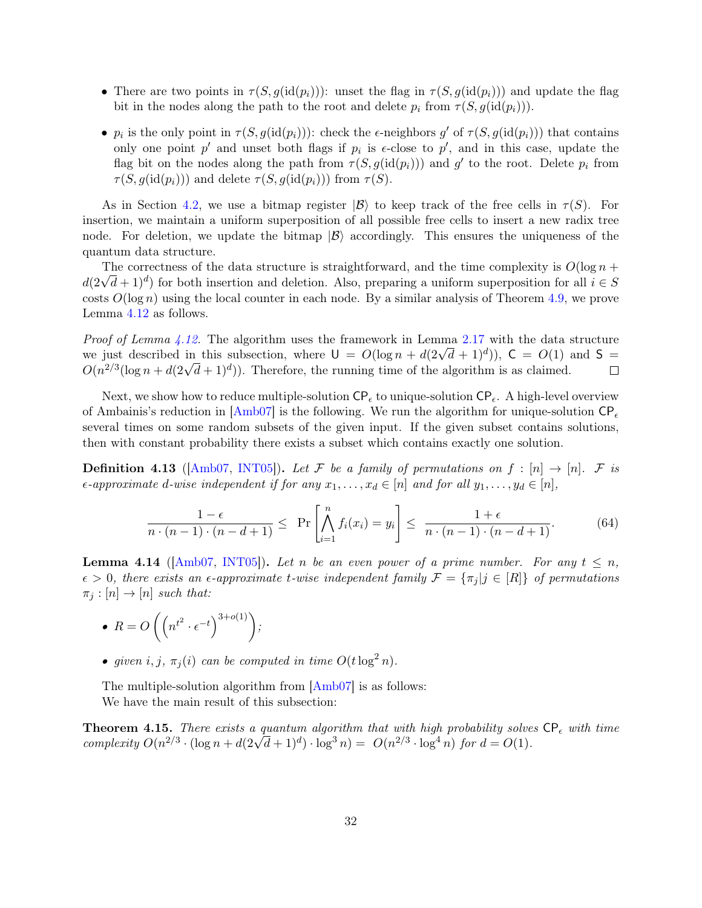- There are two points in $\tau(S, g(\text{id}(p_i)))$: unset the flag in $\tau(S, g(\text{id}(p_i)))$ and update the flag bit in the nodes along the path to the root and delete $p_i$ from $\tau(S, g(\text{id}(p_i)))$.
- $p_i$ is the only point in $\tau(S, g(\text{id}(p_i)))$: check the $\epsilon$-neighbors $g'$ of $\tau(S, g(\text{id}(p_i)))$ that contains only one point $p'$ and unset both flags if $p_i$ is $\epsilon$-close to $p'$, and in this case, update the flag bit on the nodes along the path from $\tau(S, g(\text{id}(p_i)))$ and $g'$ to the root. Delete $p_i$ from $\tau(S, g(\text{id}(p_i)))$ and delete $\tau(S, g(\text{id}(p_i)))$ from $\tau(S)$.

As in Section 4.2, we use a bitmap register $|\mathcal{B}\rangle$ to keep track of the free cells in $\tau(S)$. For insertion, we maintain a uniform superposition of all possible free cells to insert a new radix tree node. For deletion, we update the bitmap $|\mathcal{B}\rangle$ accordingly. This ensures the uniqueness of the quantum data structure.

The correctness of the data structure is straightforward, and the time complexity is $O(\log n + d(2\sqrt{d}+1)^d)$ for both insertion and deletion. Also, preparing a uniform superposition for all $i \in S$ costs $O(\log n)$ using the local counter in each node. By a similar analysis of Theorem 4.9, we prove Lemma 4.12 as follows.

*Proof of Lemma 4.12.* The algorithm uses the framework in Lemma 2.17 with the data structure we just described in this subsection, where $\mathsf{U} = O(\log n + d(2\sqrt{d}+1)^d))$, $\mathsf{C} = O(1)$ and $\mathsf{S} = O(n^{2/3}(\log n + d(2\sqrt{d}+1)^d))$. Therefore, the running time of the algorithm is as claimed. $\square$

Next, we show how to reduce multiple-solution $\mathsf{CP}_\epsilon$ to unique-solution $\mathsf{CP}_\epsilon$. A high-level overview of Ambainis's reduction in [Amb07] is the following. We run the algorithm for unique-solution $\mathsf{CP}_\epsilon$ several times on some random subsets of the given input. If the given subset contains solutions, then with constant probability there exists a subset which contains exactly one solution.

**Definition 4.13** ([Amb07, INT05])**.** *Let $\mathcal{F}$ be a family of permutations on $f : [n] \to [n]$. $\mathcal{F}$ is $\epsilon$-approximate $d$-wise independent if for any $x_1, \ldots, x_d \in [n]$ and for all $y_1, \ldots, y_d \in [n]$,*

$$\frac{1-\epsilon}{n \cdot (n-1) \cdot (n-d+1)} \leq \Pr\left[\bigwedge_{i=1}^{n} f_i(x_i) = y_i\right] \leq \frac{1+\epsilon}{n \cdot (n-1) \cdot (n-d+1)}. \tag{64}$$

**Lemma 4.14** ([Amb07, INT05])**.** *Let $n$ be an even power of a prime number. For any $t \leq n$, $\epsilon > 0$, there exists an $\epsilon$-approximate $t$-wise independent family $\mathcal{F} = \{\pi_j | j \in [R]\}$ of permutations $\pi_j : [n] \to [n]$ such that:*

- $R = O\left(\left(n^{t^2} \cdot \epsilon^{-t}\right)^{3+o(1)}\right)$*;*
- *given $i, j$, $\pi_j(i)$ can be computed in time $O(t \log^2 n)$.*

The multiple-solution algorithm from [Amb07] is as follows:

We have the main result of this subsection:

**Theorem 4.15.** *There exists a quantum algorithm that with high probability solves $\mathsf{CP}_\epsilon$ with time complexity $O(n^{2/3} \cdot (\log n + d(2\sqrt{d}+1)^d) \cdot \log^3 n) = O(n^{2/3} \cdot \log^4 n)$ for $d = O(1)$.*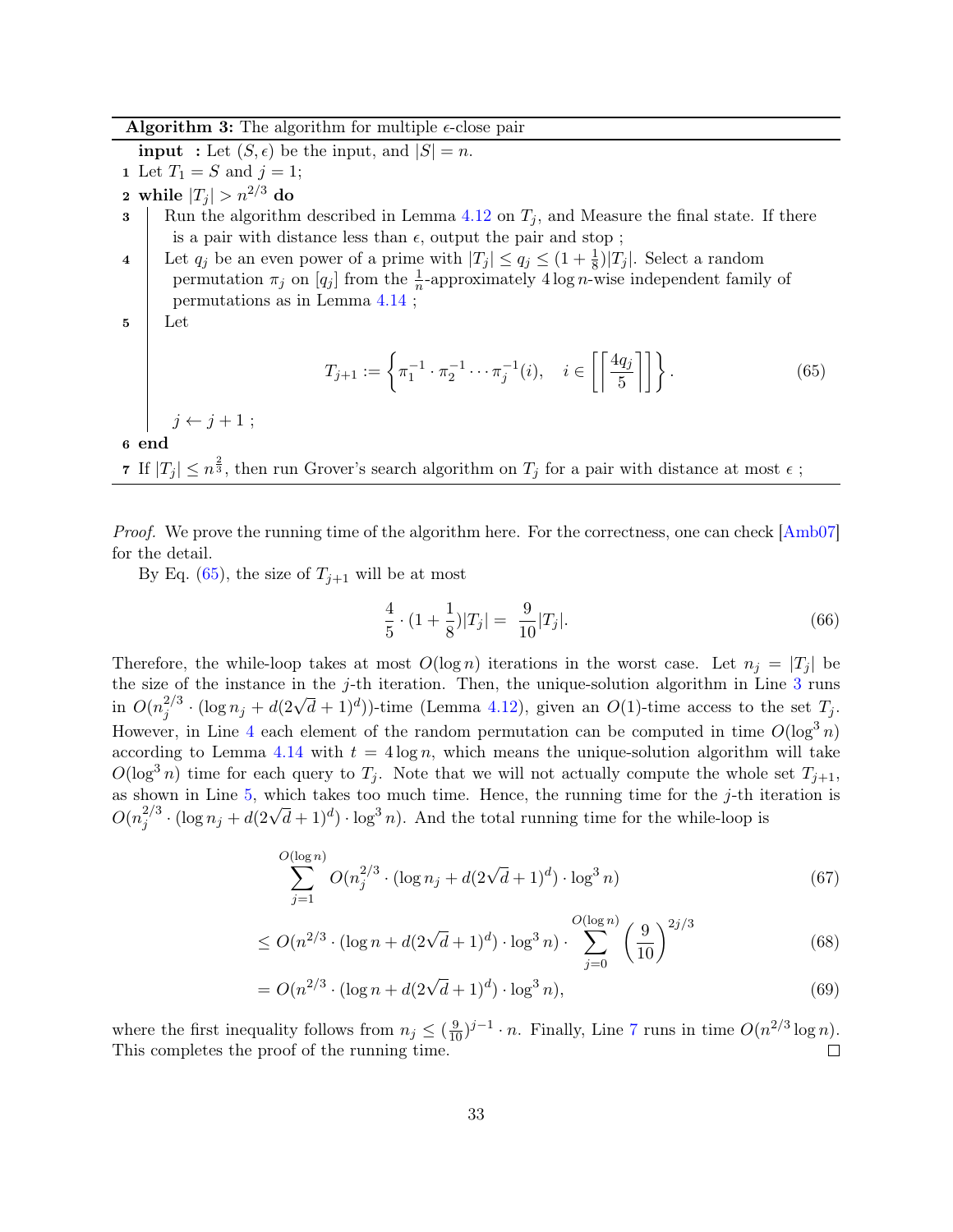**Algorithm 3:** The algorithm for multiple $\epsilon$-close pair

**input :** Let $(S, \epsilon)$ be the input, and $|S| = n$.

1. Let $T_1 = S$ and $j = 1$;
2. **while** $|T_j| > n^{2/3}$ **do**
3. Run the algorithm described in Lemma 4.12 on $T_j$, and Measure the final state. If there is a pair with distance less than $\epsilon$, output the pair and stop ;
4. Let $q_j$ be an even power of a prime with $|T_j| \le q_j \le (1 + \frac{1}{8})|T_j|$. Select a random permutation $\pi_j$ on $[q_j]$ from the $\frac{1}{n}$-approximately $4 \log n$-wise independent family of permutations as in Lemma 4.14 ;
5. Let
$$T_{j+1} := \left\{ \pi_1^{-1} \cdot \pi_2^{-1} \cdots \pi_j^{-1}(i), \quad i \in \left[\left[ \left\lceil \frac{4q_j}{5} \right\rceil \right]\right] \right\}. \tag{65}$$
$j \leftarrow j + 1$ ;
6. **end**
7. If $|T_j| \le n^{\frac{2}{3}}$, then run Grover's search algorithm on $T_j$ for a pair with distance at most $\epsilon$ ;

*Proof.* We prove the running time of the algorithm here. For the correctness, one can check [Amb07] for the detail.

By Eq. (65), the size of $T_{j+1}$ will be at most

$$\frac{4}{5} \cdot (1 + \frac{1}{8})|T_j| = \frac{9}{10}|T_j|. \tag{66}$$

Therefore, the while-loop takes at most $O(\log n)$ iterations in the worst case. Let $n_j = |T_j|$ be the size of the instance in the $j$-th iteration. Then, the unique-solution algorithm in Line 3 runs in $O(n_j^{2/3} \cdot (\log n_j + d(2\sqrt{d} + 1)^d))$-time (Lemma 4.12), given an $O(1)$-time access to the set $T_j$. However, in Line 4 each element of the random permutation can be computed in time $O(\log^3 n)$ according to Lemma 4.14 with $t = 4 \log n$, which means the unique-solution algorithm will take $O(\log^3 n)$ time for each query to $T_j$. Note that we will not actually compute the whole set $T_{j+1}$, as shown in Line 5, which takes too much time. Hence, the running time for the $j$-th iteration is $O(n_j^{2/3} \cdot (\log n_j + d(2\sqrt{d} + 1)^d) \cdot \log^3 n)$. And the total running time for the while-loop is

$$\sum_{j=1}^{O(\log n)} O(n_j^{2/3} \cdot (\log n_j + d(2\sqrt{d} + 1)^d) \cdot \log^3 n) \tag{67}$$

$$\le O(n^{2/3} \cdot (\log n + d(2\sqrt{d} + 1)^d) \cdot \log^3 n) \cdot \sum_{j=0}^{O(\log n)} \left(\frac{9}{10}\right)^{2j/3} \tag{68}$$

$$= O(n^{2/3} \cdot (\log n + d(2\sqrt{d} + 1)^d) \cdot \log^3 n), \tag{69}$$

where the first inequality follows from $n_j \le (\frac{9}{10})^{j-1} \cdot n$. Finally, Line 7 runs in time $O(n^{2/3} \log n)$. This completes the proof of the running time. $\square$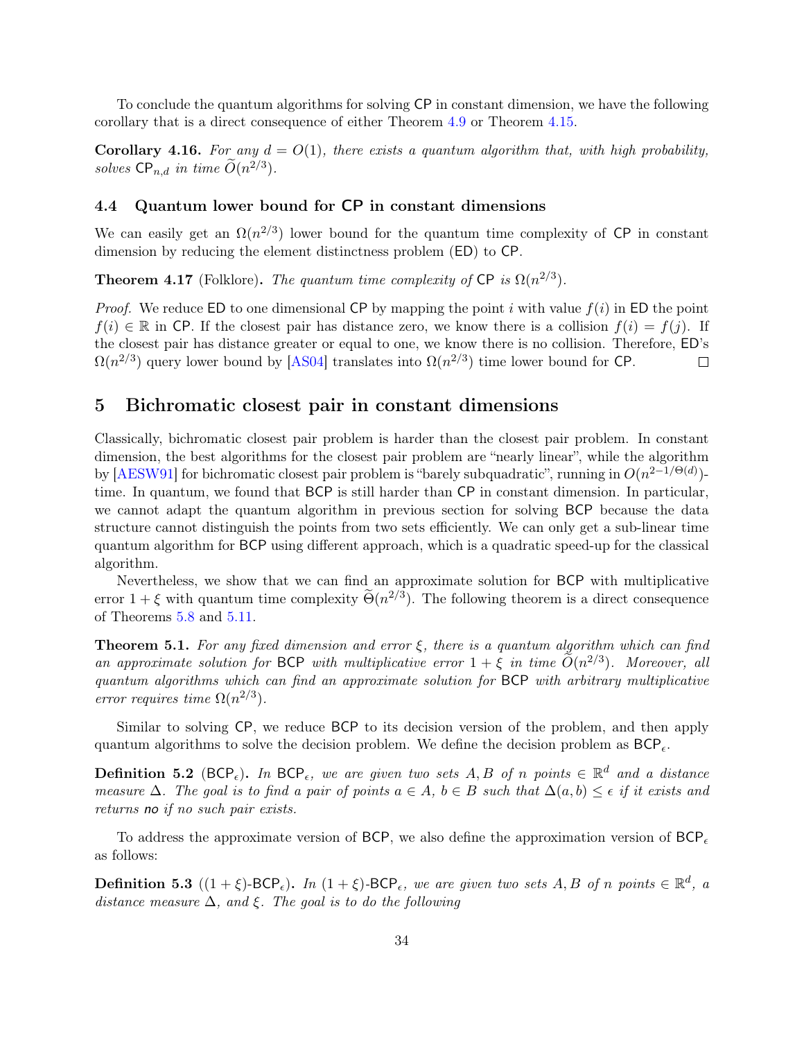To conclude the quantum algorithms for solving CP in constant dimension, we have the following corollary that is a direct consequence of either Theorem 4.9 or Theorem 4.15.

**Corollary 4.16.** *For any $d = O(1)$, there exists a quantum algorithm that, with high probability, solves $\mathsf{CP}_{n,d}$ in time $\widetilde{O}(n^{2/3})$.*

### 4.4 Quantum lower bound for CP in constant dimensions

We can easily get an $\Omega(n^{2/3})$ lower bound for the quantum time complexity of CP in constant dimension by reducing the element distinctness problem (ED) to CP.

**Theorem 4.17** (Folklore)**.** *The quantum time complexity of* CP *is* $\Omega(n^{2/3})$.

*Proof.* We reduce ED to one dimensional CP by mapping the point $i$ with value $f(i)$ in ED the point $f(i) \in \mathbb{R}$ in CP. If the closest pair has distance zero, we know there is a collision $f(i) = f(j)$. If the closest pair has distance greater or equal to one, we know there is no collision. Therefore, ED's $\Omega(n^{2/3})$ query lower bound by [AS04] translates into $\Omega(n^{2/3})$ time lower bound for CP. □

## 5 Bichromatic closest pair in constant dimensions

Classically, bichromatic closest pair problem is harder than the closest pair problem. In constant dimension, the best algorithms for the closest pair problem are "nearly linear", while the algorithm by [AESW91] for bichromatic closest pair problem is "barely subquadratic", running in $O(n^{2-1/\Theta(d)})$-time. In quantum, we found that BCP is still harder than CP in constant dimension. In particular, we cannot adapt the quantum algorithm in previous section for solving BCP because the data structure cannot distinguish the points from two sets efficiently. We can only get a sub-linear time quantum algorithm for BCP using different approach, which is a quadratic speed-up for the classical algorithm.

Nevertheless, we show that we can find an approximate solution for BCP with multiplicative error $1 + \xi$ with quantum time complexity $\widetilde{\Theta}(n^{2/3})$. The following theorem is a direct consequence of Theorems 5.8 and 5.11.

**Theorem 5.1.** *For any fixed dimension and error $\xi$, there is a quantum algorithm which can find an approximate solution for* BCP *with multiplicative error $1 + \xi$ in time $\widetilde{O}(n^{2/3})$. Moreover, all quantum algorithms which can find an approximate solution for* BCP *with arbitrary multiplicative error requires time $\Omega(n^{2/3})$.*

Similar to solving CP, we reduce BCP to its decision version of the problem, and then apply quantum algorithms to solve the decision problem. We define the decision problem as $\mathsf{BCP}_\epsilon$.

**Definition 5.2** ($\mathsf{BCP}_\epsilon$)**.** *In $\mathsf{BCP}_\epsilon$, we are given two sets $A, B$ of $n$ points $\in \mathbb{R}^d$ and a distance measure $\Delta$. The goal is to find a pair of points $a \in A$, $b \in B$ such that $\Delta(a, b) \leq \epsilon$ if it exists and returns* no *if no such pair exists.*

To address the approximate version of BCP, we also define the approximation version of $\mathsf{BCP}_\epsilon$ as follows:

**Definition 5.3** ($(1 + \xi)$-$\mathsf{BCP}_\epsilon$)**.** *In $(1 + \xi)$-$\mathsf{BCP}_\epsilon$, we are given two sets $A, B$ of $n$ points $\in \mathbb{R}^d$, a distance measure $\Delta$, and $\xi$. The goal is to do the following*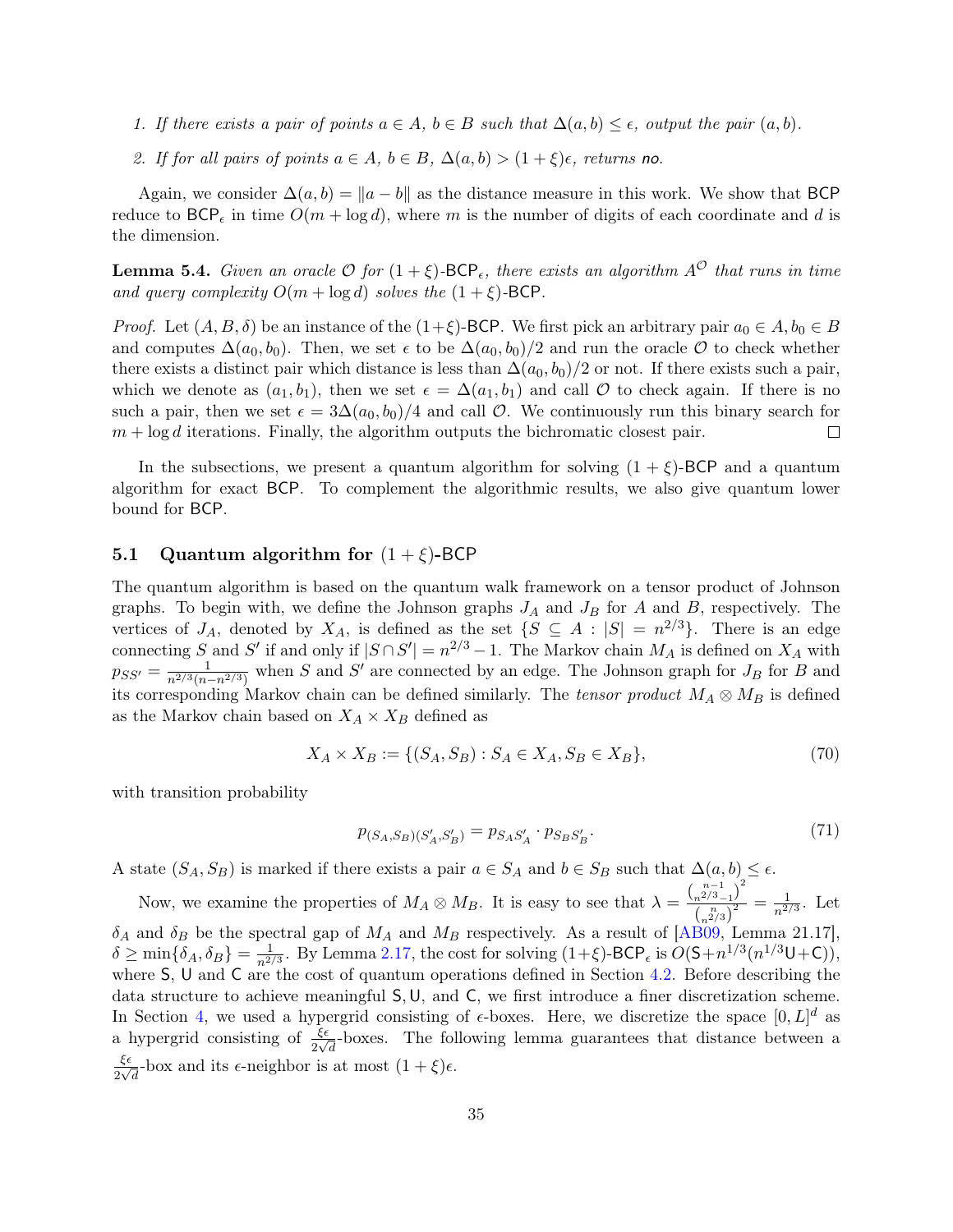1. *If there exists a pair of points $a \in A$, $b \in B$ such that $\Delta(a, b) \leq \epsilon$, output the pair $(a, b)$.*
2. *If for all pairs of points $a \in A$, $b \in B$, $\Delta(a, b) > (1 + \xi)\epsilon$, returns* no*.*

Again, we consider $\Delta(a, b) = \|a - b\|$ as the distance measure in this work. We show that BCP reduce to $\mathsf{BCP}_\epsilon$ in time $O(m + \log d)$, where $m$ is the number of digits of each coordinate and $d$ is the dimension.

**Lemma 5.4.** *Given an oracle $\mathcal{O}$ for $(1 + \xi)$-$\mathsf{BCP}_\epsilon$, there exists an algorithm $A^{\mathcal{O}}$ that runs in time and query complexity $O(m + \log d)$ solves the $(1 + \xi)$-BCP.*

*Proof.* Let $(A, B, \delta)$ be an instance of the $(1+\xi)$-BCP. We first pick an arbitrary pair $a_0 \in A, b_0 \in B$ and computes $\Delta(a_0, b_0)$. Then, we set $\epsilon$ to be $\Delta(a_0, b_0)/2$ and run the oracle $\mathcal{O}$ to check whether there exists a distinct pair which distance is less than $\Delta(a_0, b_0)/2$ or not. If there exists such a pair, which we denote as $(a_1, b_1)$, then we set $\epsilon = \Delta(a_1, b_1)$ and call $\mathcal{O}$ to check again. If there is no such a pair, then we set $\epsilon = 3\Delta(a_0, b_0)/4$ and call $\mathcal{O}$. We continuously run this binary search for $m + \log d$ iterations. Finally, the algorithm outputs the bichromatic closest pair. $\square$

In the subsections, we present a quantum algorithm for solving $(1 + \xi)$-BCP and a quantum algorithm for exact BCP. To complement the algorithmic results, we also give quantum lower bound for BCP.

## 5.1 Quantum algorithm for $(1 + \xi)$-BCP

The quantum algorithm is based on the quantum walk framework on a tensor product of Johnson graphs. To begin with, we define the Johnson graphs $J_A$ and $J_B$ for $A$ and $B$, respectively. The vertices of $J_A$, denoted by $X_A$, is defined as the set $\{S \subseteq A : |S| = n^{2/3}\}$. There is an edge connecting $S$ and $S'$ if and only if $|S \cap S'| = n^{2/3} - 1$. The Markov chain $M_A$ is defined on $X_A$ with $p_{SS'} = \frac{1}{n^{2/3}(n - n^{2/3})}$ when $S$ and $S'$ are connected by an edge. The Johnson graph for $J_B$ for $B$ and its corresponding Markov chain can be defined similarly. The *tensor product* $M_A \otimes M_B$ is defined as the Markov chain based on $X_A \times X_B$ defined as

$$X_A \times X_B := \{(S_A, S_B) : S_A \in X_A, S_B \in X_B\}, \tag{70}$$

with transition probability

$$p_{(S_A, S_B)(S'_A, S'_B)} = p_{S_A S'_A} \cdot p_{S_B S'_B}. \tag{71}$$

A state $(S_A, S_B)$ is marked if there exists a pair $a \in S_A$ and $b \in S_B$ such that $\Delta(a, b) \leq \epsilon$.

Now, we examine the properties of $M_A \otimes M_B$. It is easy to see that $\lambda = \frac{\binom{n-1}{n^{2/3}-1}^2}{\binom{n}{n^{2/3}}^2} = \frac{1}{n^{2/3}}$. Let $\delta_A$ and $\delta_B$ be the spectral gap of $M_A$ and $M_B$ respectively. As a result of [AB09, Lemma 21.17], $\delta \geq \min\{\delta_A, \delta_B\} = \frac{1}{n^{2/3}}$. By Lemma 2.17, the cost for solving $(1+\xi)$-$\mathsf{BCP}_\epsilon$ is $O(\mathsf{S} + n^{1/3}(n^{1/3}\mathsf{U} + \mathsf{C}))$, where $\mathsf{S}$, $\mathsf{U}$ and $\mathsf{C}$ are the cost of quantum operations defined in Section 4.2. Before describing the data structure to achieve meaningful $\mathsf{S}, \mathsf{U}$, and $\mathsf{C}$, we first introduce a finer discretization scheme. In Section 4, we used a hypergrid consisting of $\epsilon$-boxes. Here, we discretize the space $[0, L]^d$ as a hypergrid consisting of $\frac{\xi\epsilon}{2\sqrt{d}}$-boxes. The following lemma guarantees that distance between a $\frac{\xi\epsilon}{2\sqrt{d}}$-box and its $\epsilon$-neighbor is at most $(1 + \xi)\epsilon$.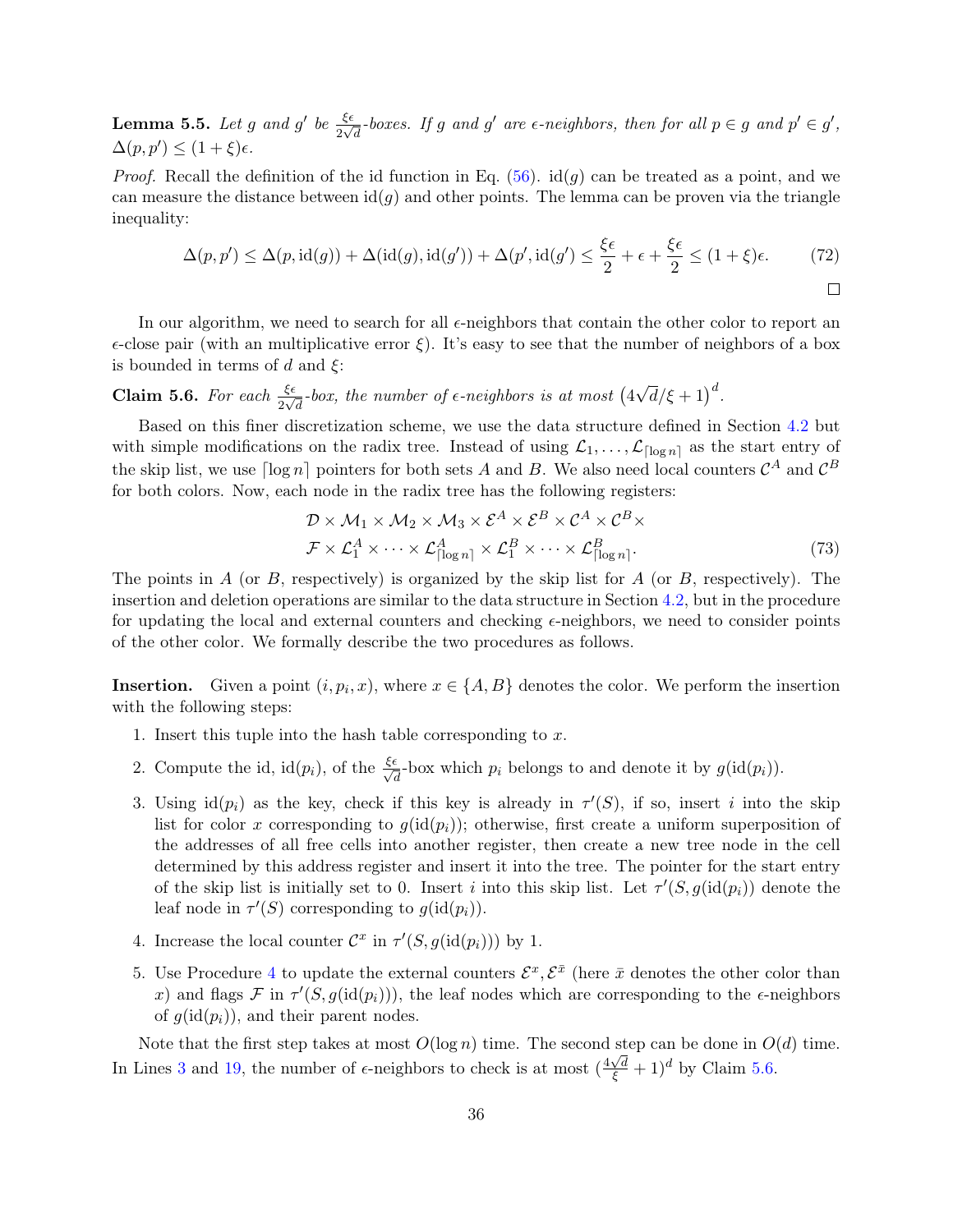**Lemma 5.5.** *Let $g$ and $g'$ be $\frac{\xi\epsilon}{2\sqrt{d}}$-boxes. If $g$ and $g'$ are $\epsilon$-neighbors, then for all $p \in g$ and $p' \in g'$, $\Delta(p, p') \leq (1+\xi)\epsilon$.*

*Proof.* Recall the definition of the id function in Eq. (56). $\mathrm{id}(g)$ can be treated as a point, and we can measure the distance between $\mathrm{id}(g)$ and other points. The lemma can be proven via the triangle inequality:

$$\Delta(p, p') \leq \Delta(p, \mathrm{id}(g)) + \Delta(\mathrm{id}(g), \mathrm{id}(g')) + \Delta(p', \mathrm{id}(g') \leq \frac{\xi\epsilon}{2} + \epsilon + \frac{\xi\epsilon}{2} \leq (1+\xi)\epsilon. \tag{72}$$

□

In our algorithm, we need to search for all $\epsilon$-neighbors that contain the other color to report an $\epsilon$-close pair (with an multiplicative error $\xi$). It's easy to see that the number of neighbors of a box is bounded in terms of $d$ and $\xi$:

**Claim 5.6.** *For each $\frac{\xi\epsilon}{2\sqrt{d}}$-box, the number of $\epsilon$-neighbors is at most $\left(4\sqrt{d}/\xi + 1\right)^d$.*

Based on this finer discretization scheme, we use the data structure defined in Section 4.2 but with simple modifications on the radix tree. Instead of using $\mathcal{L}_1, \ldots, \mathcal{L}_{\lceil \log n \rceil}$ as the start entry of the skip list, we use $\lceil \log n \rceil$ pointers for both sets $A$ and $B$. We also need local counters $\mathcal{C}^A$ and $\mathcal{C}^B$ for both colors. Now, each node in the radix tree has the following registers:

$$\begin{aligned}&\mathcal{D} \times \mathcal{M}_1 \times \mathcal{M}_2 \times \mathcal{M}_3 \times \mathcal{E}^A \times \mathcal{E}^B \times \mathcal{C}^A \times \mathcal{C}^B \times \\ &\mathcal{F} \times \mathcal{L}_1^A \times \cdots \times \mathcal{L}_{\lceil \log n \rceil}^A \times \mathcal{L}_1^B \times \cdots \times \mathcal{L}_{\lceil \log n \rceil}^B.\end{aligned} \tag{73}$$

The points in $A$ (or $B$, respectively) is organized by the skip list for $A$ (or $B$, respectively). The insertion and deletion operations are similar to the data structure in Section 4.2, but in the procedure for updating the local and external counters and checking $\epsilon$-neighbors, we need to consider points of the other color. We formally describe the two procedures as follows.

**Insertion.** Given a point $(i, p_i, x)$, where $x \in \{A, B\}$ denotes the color. We perform the insertion with the following steps:

1. Insert this tuple into the hash table corresponding to $x$.
2. Compute the id, $\mathrm{id}(p_i)$, of the $\frac{\xi\epsilon}{\sqrt{d}}$-box which $p_i$ belongs to and denote it by $g(\mathrm{id}(p_i))$.
3. Using $\mathrm{id}(p_i)$ as the key, check if this key is already in $\tau'(S)$, if so, insert $i$ into the skip list for color $x$ corresponding to $g(\mathrm{id}(p_i))$; otherwise, first create a uniform superposition of the addresses of all free cells into another register, then create a new tree node in the cell determined by this address register and insert it into the tree. The pointer for the start entry of the skip list is initially set to 0. Insert $i$ into this skip list. Let $\tau'(S, g(\mathrm{id}(p_i))$ denote the leaf node in $\tau'(S)$ corresponding to $g(\mathrm{id}(p_i))$.
4. Increase the local counter $\mathcal{C}^x$ in $\tau'(S, g(\mathrm{id}(p_i)))$ by 1.
5. Use Procedure 4 to update the external counters $\mathcal{E}^x, \mathcal{E}^{\bar{x}}$ (here $\bar{x}$ denotes the other color than $x$) and flags $\mathcal{F}$ in $\tau'(S, g(\mathrm{id}(p_i)))$, the leaf nodes which are corresponding to the $\epsilon$-neighbors of $g(\mathrm{id}(p_i))$, and their parent nodes.

Note that the first step takes at most $O(\log n)$ time. The second step can be done in $O(d)$ time. In Lines 3 and 19, the number of $\epsilon$-neighbors to check is at most $(\frac{4\sqrt{d}}{\xi} + 1)^d$ by Claim 5.6.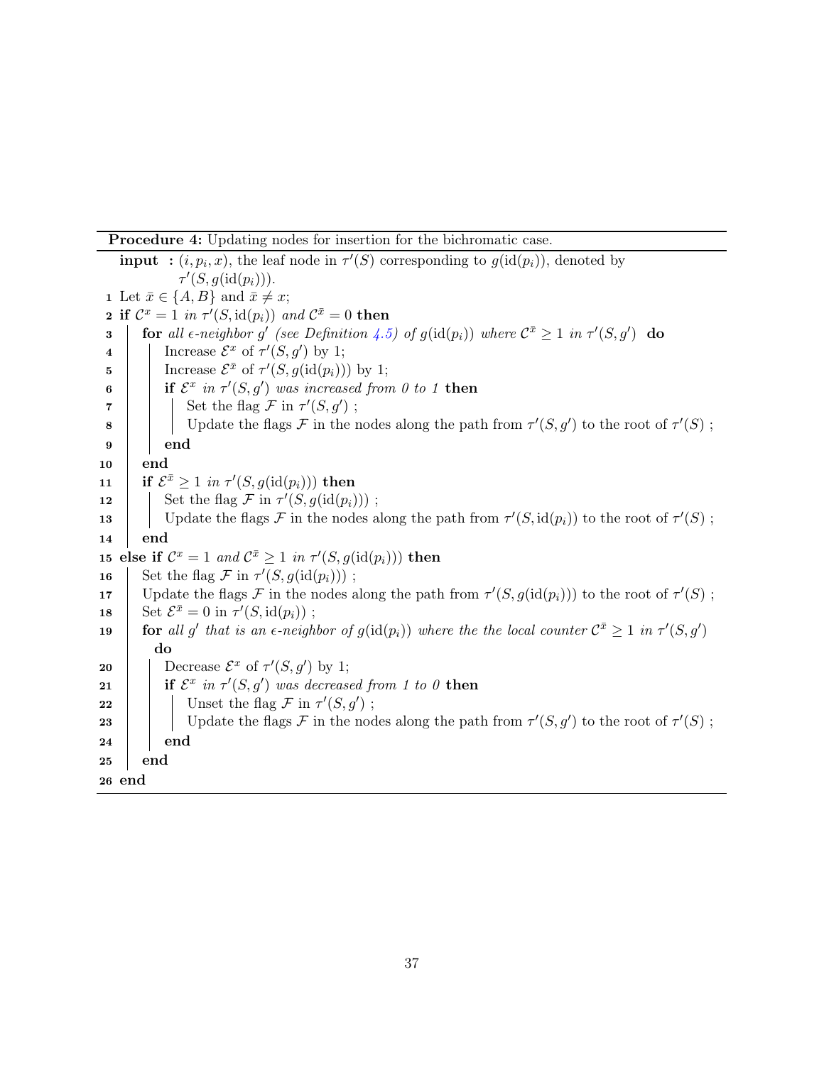**Procedure 4:** Updating nodes for insertion for the bichromatic case.

```
  input : (i, p_i, x), the leaf node in τ'(S) corresponding to g(id(p_i)), denoted by
          τ'(S, g(id(p_i))).
1  Let x̄ ∈ {A, B} and x̄ ≠ x;
2  if C^x = 1 in τ'(S, id(p_i)) and C^x̄ = 0 then
3      for all ϵ-neighbor g' (see Definition 4.5) of g(id(p_i)) where C^x̄ ≥ 1 in τ'(S, g') do
4          Increase E^x of τ'(S, g') by 1;
5          Increase E^x̄ of τ'(S, g(id(p_i))) by 1;
6          if E^x in τ'(S, g') was increased from 0 to 1 then
7              Set the flag F in τ'(S, g') ;
8              Update the flags F in the nodes along the path from τ'(S, g') to the root of τ'(S) ;
9          end
10     end
11     if E^x̄ ≥ 1 in τ'(S, g(id(p_i))) then
12         Set the flag F in τ'(S, g(id(p_i))) ;
13         Update the flags F in the nodes along the path from τ'(S, id(p_i)) to the root of τ'(S) ;
14     end
15 else if C^x = 1 and C^x̄ ≥ 1 in τ'(S, g(id(p_i))) then
16     Set the flag F in τ'(S, g(id(p_i))) ;
17     Update the flags F in the nodes along the path from τ'(S, g(id(p_i))) to the root of τ'(S) ;
18     Set E^x̄ = 0 in τ'(S, id(p_i)) ;
19     for all g' that is an ϵ-neighbor of g(id(p_i)) where the the local counter C^x̄ ≥ 1 in τ'(S, g')
       do
20         Decrease E^x of τ'(S, g') by 1;
21         if E^x in τ'(S, g') was decreased from 1 to 0 then
22             Unset the flag F in τ'(S, g') ;
23             Update the flags F in the nodes along the path from τ'(S, g') to the root of τ'(S) ;
24         end
25     end
26 end
```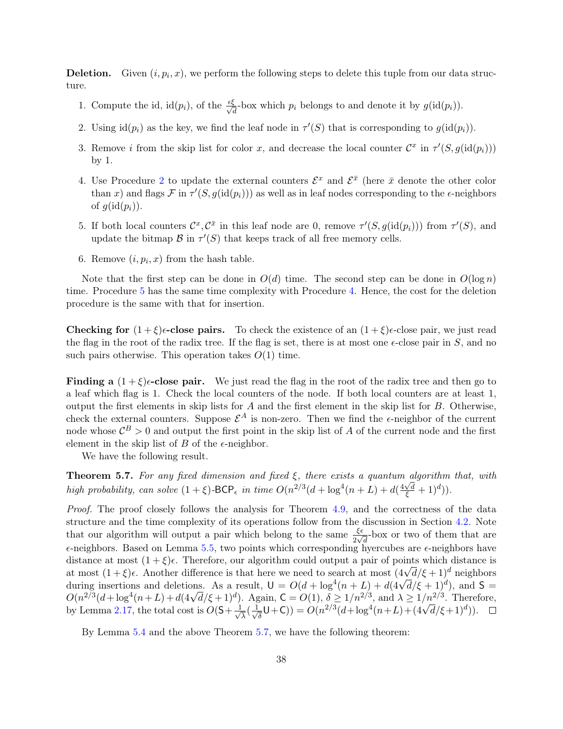**Deletion.** Given $(i, p_i, x)$, we perform the following steps to delete this tuple from our data structure.

1. Compute the id, $\text{id}(p_i)$, of the $\frac{\epsilon\xi}{\sqrt{d}}$-box which $p_i$ belongs to and denote it by $g(\text{id}(p_i))$.
2. Using $\text{id}(p_i)$ as the key, we find the leaf node in $\tau'(S)$ that is corresponding to $g(\text{id}(p_i))$.
3. Remove $i$ from the skip list for color $x$, and decrease the local counter $\mathcal{C}^x$ in $\tau'(S, g(\text{id}(p_i)))$ by 1.
4. Use Procedure 2 to update the external counters $\mathcal{E}^x$ and $\mathcal{E}^{\bar{x}}$ (here $\bar{x}$ denote the other color than $x$) and flags $\mathcal{F}$ in $\tau'(S, g(\text{id}(p_i)))$ as well as in leaf nodes corresponding to the $\epsilon$-neighbors of $g(\text{id}(p_i))$.
5. If both local counters $\mathcal{C}^x, \mathcal{C}^{\bar{x}}$ in this leaf node are 0, remove $\tau'(S, g(\text{id}(p_i)))$ from $\tau'(S)$, and update the bitmap $\mathcal{B}$ in $\tau'(S)$ that keeps track of all free memory cells.
6. Remove $(i, p_i, x)$ from the hash table.

Note that the first step can be done in $O(d)$ time. The second step can be done in $O(\log n)$ time. Procedure 5 has the same time complexity with Procedure 4. Hence, the cost for the deletion procedure is the same with that for insertion.

**Checking for $(1+\xi)\epsilon$-close pairs.** To check the existence of an $(1+\xi)\epsilon$-close pair, we just read the flag in the root of the radix tree. If the flag is set, there is at most one $\epsilon$-close pair in $S$, and no such pairs otherwise. This operation takes $O(1)$ time.

**Finding a $(1+\xi)\epsilon$-close pair.** We just read the flag in the root of the radix tree and then go to a leaf which flag is 1. Check the local counters of the node. If both local counters are at least 1, output the first elements in skip lists for $A$ and the first element in the skip list for $B$. Otherwise, check the external counters. Suppose $\mathcal{E}^A$ is non-zero. Then we find the $\epsilon$-neighbor of the current node whose $\mathcal{C}^B > 0$ and output the first point in the skip list of $A$ of the current node and the first element in the skip list of $B$ of the $\epsilon$-neighbor.

We have the following result.

**Theorem 5.7.** *For any fixed dimension and fixed $\xi$, there exists a quantum algorithm that, with high probability, can solve $(1+\xi)$-$\mathsf{BCP}_\epsilon$ in time $O(n^{2/3}(d + \log^4(n+L) + d(\frac{4\sqrt{d}}{\xi}+1)^d))$.*

*Proof.* The proof closely follows the analysis for Theorem 4.9, and the correctness of the data structure and the time complexity of its operations follow from the discussion in Section 4.2. Note that our algorithm will output a pair which belong to the same $\frac{\xi\epsilon}{2\sqrt{d}}$-box or two of them that are $\epsilon$-neighbors. Based on Lemma 5.5, two points which corresponding hyercubes are $\epsilon$-neighbors have distance at most $(1+\xi)\epsilon$. Therefore, our algorithm could output a pair of points which distance is at most $(1+\xi)\epsilon$. Another difference is that here we need to search at most $(4\sqrt{d}/\xi+1)^d$ neighbors during insertions and deletions. As a result, $\mathsf{U} = O(d + \log^4(n+L) + d(4\sqrt{d}/\xi+1)^d)$, and $\mathsf{S} = O(n^{2/3}(d+\log^4(n+L)+d(4\sqrt{d}/\xi+1)^d)$. Again, $\mathsf{C} = O(1)$, $\delta \geq 1/n^{2/3}$, and $\lambda \geq 1/n^{2/3}$. Therefore, by Lemma 2.17, the total cost is $O(\mathsf{S}+\frac{1}{\sqrt{\lambda}}(\frac{1}{\sqrt{\delta}}\mathsf{U}+\mathsf{C})) = O(n^{2/3}(d+\log^4(n+L)+(4\sqrt{d}/\xi+1)^d))$. $\square$

By Lemma 5.4 and the above Theorem 5.7, we have the following theorem: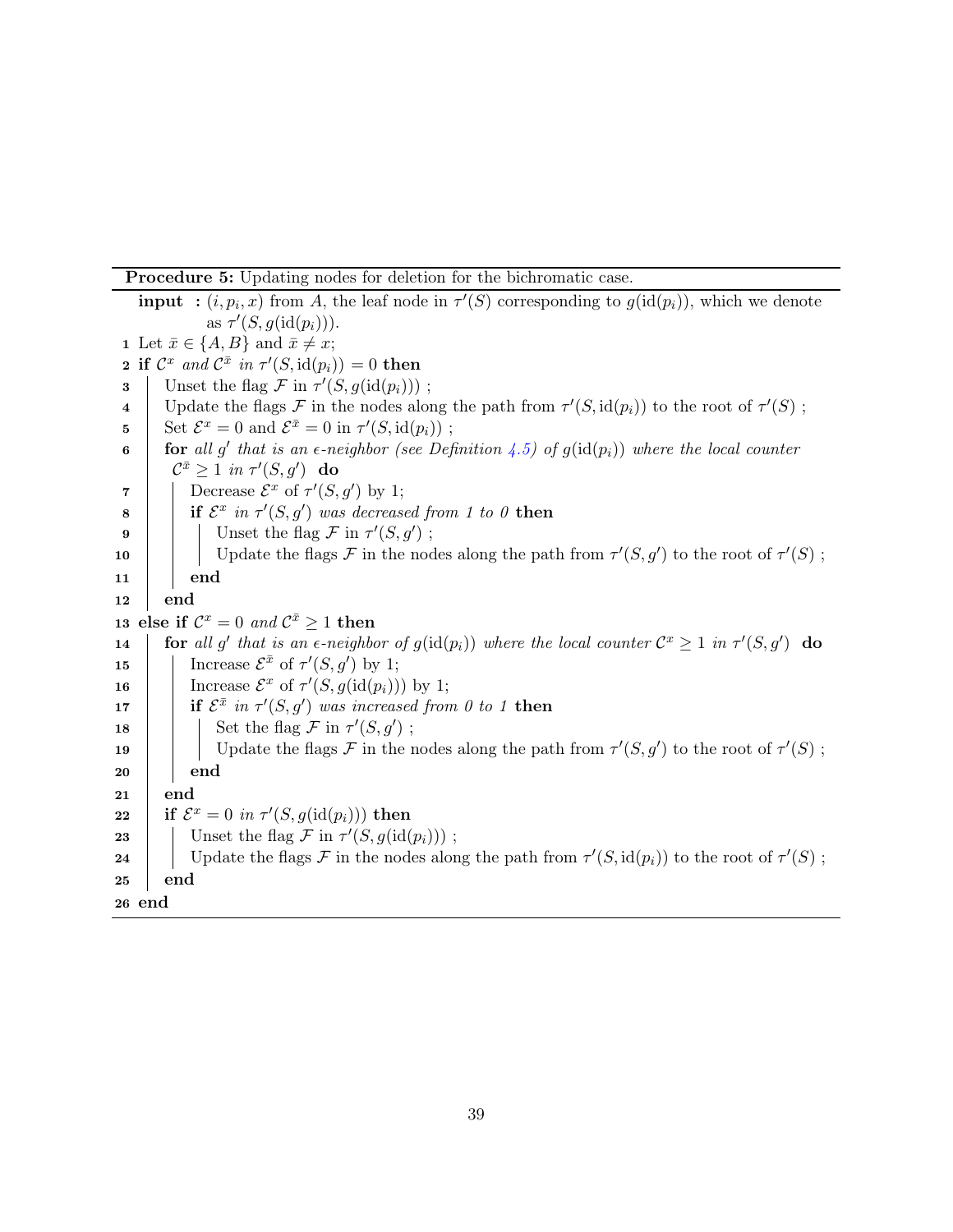**Procedure 5:** Updating nodes for deletion for the bichromatic case.

**input :** $(i, p_i, x)$ from $A$, the leaf node in $\tau'(S)$ corresponding to $g(\text{id}(p_i))$, which we denote as $\tau'(S, g(\text{id}(p_i)))$.

```
1  Let x̄ ∈ {A, B} and x̄ ≠ x;
2  if C^x and C^x̄ in τ'(S, id(p_i)) = 0 then
3      Unset the flag F in τ'(S, g(id(p_i))) ;
4      Update the flags F in the nodes along the path from τ'(S, id(p_i)) to the root of τ'(S) ;
5      Set E^x = 0 and E^x̄ = 0 in τ'(S, id(p_i)) ;
6      for all g' that is an ε-neighbor (see Definition 4.5) of g(id(p_i)) where the local counter
       C^x̄ ≥ 1 in τ'(S, g') do
7          Decrease E^x of τ'(S, g') by 1;
8          if E^x in τ'(S, g') was decreased from 1 to 0 then
9              Unset the flag F in τ'(S, g') ;
10             Update the flags F in the nodes along the path from τ'(S, g') to the root of τ'(S) ;
11         end
12     end
13 else if C^x = 0 and C^x̄ ≥ 1 then
14     for all g' that is an ε-neighbor of g(id(p_i)) where the local counter C^x ≥ 1 in τ'(S, g') do
15         Increase E^x̄ of τ'(S, g') by 1;
16         Increase E^x of τ'(S, g(id(p_i))) by 1;
17         if E^x̄ in τ'(S, g') was increased from 0 to 1 then
18             Set the flag F in τ'(S, g') ;
19             Update the flags F in the nodes along the path from τ'(S, g') to the root of τ'(S) ;
20         end
21     end
22     if E^x = 0 in τ'(S, g(id(p_i))) then
23         Unset the flag F in τ'(S, g(id(p_i))) ;
24         Update the flags F in the nodes along the path from τ'(S, id(p_i)) to the root of τ'(S) ;
25     end
26 end
```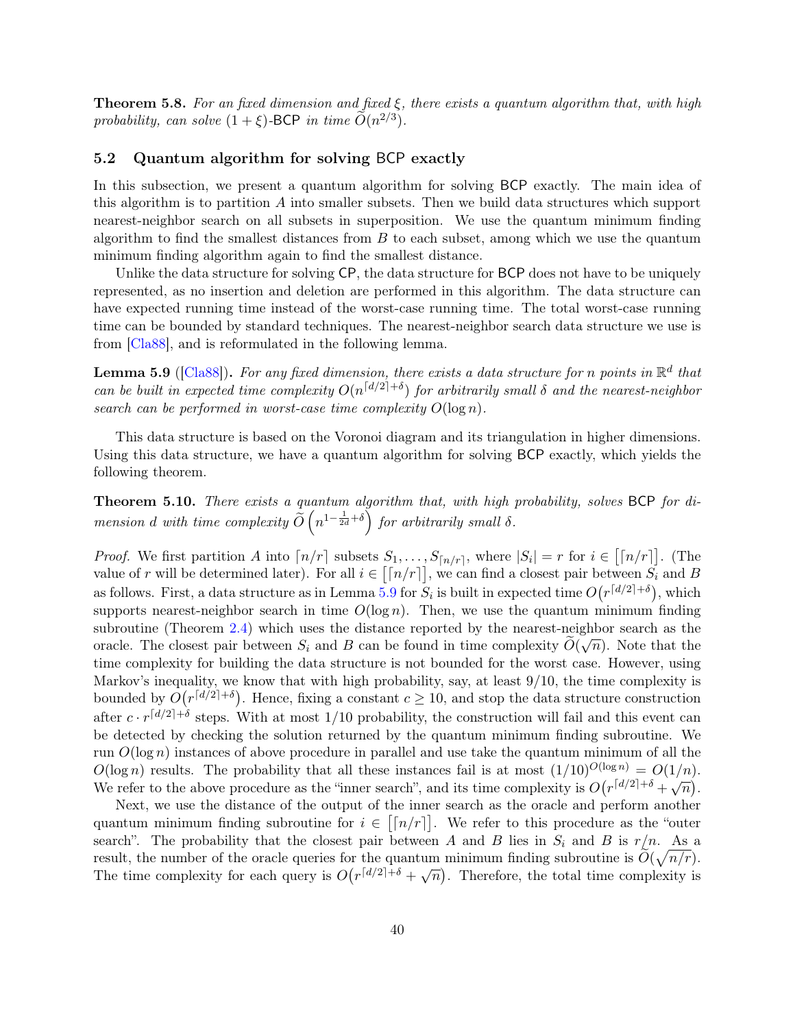**Theorem 5.8.** *For an fixed dimension and fixed $\xi$, there exists a quantum algorithm that, with high probability, can solve $(1+\xi)$-BCP in time $\widetilde{O}(n^{2/3})$.*

## 5.2 Quantum algorithm for solving BCP exactly

In this subsection, we present a quantum algorithm for solving BCP exactly. The main idea of this algorithm is to partition $A$ into smaller subsets. Then we build data structures which support nearest-neighbor search on all subsets in superposition. We use the quantum minimum finding algorithm to find the smallest distances from $B$ to each subset, among which we use the quantum minimum finding algorithm again to find the smallest distance.

Unlike the data structure for solving CP, the data structure for BCP does not have to be uniquely represented, as no insertion and deletion are performed in this algorithm. The data structure can have expected running time instead of the worst-case running time. The total worst-case running time can be bounded by standard techniques. The nearest-neighbor search data structure we use is from [Cla88], and is reformulated in the following lemma.

**Lemma 5.9** ([Cla88])**.** *For any fixed dimension, there exists a data structure for $n$ points in $\mathbb{R}^d$ that can be built in expected time complexity $O(n^{\lceil d/2 \rceil + \delta})$ for arbitrarily small $\delta$ and the nearest-neighbor search can be performed in worst-case time complexity $O(\log n)$.*

This data structure is based on the Voronoi diagram and its triangulation in higher dimensions. Using this data structure, we have a quantum algorithm for solving BCP exactly, which yields the following theorem.

**Theorem 5.10.** *There exists a quantum algorithm that, with high probability, solves BCP for dimension $d$ with time complexity $\widetilde{O}\left(n^{1-\frac{1}{2d}+\delta}\right)$ for arbitrarily small $\delta$.*

*Proof.* We first partition $A$ into $\lceil n/r \rceil$ subsets $S_1, \ldots, S_{\lceil n/r \rceil}$, where $|S_i| = r$ for $i \in \big[\lceil n/r \rceil\big]$. (The value of $r$ will be determined later). For all $i \in \big[\lceil n/r \rceil\big]$, we can find a closest pair between $S_i$ and $B$ as follows. First, a data structure as in Lemma 5.9 for $S_i$ is built in expected time $O\big(r^{\lceil d/2 \rceil + \delta}\big)$, which supports nearest-neighbor search in time $O(\log n)$. Then, we use the quantum minimum finding subroutine (Theorem 2.4) which uses the distance reported by the nearest-neighbor search as the oracle. The closest pair between $S_i$ and $B$ can be found in time complexity $\widetilde{O}(\sqrt{n})$. Note that the time complexity for building the data structure is not bounded for the worst case. However, using Markov's inequality, we know that with high probability, say, at least 9/10, the time complexity is bounded by $O\big(r^{\lceil d/2 \rceil + \delta}\big)$. Hence, fixing a constant $c \geq 10$, and stop the data structure construction after $c \cdot r^{\lceil d/2 \rceil + \delta}$ steps. With at most 1/10 probability, the construction will fail and this event can be detected by checking the solution returned by the quantum minimum finding subroutine. We run $O(\log n)$ instances of above procedure in parallel and use take the quantum minimum of all the $O(\log n)$ results. The probability that all these instances fail is at most $(1/10)^{O(\log n)} = O(1/n)$. We refer to the above procedure as the "inner search", and its time complexity is $O\big(r^{\lceil d/2 \rceil + \delta} + \sqrt{n}\big)$.

Next, we use the distance of the output of the inner search as the oracle and perform another quantum minimum finding subroutine for $i \in \big[\lceil n/r \rceil\big]$. We refer to this procedure as the "outer search". The probability that the closest pair between $A$ and $B$ lies in $S_i$ and $B$ is $r/n$. As a result, the number of the oracle queries for the quantum minimum finding subroutine is $\widetilde{O}(\sqrt{n/r})$. The time complexity for each query is $O\big(r^{\lceil d/2 \rceil + \delta} + \sqrt{n}\big)$. Therefore, the total time complexity is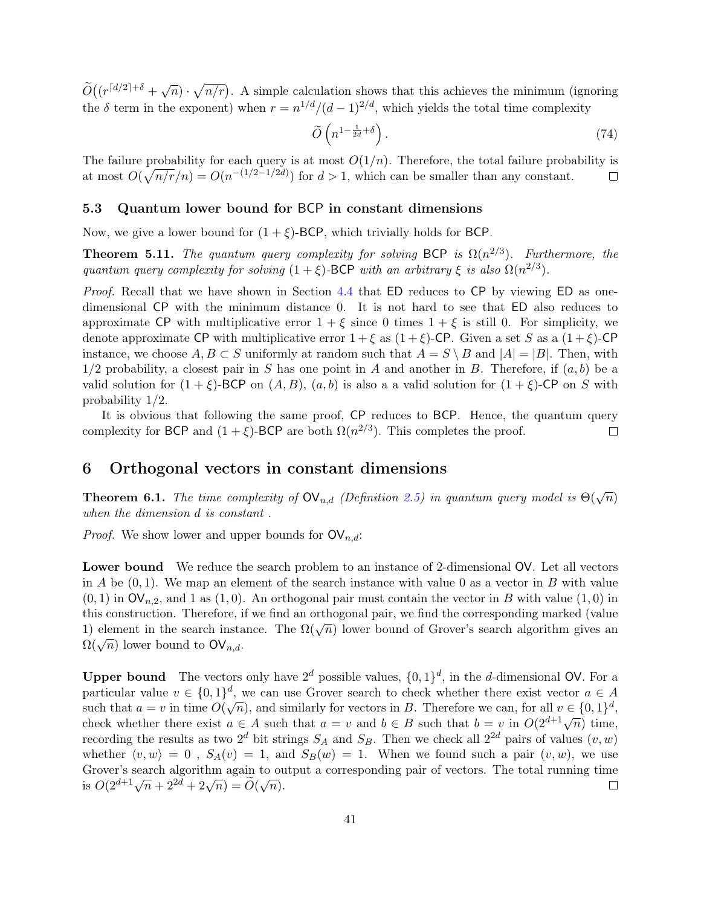$\widetilde{O}\big((r^{\lceil d/2\rceil+\delta} + \sqrt{n}) \cdot \sqrt{n/r}\big)$. A simple calculation shows that this achieves the minimum (ignoring the $\delta$ term in the exponent) when $r = n^{1/d}/(d-1)^{2/d}$, which yields the total time complexity

$$\widetilde{O}\left(n^{1-\frac{1}{2d}+\delta}\right). \tag{74}$$

The failure probability for each query is at most $O(1/n)$. Therefore, the total failure probability is at most $O(\sqrt{n/r}/n) = O(n^{-(1/2-1/2d)})$ for $d > 1$, which can be smaller than any constant. $\square$

### 5.3 Quantum lower bound for BCP in constant dimensions

Now, we give a lower bound for $(1+\xi)$-BCP, which trivially holds for BCP.

**Theorem 5.11.** *The quantum query complexity for solving* BCP *is* $\Omega(n^{2/3})$*. Furthermore, the quantum query complexity for solving* $(1+\xi)$-BCP *with an arbitrary* $\xi$ *is also* $\Omega(n^{2/3})$.

*Proof.* Recall that we have shown in Section 4.4 that ED reduces to CP by viewing ED as one-dimensional CP with the minimum distance 0. It is not hard to see that ED also reduces to approximate CP with multiplicative error $1+\xi$ since 0 times $1+\xi$ is still 0. For simplicity, we denote approximate CP with multiplicative error $1+\xi$ as $(1+\xi)$-CP. Given a set $S$ as a $(1+\xi)$-CP instance, we choose $A, B \subset S$ uniformly at random such that $A = S \setminus B$ and $|A| = |B|$. Then, with $1/2$ probability, a closest pair in $S$ has one point in $A$ and another in $B$. Therefore, if $(a, b)$ be a valid solution for $(1+\xi)$-BCP on $(A, B)$, $(a, b)$ is also a a valid solution for $(1+\xi)$-CP on $S$ with probability $1/2$.

It is obvious that following the same proof, CP reduces to BCP. Hence, the quantum query complexity for BCP and $(1+\xi)$-BCP are both $\Omega(n^{2/3})$. This completes the proof. $\square$

## 6 Orthogonal vectors in constant dimensions

**Theorem 6.1.** *The time complexity of* $\mathsf{OV}_{n,d}$ *(Definition 2.5) in quantum query model is* $\Theta(\sqrt{n})$ *when the dimension* $d$ *is constant .*

*Proof.* We show lower and upper bounds for $\mathsf{OV}_{n,d}$:

**Lower bound** We reduce the search problem to an instance of 2-dimensional OV. Let all vectors in $A$ be $(0, 1)$. We map an element of the search instance with value 0 as a vector in $B$ with value $(0, 1)$ in $\mathsf{OV}_{n,2}$, and 1 as $(1, 0)$. An orthogonal pair must contain the vector in $B$ with value $(1, 0)$ in this construction. Therefore, if we find an orthogonal pair, we find the corresponding marked (value 1) element in the search instance. The $\Omega(\sqrt{n})$ lower bound of Grover's search algorithm gives an $\Omega(\sqrt{n})$ lower bound to $\mathsf{OV}_{n,d}$.

**Upper bound** The vectors only have $2^d$ possible values, $\{0, 1\}^d$, in the $d$-dimensional OV. For a particular value $v \in \{0, 1\}^d$, we can use Grover search to check whether there exist vector $a \in A$ such that $a = v$ in time $O(\sqrt{n})$, and similarly for vectors in $B$. Therefore we can, for all $v \in \{0, 1\}^d$, check whether there exist $a \in A$ such that $a = v$ and $b \in B$ such that $b = v$ in $O(2^{d+1}\sqrt{n})$ time, recording the results as two $2^d$ bit strings $S_A$ and $S_B$. Then we check all $2^{2d}$ pairs of values $(v, w)$ whether $\langle v, w\rangle = 0$ , $S_A(v) = 1$, and $S_B(w) = 1$. When we found such a pair $(v, w)$, we use Grover's search algorithm again to output a corresponding pair of vectors. The total running time is $O(2^{d+1}\sqrt{n} + 2^{2d} + 2\sqrt{n}) = \widetilde{O}(\sqrt{n})$. $\square$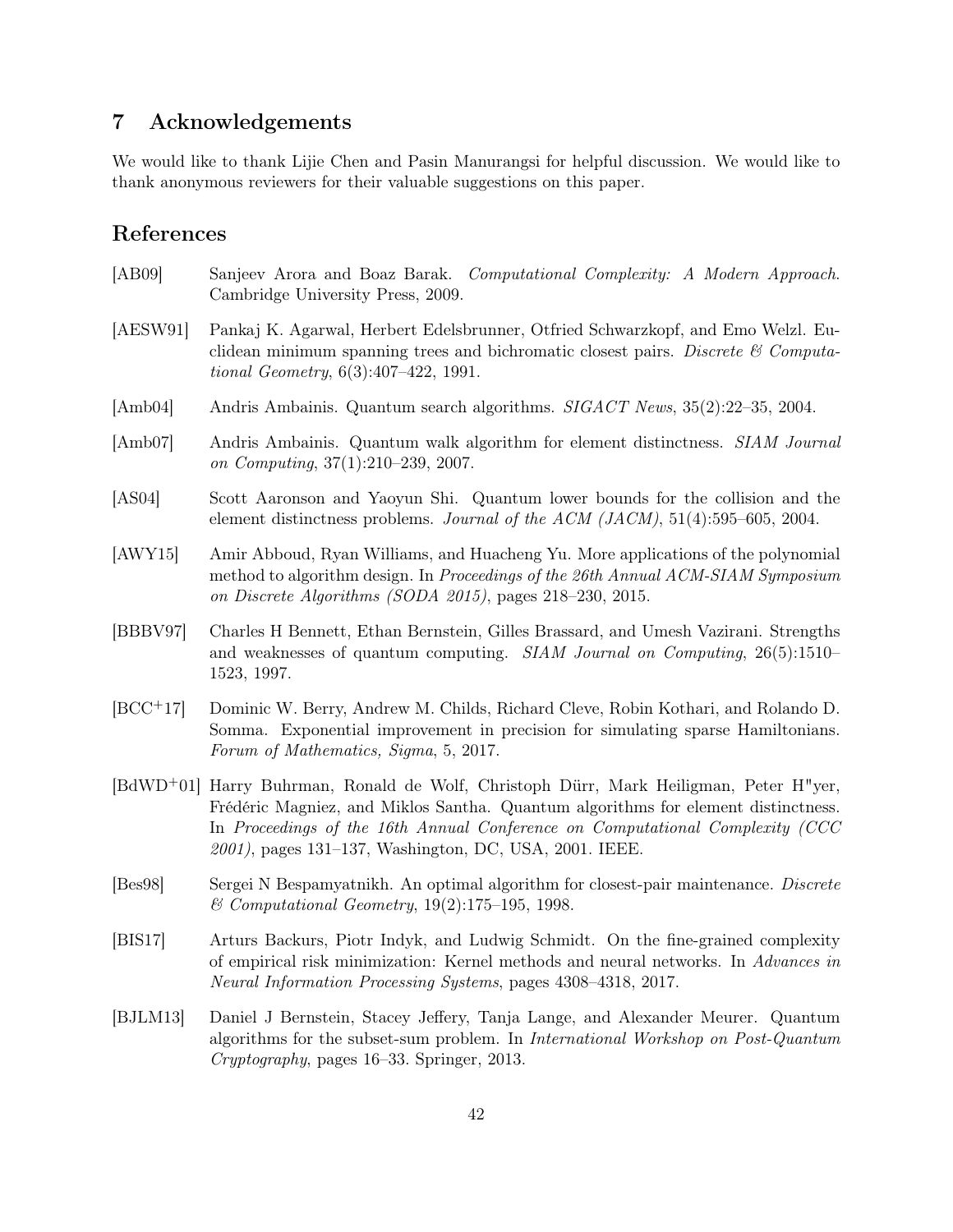## 7 Acknowledgements

We would like to thank Lijie Chen and Pasin Manurangsi for helpful discussion. We would like to thank anonymous reviewers for their valuable suggestions on this paper.

## References

[AB09] Sanjeev Arora and Boaz Barak. *Computational Complexity: A Modern Approach*. Cambridge University Press, 2009.

[AESW91] Pankaj K. Agarwal, Herbert Edelsbrunner, Otfried Schwarzkopf, and Emo Welzl. Euclidean minimum spanning trees and bichromatic closest pairs. *Discrete & Computational Geometry*, 6(3):407–422, 1991.

[Amb04] Andris Ambainis. Quantum search algorithms. *SIGACT News*, 35(2):22–35, 2004.

[Amb07] Andris Ambainis. Quantum walk algorithm for element distinctness. *SIAM Journal on Computing*, 37(1):210–239, 2007.

[AS04] Scott Aaronson and Yaoyun Shi. Quantum lower bounds for the collision and the element distinctness problems. *Journal of the ACM (JACM)*, 51(4):595–605, 2004.

[AWY15] Amir Abboud, Ryan Williams, and Huacheng Yu. More applications of the polynomial method to algorithm design. In *Proceedings of the 26th Annual ACM-SIAM Symposium on Discrete Algorithms (SODA 2015)*, pages 218–230, 2015.

[BBBV97] Charles H Bennett, Ethan Bernstein, Gilles Brassard, and Umesh Vazirani. Strengths and weaknesses of quantum computing. *SIAM Journal on Computing*, 26(5):1510–1523, 1997.

[BCC+17] Dominic W. Berry, Andrew M. Childs, Richard Cleve, Robin Kothari, and Rolando D. Somma. Exponential improvement in precision for simulating sparse Hamiltonians. *Forum of Mathematics, Sigma*, 5, 2017.

[BdWD+01] Harry Buhrman, Ronald de Wolf, Christoph Dürr, Mark Heiligman, Peter H"yer, Frédéric Magniez, and Miklos Santha. Quantum algorithms for element distinctness. In *Proceedings of the 16th Annual Conference on Computational Complexity (CCC 2001)*, pages 131–137, Washington, DC, USA, 2001. IEEE.

[Bes98] Sergei N Bespamyatnikh. An optimal algorithm for closest-pair maintenance. *Discrete & Computational Geometry*, 19(2):175–195, 1998.

[BIS17] Arturs Backurs, Piotr Indyk, and Ludwig Schmidt. On the fine-grained complexity of empirical risk minimization: Kernel methods and neural networks. In *Advances in Neural Information Processing Systems*, pages 4308–4318, 2017.

[BJLM13] Daniel J Bernstein, Stacey Jeffery, Tanja Lange, and Alexander Meurer. Quantum algorithms for the subset-sum problem. In *International Workshop on Post-Quantum Cryptography*, pages 16–33. Springer, 2013.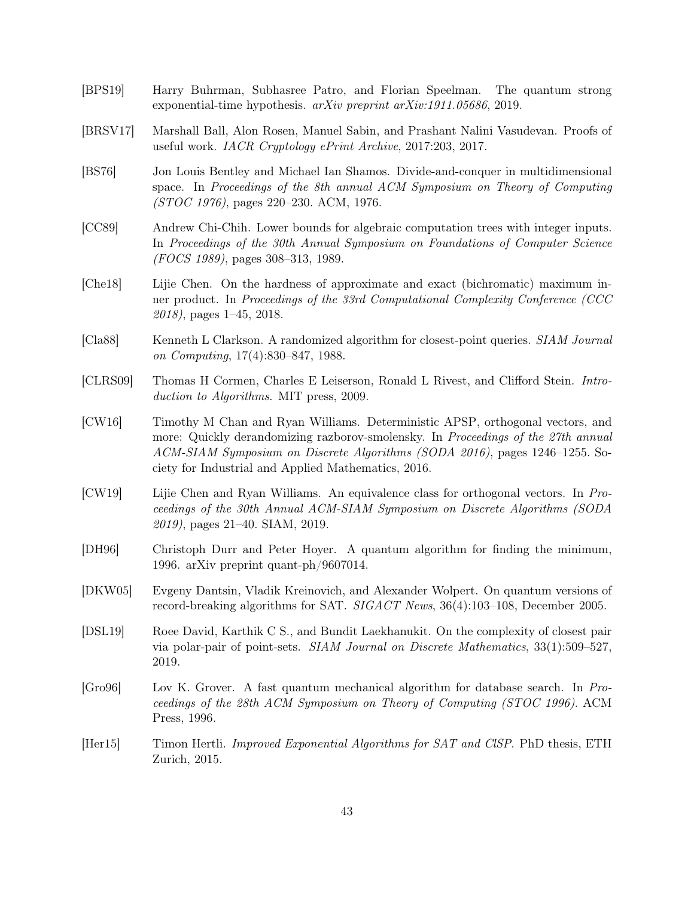[BPS19] Harry Buhrman, Subhasree Patro, and Florian Speelman. The quantum strong exponential-time hypothesis. *arXiv preprint arXiv:1911.05686*, 2019.

[BRSV17] Marshall Ball, Alon Rosen, Manuel Sabin, and Prashant Nalini Vasudevan. Proofs of useful work. *IACR Cryptology ePrint Archive*, 2017:203, 2017.

[BS76] Jon Louis Bentley and Michael Ian Shamos. Divide-and-conquer in multidimensional space. In *Proceedings of the 8th annual ACM Symposium on Theory of Computing (STOC 1976)*, pages 220–230. ACM, 1976.

[CC89] Andrew Chi-Chih. Lower bounds for algebraic computation trees with integer inputs. In *Proceedings of the 30th Annual Symposium on Foundations of Computer Science (FOCS 1989)*, pages 308–313, 1989.

[Che18] Lijie Chen. On the hardness of approximate and exact (bichromatic) maximum inner product. In *Proceedings of the 33rd Computational Complexity Conference (CCC 2018)*, pages 1–45, 2018.

[Cla88] Kenneth L Clarkson. A randomized algorithm for closest-point queries. *SIAM Journal on Computing*, 17(4):830–847, 1988.

[CLRS09] Thomas H Cormen, Charles E Leiserson, Ronald L Rivest, and Clifford Stein. *Introduction to Algorithms*. MIT press, 2009.

[CW16] Timothy M Chan and Ryan Williams. Deterministic APSP, orthogonal vectors, and more: Quickly derandomizing razborov-smolensky. In *Proceedings of the 27th annual ACM-SIAM Symposium on Discrete Algorithms (SODA 2016)*, pages 1246–1255. Society for Industrial and Applied Mathematics, 2016.

[CW19] Lijie Chen and Ryan Williams. An equivalence class for orthogonal vectors. In *Proceedings of the 30th Annual ACM-SIAM Symposium on Discrete Algorithms (SODA 2019)*, pages 21–40. SIAM, 2019.

[DH96] Christoph Durr and Peter Hoyer. A quantum algorithm for finding the minimum, 1996. arXiv preprint quant-ph/9607014.

[DKW05] Evgeny Dantsin, Vladik Kreinovich, and Alexander Wolpert. On quantum versions of record-breaking algorithms for SAT. *SIGACT News*, 36(4):103–108, December 2005.

[DSL19] Roee David, Karthik C S., and Bundit Laekhanukit. On the complexity of closest pair via polar-pair of point-sets. *SIAM Journal on Discrete Mathematics*, 33(1):509–527, 2019.

[Gro96] Lov K. Grover. A fast quantum mechanical algorithm for database search. In *Proceedings of the 28th ACM Symposium on Theory of Computing (STOC 1996)*. ACM Press, 1996.

[Her15] Timon Hertli. *Improved Exponential Algorithms for SAT and ClSP*. PhD thesis, ETH Zurich, 2015.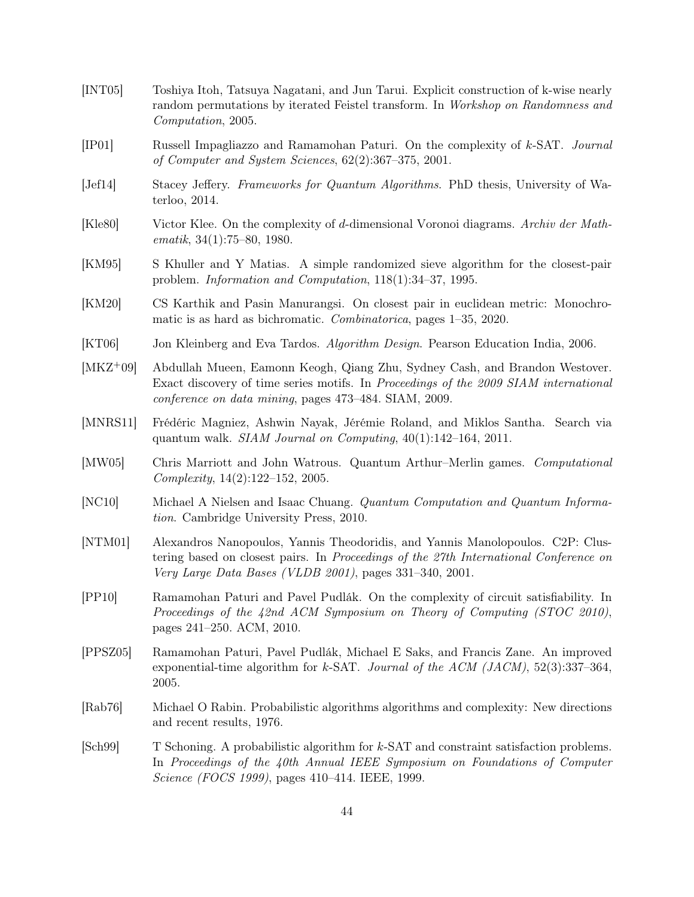[INT05] Toshiya Itoh, Tatsuya Nagatani, and Jun Tarui. Explicit construction of k-wise nearly random permutations by iterated Feistel transform. In *Workshop on Randomness and Computation*, 2005.

[IP01] Russell Impagliazzo and Ramamohan Paturi. On the complexity of $k$-SAT. *Journal of Computer and System Sciences*, 62(2):367–375, 2001.

[Jef14] Stacey Jeffery. *Frameworks for Quantum Algorithms*. PhD thesis, University of Waterloo, 2014.

[Kle80] Victor Klee. On the complexity of $d$-dimensional Voronoi diagrams. *Archiv der Mathematik*, 34(1):75–80, 1980.

[KM95] S Khuller and Y Matias. A simple randomized sieve algorithm for the closest-pair problem. *Information and Computation*, 118(1):34–37, 1995.

[KM20] CS Karthik and Pasin Manurangsi. On closest pair in euclidean metric: Monochromatic is as hard as bichromatic. *Combinatorica*, pages 1–35, 2020.

[KT06] Jon Kleinberg and Eva Tardos. *Algorithm Design*. Pearson Education India, 2006.

[MKZ+09] Abdullah Mueen, Eamonn Keogh, Qiang Zhu, Sydney Cash, and Brandon Westover. Exact discovery of time series motifs. In *Proceedings of the 2009 SIAM international conference on data mining*, pages 473–484. SIAM, 2009.

[MNRS11] Frédéric Magniez, Ashwin Nayak, Jérémie Roland, and Miklos Santha. Search via quantum walk. *SIAM Journal on Computing*, 40(1):142–164, 2011.

[MW05] Chris Marriott and John Watrous. Quantum Arthur–Merlin games. *Computational Complexity*, 14(2):122–152, 2005.

[NC10] Michael A Nielsen and Isaac Chuang. *Quantum Computation and Quantum Information*. Cambridge University Press, 2010.

[NTM01] Alexandros Nanopoulos, Yannis Theodoridis, and Yannis Manolopoulos. C2P: Clustering based on closest pairs. In *Proceedings of the 27th International Conference on Very Large Data Bases (VLDB 2001)*, pages 331–340, 2001.

[PP10] Ramamohan Paturi and Pavel Pudlák. On the complexity of circuit satisfiability. In *Proceedings of the 42nd ACM Symposium on Theory of Computing (STOC 2010)*, pages 241–250. ACM, 2010.

[PPSZ05] Ramamohan Paturi, Pavel Pudlák, Michael E Saks, and Francis Zane. An improved exponential-time algorithm for $k$-SAT. *Journal of the ACM (JACM)*, 52(3):337–364, 2005.

[Rab76] Michael O Rabin. Probabilistic algorithms algorithms and complexity: New directions and recent results, 1976.

[Sch99] T Schoning. A probabilistic algorithm for $k$-SAT and constraint satisfaction problems. In *Proceedings of the 40th Annual IEEE Symposium on Foundations of Computer Science (FOCS 1999)*, pages 410–414. IEEE, 1999.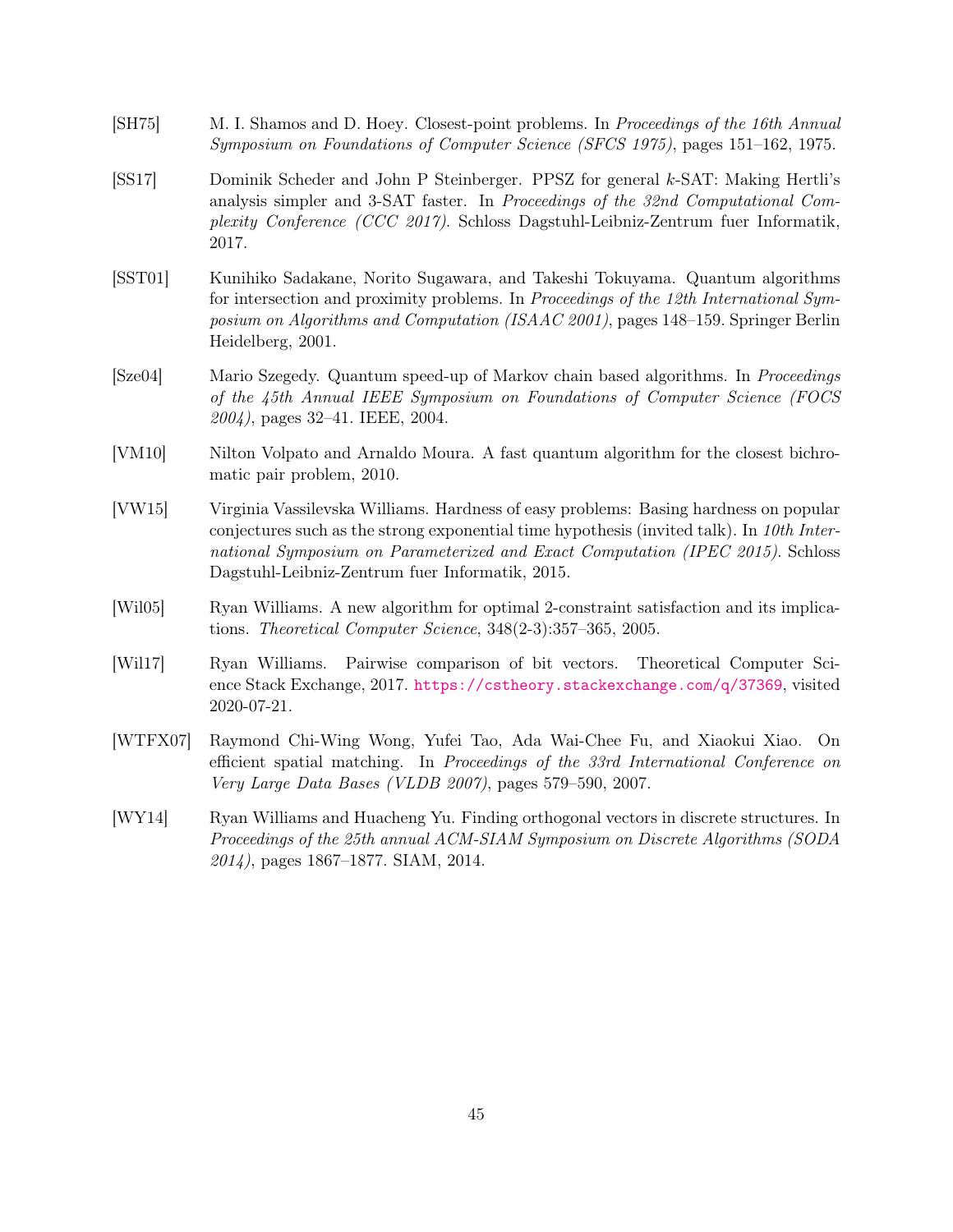[SH75] M. I. Shamos and D. Hoey. Closest-point problems. In *Proceedings of the 16th Annual Symposium on Foundations of Computer Science (SFCS 1975)*, pages 151–162, 1975.

[SS17] Dominik Scheder and John P Steinberger. PPSZ for general $k$-SAT: Making Hertli's analysis simpler and 3-SAT faster. In *Proceedings of the 32nd Computational Complexity Conference (CCC 2017)*. Schloss Dagstuhl-Leibniz-Zentrum fuer Informatik, 2017.

[SST01] Kunihiko Sadakane, Norito Sugawara, and Takeshi Tokuyama. Quantum algorithms for intersection and proximity problems. In *Proceedings of the 12th International Symposium on Algorithms and Computation (ISAAC 2001)*, pages 148–159. Springer Berlin Heidelberg, 2001.

[Sze04] Mario Szegedy. Quantum speed-up of Markov chain based algorithms. In *Proceedings of the 45th Annual IEEE Symposium on Foundations of Computer Science (FOCS 2004)*, pages 32–41. IEEE, 2004.

[VM10] Nilton Volpato and Arnaldo Moura. A fast quantum algorithm for the closest bichromatic pair problem, 2010.

[VW15] Virginia Vassilevska Williams. Hardness of easy problems: Basing hardness on popular conjectures such as the strong exponential time hypothesis (invited talk). In *10th International Symposium on Parameterized and Exact Computation (IPEC 2015)*. Schloss Dagstuhl-Leibniz-Zentrum fuer Informatik, 2015.

[Wil05] Ryan Williams. A new algorithm for optimal 2-constraint satisfaction and its implications. *Theoretical Computer Science*, 348(2-3):357–365, 2005.

[Wil17] Ryan Williams. Pairwise comparison of bit vectors. Theoretical Computer Science Stack Exchange, 2017. https://cstheory.stackexchange.com/q/37369, visited 2020-07-21.

[WTFX07] Raymond Chi-Wing Wong, Yufei Tao, Ada Wai-Chee Fu, and Xiaokui Xiao. On efficient spatial matching. In *Proceedings of the 33rd International Conference on Very Large Data Bases (VLDB 2007)*, pages 579–590, 2007.

[WY14] Ryan Williams and Huacheng Yu. Finding orthogonal vectors in discrete structures. In *Proceedings of the 25th annual ACM-SIAM Symposium on Discrete Algorithms (SODA 2014)*, pages 1867–1877. SIAM, 2014.